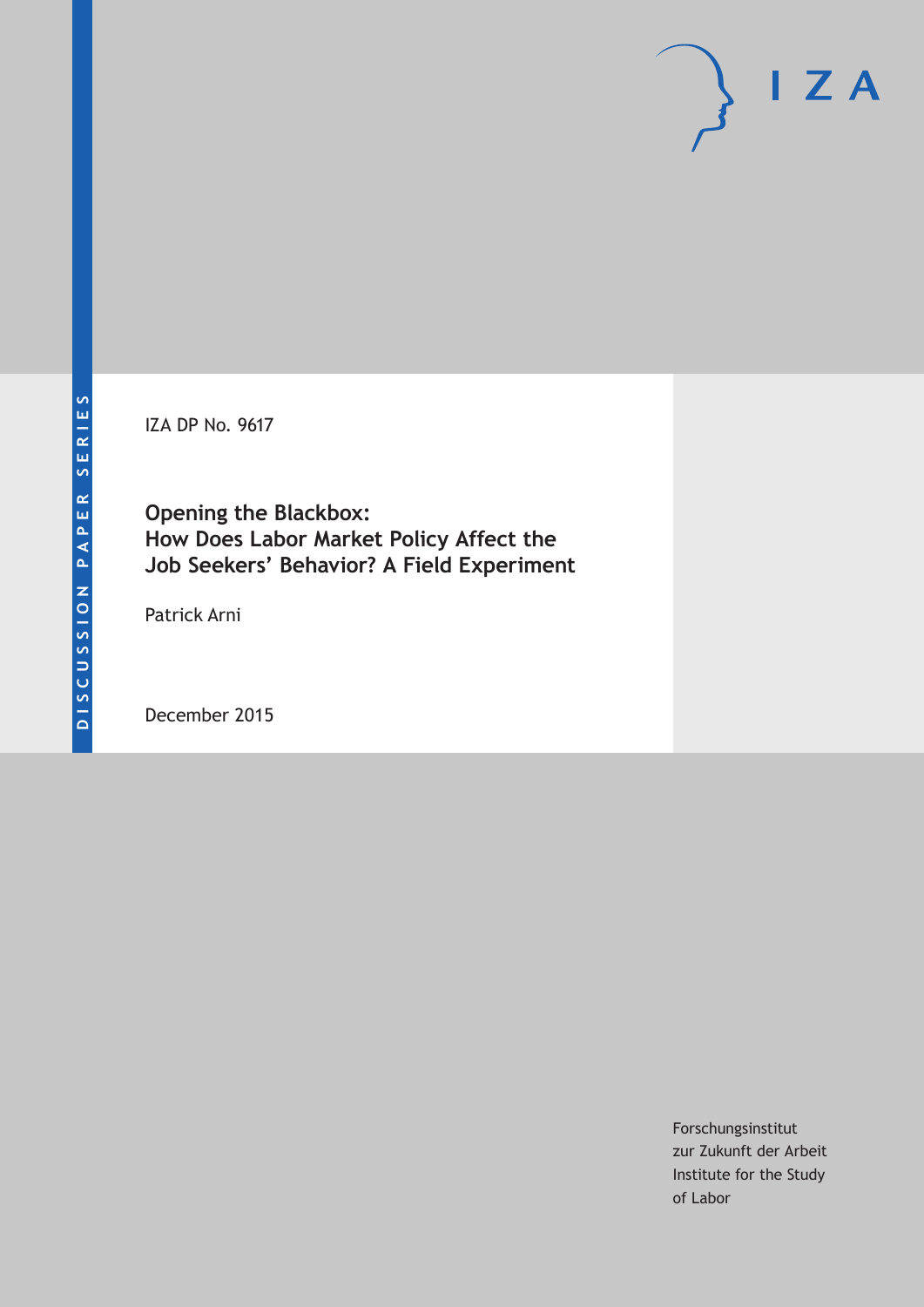DISCUSSION PAPER SERIES

IZA DP No. 9617

# Opening the Blackbox: How Does Labor Market Policy Affect the Job Seekers' Behavior? A Field Experiment

Patrick Arni

December 2015

Forschungsinstitut
zur Zukunft der Arbeit
Institute for the Study
of Labor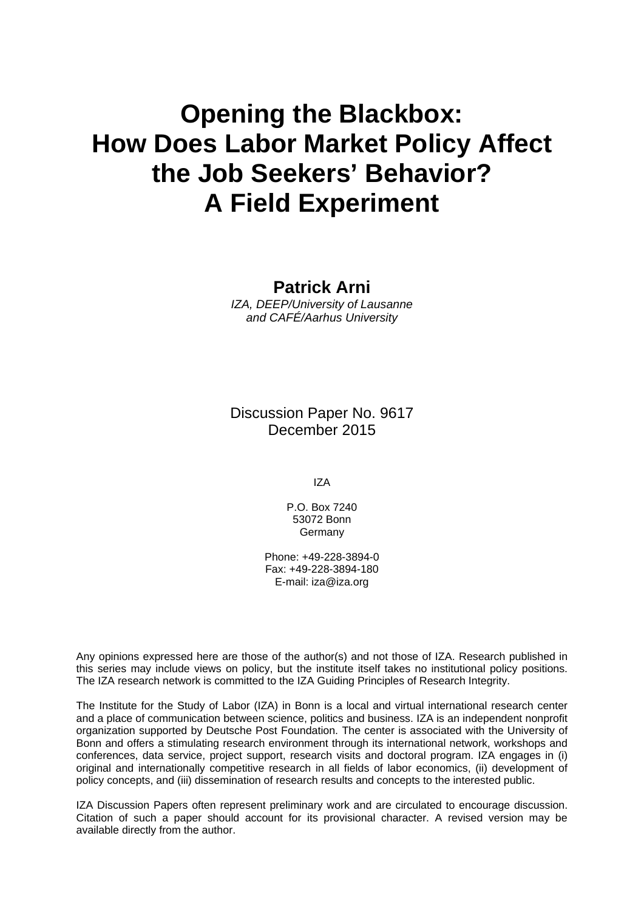# Opening the Blackbox: How Does Labor Market Policy Affect the Job Seekers' Behavior? A Field Experiment

**Patrick Arni**

*IZA, DEEP/University of Lausanne and CAFÉ/Aarhus University*

Discussion Paper No. 9617
December 2015

IZA

P.O. Box 7240
53072 Bonn
Germany

Phone: +49-228-3894-0
Fax: +49-228-3894-180
E-mail: iza@iza.org

Any opinions expressed here are those of the author(s) and not those of IZA. Research published in this series may include views on policy, but the institute itself takes no institutional policy positions. The IZA research network is committed to the IZA Guiding Principles of Research Integrity.

The Institute for the Study of Labor (IZA) in Bonn is a local and virtual international research center and a place of communication between science, politics and business. IZA is an independent nonprofit organization supported by Deutsche Post Foundation. The center is associated with the University of Bonn and offers a stimulating research environment through its international network, workshops and conferences, data service, project support, research visits and doctoral program. IZA engages in (i) original and internationally competitive research in all fields of labor economics, (ii) development of policy concepts, and (iii) dissemination of research results and concepts to the interested public.

IZA Discussion Papers often represent preliminary work and are circulated to encourage discussion. Citation of such a paper should account for its provisional character. A revised version may be available directly from the author.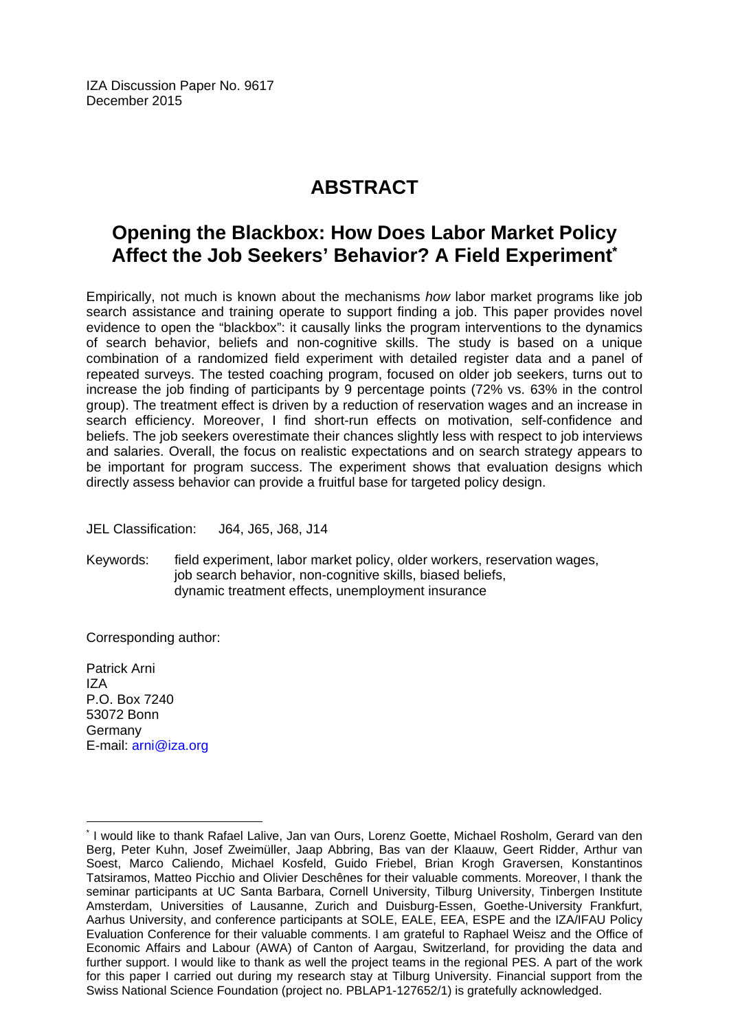IZA Discussion Paper No. 9617
December 2015

# ABSTRACT

## Opening the Blackbox: How Does Labor Market Policy Affect the Job Seekers' Behavior? A Field Experiment*

Empirically, not much is known about the mechanisms *how* labor market programs like job search assistance and training operate to support finding a job. This paper provides novel evidence to open the "blackbox": it causally links the program interventions to the dynamics of search behavior, beliefs and non-cognitive skills. The study is based on a unique combination of a randomized field experiment with detailed register data and a panel of repeated surveys. The tested coaching program, focused on older job seekers, turns out to increase the job finding of participants by 9 percentage points (72% vs. 63% in the control group). The treatment effect is driven by a reduction of reservation wages and an increase in search efficiency. Moreover, I find short-run effects on motivation, self-confidence and beliefs. The job seekers overestimate their chances slightly less with respect to job interviews and salaries. Overall, the focus on realistic expectations and on search strategy appears to be important for program success. The experiment shows that evaluation designs which directly assess behavior can provide a fruitful base for targeted policy design.

JEL Classification: J64, J65, J68, J14

Keywords: field experiment, labor market policy, older workers, reservation wages, job search behavior, non-cognitive skills, biased beliefs, dynamic treatment effects, unemployment insurance

Corresponding author:

Patrick Arni
IZA
P.O. Box 7240
53072 Bonn
Germany
E-mail: arni@iza.org

---

* I would like to thank Rafael Lalive, Jan van Ours, Lorenz Goette, Michael Rosholm, Gerard van den Berg, Peter Kuhn, Josef Zweimüller, Jaap Abbring, Bas van der Klaauw, Geert Ridder, Arthur van Soest, Marco Caliendo, Michael Kosfeld, Guido Friebel, Brian Krogh Graversen, Konstantinos Tatsiramos, Matteo Picchio and Olivier Deschênes for their valuable comments. Moreover, I thank the seminar participants at UC Santa Barbara, Cornell University, Tilburg University, Tinbergen Institute Amsterdam, Universities of Lausanne, Zurich and Duisburg-Essen, Goethe-University Frankfurt, Aarhus University, and conference participants at SOLE, EALE, EEA, ESPE and the IZA/IFAU Policy Evaluation Conference for their valuable comments. I am grateful to Raphael Weisz and the Office of Economic Affairs and Labour (AWA) of Canton of Aargau, Switzerland, for providing the data and further support. I would like to thank as well the project teams in the regional PES. A part of the work for this paper I carried out during my research stay at Tilburg University. Financial support from the Swiss National Science Foundation (project no. PBLAP1-127652/1) is gratefully acknowledged.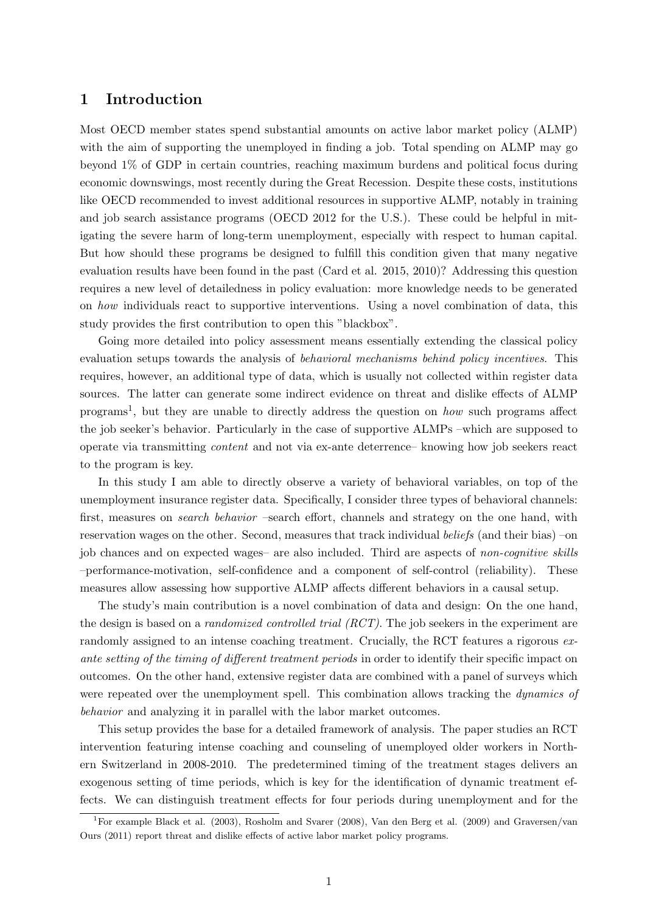# 1 Introduction

Most OECD member states spend substantial amounts on active labor market policy (ALMP) with the aim of supporting the unemployed in finding a job. Total spending on ALMP may go beyond 1% of GDP in certain countries, reaching maximum burdens and political focus during economic downswings, most recently during the Great Recession. Despite these costs, institutions like OECD recommended to invest additional resources in supportive ALMP, notably in training and job search assistance programs (OECD 2012 for the U.S.). These could be helpful in mitigating the severe harm of long-term unemployment, especially with respect to human capital. But how should these programs be designed to fulfill this condition given that many negative evaluation results have been found in the past (Card et al. 2015, 2010)? Addressing this question requires a new level of detailedness in policy evaluation: more knowledge needs to be generated on *how* individuals react to supportive interventions. Using a novel combination of data, this study provides the first contribution to open this "blackbox".

Going more detailed into policy assessment means essentially extending the classical policy evaluation setups towards the analysis of *behavioral mechanisms behind policy incentives*. This requires, however, an additional type of data, which is usually not collected within register data sources. The latter can generate some indirect evidence on threat and dislike effects of ALMP programs[1], but they are unable to directly address the question on *how* such programs affect the job seeker's behavior. Particularly in the case of supportive ALMPs –which are supposed to operate via transmitting *content* and not via ex-ante deterrence– knowing how job seekers react to the program is key.

In this study I am able to directly observe a variety of behavioral variables, on top of the unemployment insurance register data. Specifically, I consider three types of behavioral channels: first, measures on *search behavior* –search effort, channels and strategy on the one hand, with reservation wages on the other. Second, measures that track individual *beliefs* (and their bias) –on job chances and on expected wages– are also included. Third are aspects of *non-cognitive skills* –performance-motivation, self-confidence and a component of self-control (reliability). These measures allow assessing how supportive ALMP affects different behaviors in a causal setup.

The study's main contribution is a novel combination of data and design: On the one hand, the design is based on a *randomized controlled trial (RCT)*. The job seekers in the experiment are randomly assigned to an intense coaching treatment. Crucially, the RCT features a rigorous *ex-ante setting of the timing of different treatment periods* in order to identify their specific impact on outcomes. On the other hand, extensive register data are combined with a panel of surveys which were repeated over the unemployment spell. This combination allows tracking the *dynamics of behavior* and analyzing it in parallel with the labor market outcomes.

This setup provides the base for a detailed framework of analysis. The paper studies an RCT intervention featuring intense coaching and counseling of unemployed older workers in Northern Switzerland in 2008-2010. The predetermined timing of the treatment stages delivers an exogenous setting of time periods, which is key for the identification of dynamic treatment effects. We can distinguish treatment effects for four periods during unemployment and for the

[1] For example Black et al. (2003), Rosholm and Svarer (2008), Van den Berg et al. (2009) and Graversen/van Ours (2011) report threat and dislike effects of active labor market policy programs.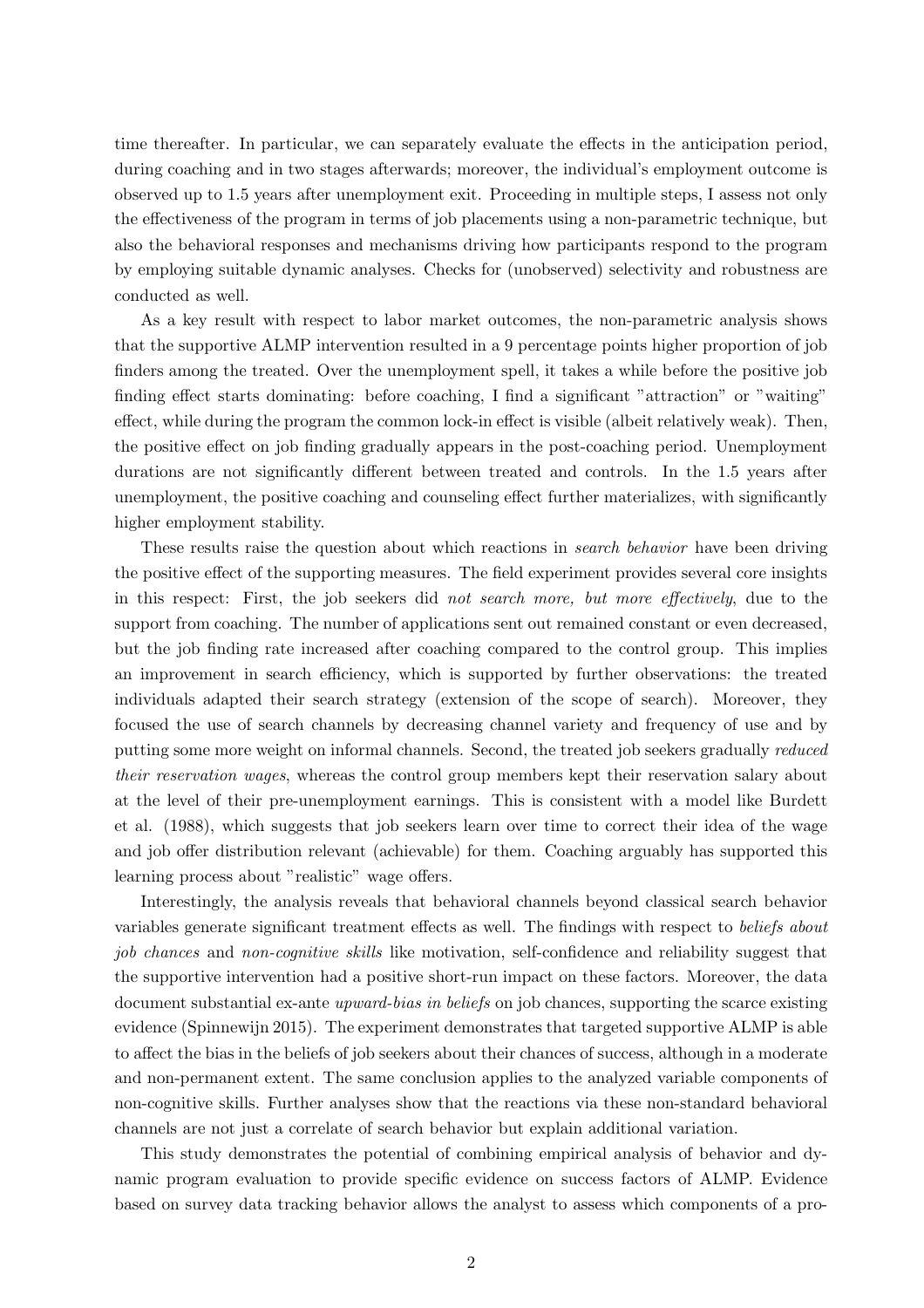time thereafter. In particular, we can separately evaluate the effects in the anticipation period, during coaching and in two stages afterwards; moreover, the individual's employment outcome is observed up to 1.5 years after unemployment exit. Proceeding in multiple steps, I assess not only the effectiveness of the program in terms of job placements using a non-parametric technique, but also the behavioral responses and mechanisms driving how participants respond to the program by employing suitable dynamic analyses. Checks for (unobserved) selectivity and robustness are conducted as well.

As a key result with respect to labor market outcomes, the non-parametric analysis shows that the supportive ALMP intervention resulted in a 9 percentage points higher proportion of job finders among the treated. Over the unemployment spell, it takes a while before the positive job finding effect starts dominating: before coaching, I find a significant "attraction" or "waiting" effect, while during the program the common lock-in effect is visible (albeit relatively weak). Then, the positive effect on job finding gradually appears in the post-coaching period. Unemployment durations are not significantly different between treated and controls. In the 1.5 years after unemployment, the positive coaching and counseling effect further materializes, with significantly higher employment stability.

These results raise the question about which reactions in *search behavior* have been driving the positive effect of the supporting measures. The field experiment provides several core insights in this respect: First, the job seekers did *not search more, but more effectively*, due to the support from coaching. The number of applications sent out remained constant or even decreased, but the job finding rate increased after coaching compared to the control group. This implies an improvement in search efficiency, which is supported by further observations: the treated individuals adapted their search strategy (extension of the scope of search). Moreover, they focused the use of search channels by decreasing channel variety and frequency of use and by putting some more weight on informal channels. Second, the treated job seekers gradually *reduced their reservation wages*, whereas the control group members kept their reservation salary about at the level of their pre-unemployment earnings. This is consistent with a model like Burdett et al. (1988), which suggests that job seekers learn over time to correct their idea of the wage and job offer distribution relevant (achievable) for them. Coaching arguably has supported this learning process about "realistic" wage offers.

Interestingly, the analysis reveals that behavioral channels beyond classical search behavior variables generate significant treatment effects as well. The findings with respect to *beliefs about job chances* and *non-cognitive skills* like motivation, self-confidence and reliability suggest that the supportive intervention had a positive short-run impact on these factors. Moreover, the data document substantial ex-ante *upward-bias in beliefs* on job chances, supporting the scarce existing evidence (Spinnewijn 2015). The experiment demonstrates that targeted supportive ALMP is able to affect the bias in the beliefs of job seekers about their chances of success, although in a moderate and non-permanent extent. The same conclusion applies to the analyzed variable components of non-cognitive skills. Further analyses show that the reactions via these non-standard behavioral channels are not just a correlate of search behavior but explain additional variation.

This study demonstrates the potential of combining empirical analysis of behavior and dynamic program evaluation to provide specific evidence on success factors of ALMP. Evidence based on survey data tracking behavior allows the analyst to assess which components of a pro-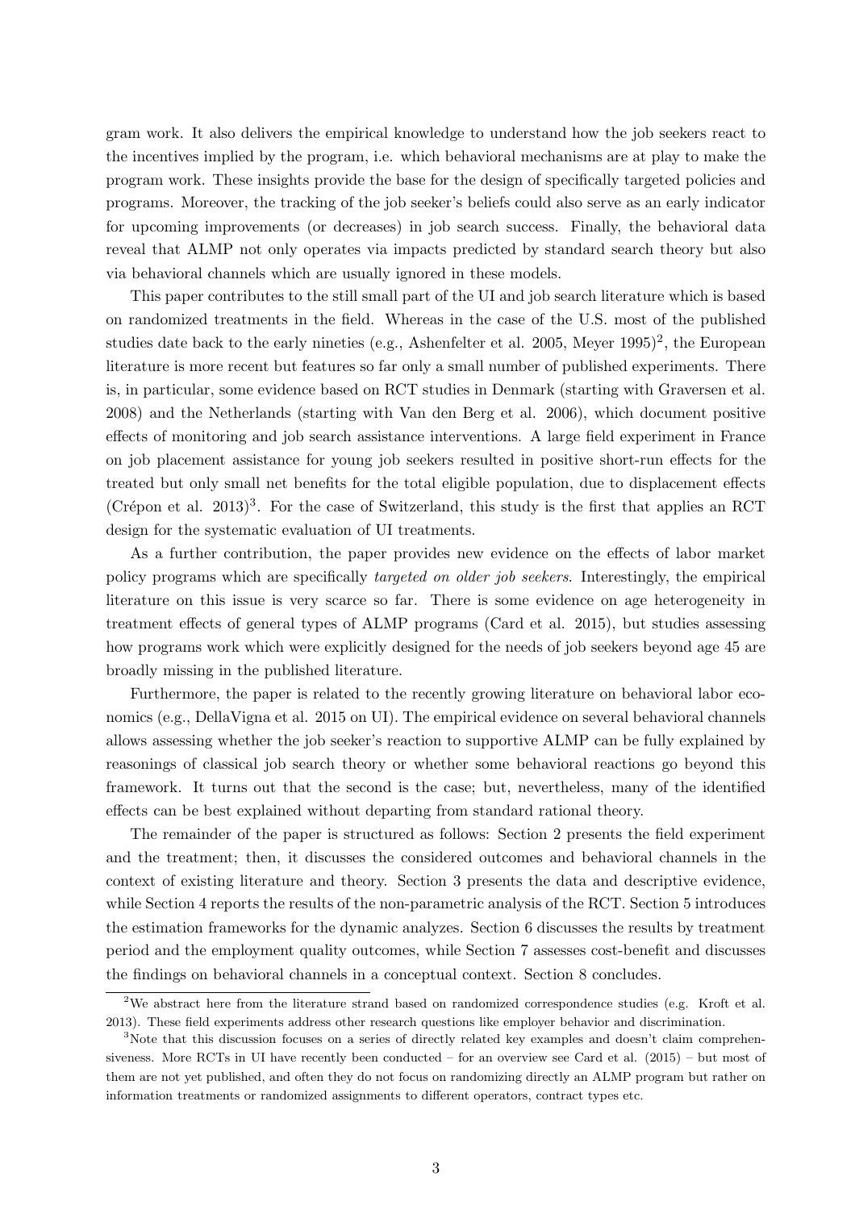gram work. It also delivers the empirical knowledge to understand how the job seekers react to the incentives implied by the program, i.e. which behavioral mechanisms are at play to make the program work. These insights provide the base for the design of specifically targeted policies and programs. Moreover, the tracking of the job seeker's beliefs could also serve as an early indicator for upcoming improvements (or decreases) in job search success. Finally, the behavioral data reveal that ALMP not only operates via impacts predicted by standard search theory but also via behavioral channels which are usually ignored in these models.

This paper contributes to the still small part of the UI and job search literature which is based on randomized treatments in the field. Whereas in the case of the U.S. most of the published studies date back to the early nineties (e.g., Ashenfelter et al. 2005, Meyer 1995)[2], the European literature is more recent but features so far only a small number of published experiments. There is, in particular, some evidence based on RCT studies in Denmark (starting with Graversen et al. 2008) and the Netherlands (starting with Van den Berg et al. 2006), which document positive effects of monitoring and job search assistance interventions. A large field experiment in France on job placement assistance for young job seekers resulted in positive short-run effects for the treated but only small net benefits for the total eligible population, due to displacement effects (Crépon et al. 2013)[3]. For the case of Switzerland, this study is the first that applies an RCT design for the systematic evaluation of UI treatments.

As a further contribution, the paper provides new evidence on the effects of labor market policy programs which are specifically *targeted on older job seekers*. Interestingly, the empirical literature on this issue is very scarce so far. There is some evidence on age heterogeneity in treatment effects of general types of ALMP programs (Card et al. 2015), but studies assessing how programs work which were explicitly designed for the needs of job seekers beyond age 45 are broadly missing in the published literature.

Furthermore, the paper is related to the recently growing literature on behavioral labor economics (e.g., DellaVigna et al. 2015 on UI). The empirical evidence on several behavioral channels allows assessing whether the job seeker's reaction to supportive ALMP can be fully explained by reasonings of classical job search theory or whether some behavioral reactions go beyond this framework. It turns out that the second is the case; but, nevertheless, many of the identified effects can be best explained without departing from standard rational theory.

The remainder of the paper is structured as follows: Section 2 presents the field experiment and the treatment; then, it discusses the considered outcomes and behavioral channels in the context of existing literature and theory. Section 3 presents the data and descriptive evidence, while Section 4 reports the results of the non-parametric analysis of the RCT. Section 5 introduces the estimation frameworks for the dynamic analyzes. Section 6 discusses the results by treatment period and the employment quality outcomes, while Section 7 assesses cost-benefit and discusses the findings on behavioral channels in a conceptual context. Section 8 concludes.

[2] We abstract here from the literature strand based on randomized correspondence studies (e.g. Kroft et al. 2013). These field experiments address other research questions like employer behavior and discrimination.

[3] Note that this discussion focuses on a series of directly related key examples and doesn't claim comprehensiveness. More RCTs in UI have recently been conducted – for an overview see Card et al. (2015) – but most of them are not yet published, and often they do not focus on randomizing directly an ALMP program but rather on information treatments or randomized assignments to different operators, contract types etc.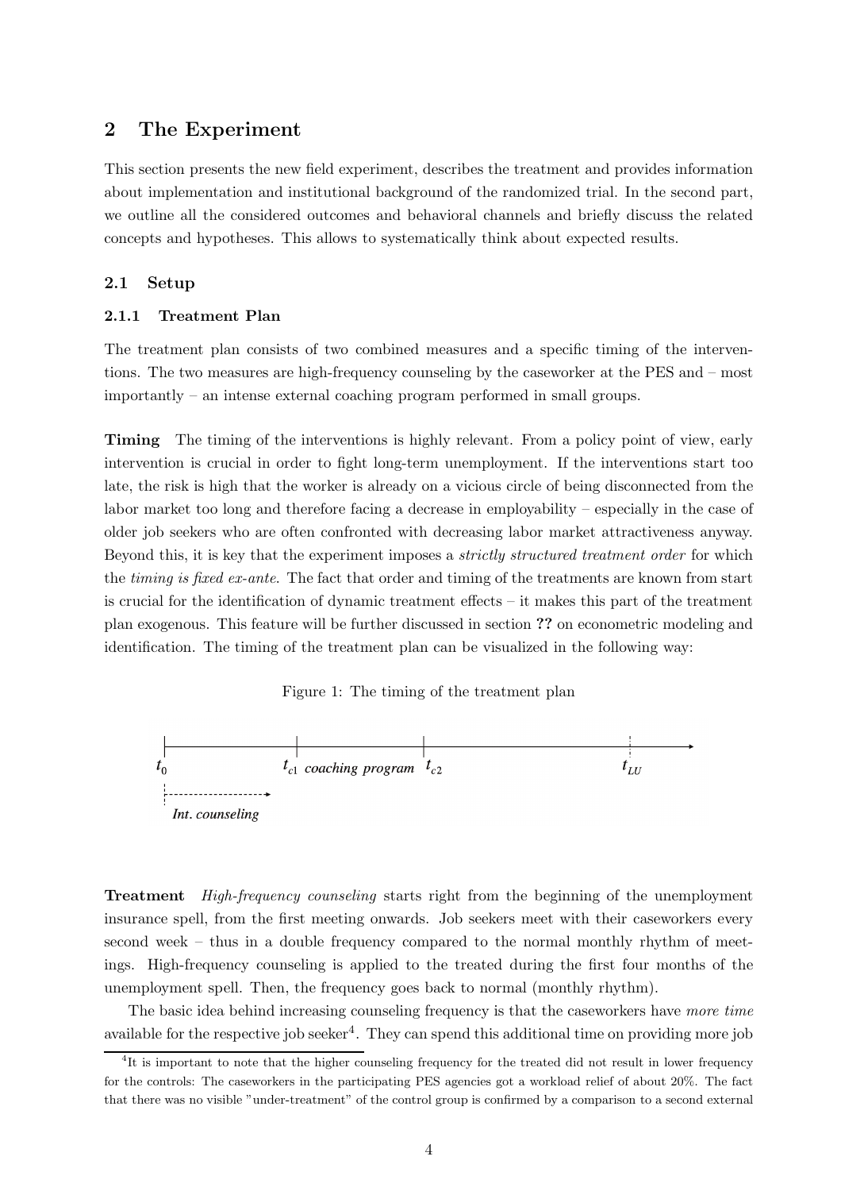## 2 The Experiment

This section presents the new field experiment, describes the treatment and provides information about implementation and institutional background of the randomized trial. In the second part, we outline all the considered outcomes and behavioral channels and briefly discuss the related concepts and hypotheses. This allows to systematically think about expected results.

### 2.1 Setup

#### 2.1.1 Treatment Plan

The treatment plan consists of two combined measures and a specific timing of the interventions. The two measures are high-frequency counseling by the caseworker at the PES and – most importantly – an intense external coaching program performed in small groups.

**Timing** The timing of the interventions is highly relevant. From a policy point of view, early intervention is crucial in order to fight long-term unemployment. If the interventions start too late, the risk is high that the worker is already on a vicious circle of being disconnected from the labor market too long and therefore facing a decrease in employability – especially in the case of older job seekers who are often confronted with decreasing labor market attractiveness anyway. Beyond this, it is key that the experiment imposes a *strictly structured treatment order* for which the *timing is fixed ex-ante*. The fact that order and timing of the treatments are known from start is crucial for the identification of dynamic treatment effects – it makes this part of the treatment plan exogenous. This feature will be further discussed in section **??** on econometric modeling and identification. The timing of the treatment plan can be visualized in the following way:

Figure 1: The timing of the treatment plan

$t_0$ — $t_{c1}$ *coaching program* $t_{c2}$ — $t_{LU}$

*Int. counseling*

**Treatment** *High-frequency counseling* starts right from the beginning of the unemployment insurance spell, from the first meeting onwards. Job seekers meet with their caseworkers every second week – thus in a double frequency compared to the normal monthly rhythm of meetings. High-frequency counseling is applied to the treated during the first four months of the unemployment spell. Then, the frequency goes back to normal (monthly rhythm).

The basic idea behind increasing counseling frequency is that the caseworkers have *more time* available for the respective job seeker[4]. They can spend this additional time on providing more job

[4]It is important to note that the higher counseling frequency for the treated did not result in lower frequency for the controls: The caseworkers in the participating PES agencies got a workload relief of about 20%. The fact that there was no visible "under-treatment" of the control group is confirmed by a comparison to a second external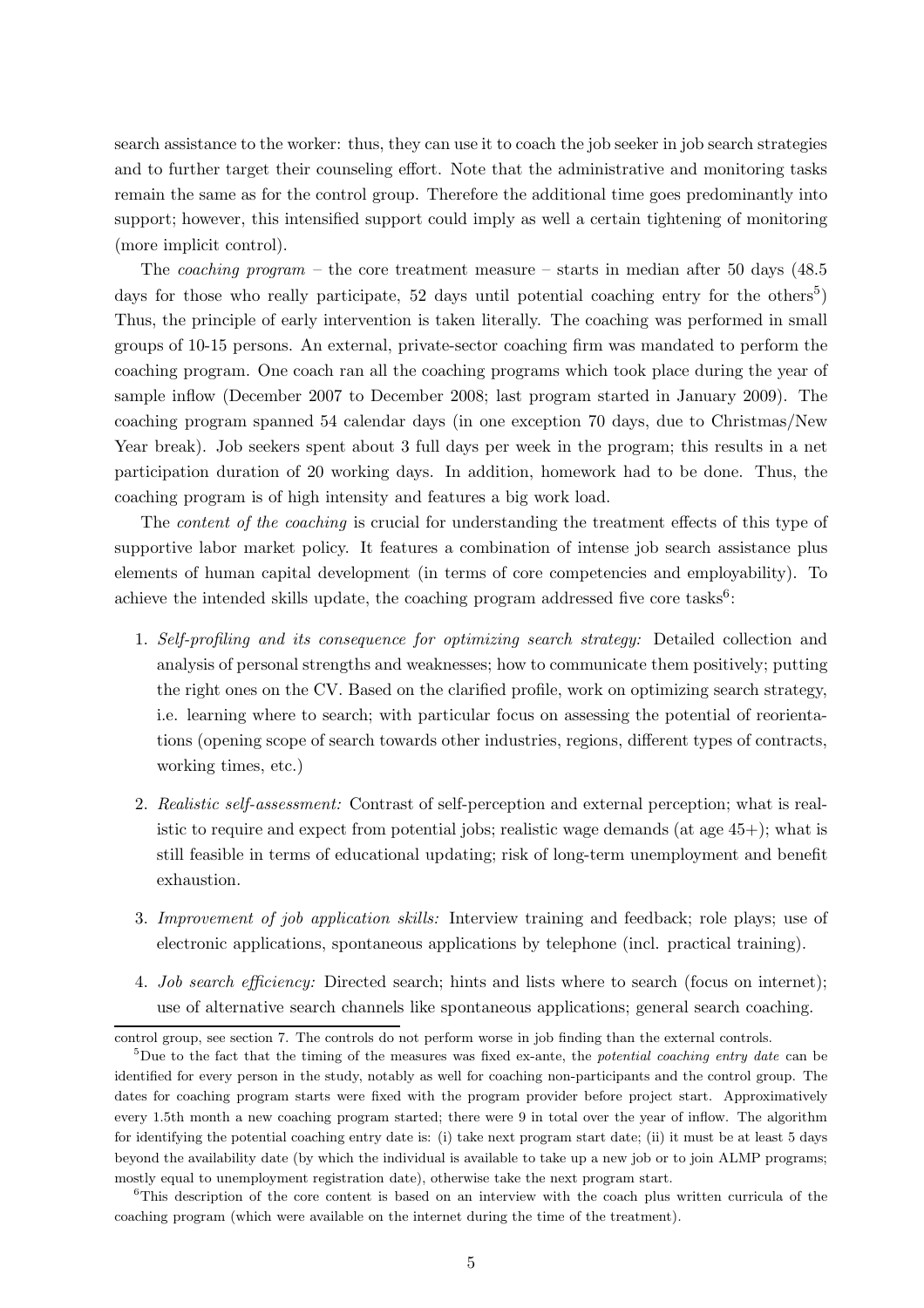search assistance to the worker: thus, they can use it to coach the job seeker in job search strategies and to further target their counseling effort. Note that the administrative and monitoring tasks remain the same as for the control group. Therefore the additional time goes predominantly into support; however, this intensified support could imply as well a certain tightening of monitoring (more implicit control).

The *coaching program* – the core treatment measure – starts in median after 50 days (48.5 days for those who really participate, 52 days until potential coaching entry for the others[5]) Thus, the principle of early intervention is taken literally. The coaching was performed in small groups of 10-15 persons. An external, private-sector coaching firm was mandated to perform the coaching program. One coach ran all the coaching programs which took place during the year of sample inflow (December 2007 to December 2008; last program started in January 2009). The coaching program spanned 54 calendar days (in one exception 70 days, due to Christmas/New Year break). Job seekers spent about 3 full days per week in the program; this results in a net participation duration of 20 working days. In addition, homework had to be done. Thus, the coaching program is of high intensity and features a big work load.

The *content of the coaching* is crucial for understanding the treatment effects of this type of supportive labor market policy. It features a combination of intense job search assistance plus elements of human capital development (in terms of core competencies and employability). To achieve the intended skills update, the coaching program addressed five core tasks[6]:

1. *Self-profiling and its consequence for optimizing search strategy:* Detailed collection and analysis of personal strengths and weaknesses; how to communicate them positively; putting the right ones on the CV. Based on the clarified profile, work on optimizing search strategy, i.e. learning where to search; with particular focus on assessing the potential of reorientations (opening scope of search towards other industries, regions, different types of contracts, working times, etc.)
2. *Realistic self-assessment:* Contrast of self-perception and external perception; what is realistic to require and expect from potential jobs; realistic wage demands (at age 45+); what is still feasible in terms of educational updating; risk of long-term unemployment and benefit exhaustion.
3. *Improvement of job application skills:* Interview training and feedback; role plays; use of electronic applications, spontaneous applications by telephone (incl. practical training).
4. *Job search efficiency:* Directed search; hints and lists where to search (focus on internet); use of alternative search channels like spontaneous applications; general search coaching.

control group, see section 7. The controls do not perform worse in job finding than the external controls.

[5]Due to the fact that the timing of the measures was fixed ex-ante, the *potential coaching entry date* can be identified for every person in the study, notably as well for coaching non-participants and the control group. The dates for coaching program starts were fixed with the program provider before project start. Approximatively every 1.5th month a new coaching program started; there were 9 in total over the year of inflow. The algorithm for identifying the potential coaching entry date is: (i) take next program start date; (ii) it must be at least 5 days beyond the availability date (by which the individual is available to take up a new job or to join ALMP programs; mostly equal to unemployment registration date), otherwise take the next program start.

[6]This description of the core content is based on an interview with the coach plus written curricula of the coaching program (which were available on the internet during the time of the treatment).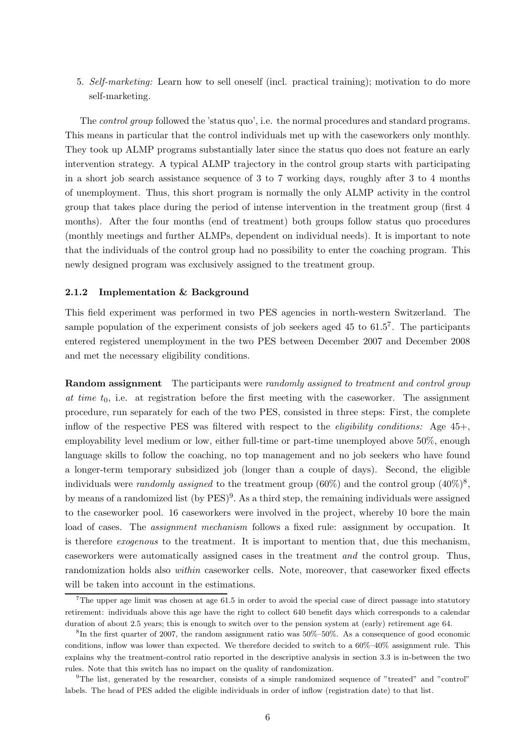5. *Self-marketing:* Learn how to sell oneself (incl. practical training); motivation to do more self-marketing.

The *control group* followed the 'status quo', i.e. the normal procedures and standard programs. This means in particular that the control individuals met up with the caseworkers only monthly. They took up ALMP programs substantially later since the status quo does not feature an early intervention strategy. A typical ALMP trajectory in the control group starts with participating in a short job search assistance sequence of 3 to 7 working days, roughly after 3 to 4 months of unemployment. Thus, this short program is normally the only ALMP activity in the control group that takes place during the period of intense intervention in the treatment group (first 4 months). After the four months (end of treatment) both groups follow status quo procedures (monthly meetings and further ALMPs, dependent on individual needs). It is important to note that the individuals of the control group had no possibility to enter the coaching program. This newly designed program was exclusively assigned to the treatment group.

### 2.1.2 Implementation & Background

This field experiment was performed in two PES agencies in north-western Switzerland. The sample population of the experiment consists of job seekers aged 45 to 61.5[7]. The participants entered registered unemployment in the two PES between December 2007 and December 2008 and met the necessary eligibility conditions.

**Random assignment** The participants were *randomly assigned to treatment and control group at time* $t_0$, i.e. at registration before the first meeting with the caseworker. The assignment procedure, run separately for each of the two PES, consisted in three steps: First, the complete inflow of the respective PES was filtered with respect to the *eligibility conditions:* Age 45+, employability level medium or low, either full-time or part-time unemployed above 50%, enough language skills to follow the coaching, no top management and no job seekers who have found a longer-term temporary subsidized job (longer than a couple of days). Second, the eligible individuals were *randomly assigned* to the treatment group (60%) and the control group (40%)[8], by means of a randomized list (by PES)[9]. As a third step, the remaining individuals were assigned to the caseworker pool. 16 caseworkers were involved in the project, whereby 10 bore the main load of cases. The *assignment mechanism* follows a fixed rule: assignment by occupation. It is therefore *exogenous* to the treatment. It is important to mention that, due this mechanism, caseworkers were automatically assigned cases in the treatment *and* the control group. Thus, randomization holds also *within* caseworker cells. Note, moreover, that caseworker fixed effects will be taken into account in the estimations.

[7] The upper age limit was chosen at age 61.5 in order to avoid the special case of direct passage into statutory retirement: individuals above this age have the right to collect 640 benefit days which corresponds to a calendar duration of about 2.5 years; this is enough to switch over to the pension system at (early) retirement age 64.

[8] In the first quarter of 2007, the random assignment ratio was 50%–50%. As a consequence of good economic conditions, inflow was lower than expected. We therefore decided to switch to a 60%–40% assignment rule. This explains why the treatment-control ratio reported in the descriptive analysis in section 3.3 is in-between the two rules. Note that this switch has no impact on the quality of randomization.

[9] The list, generated by the researcher, consists of a simple randomized sequence of "treated" and "control" labels. The head of PES added the eligible individuals in order of inflow (registration date) to that list.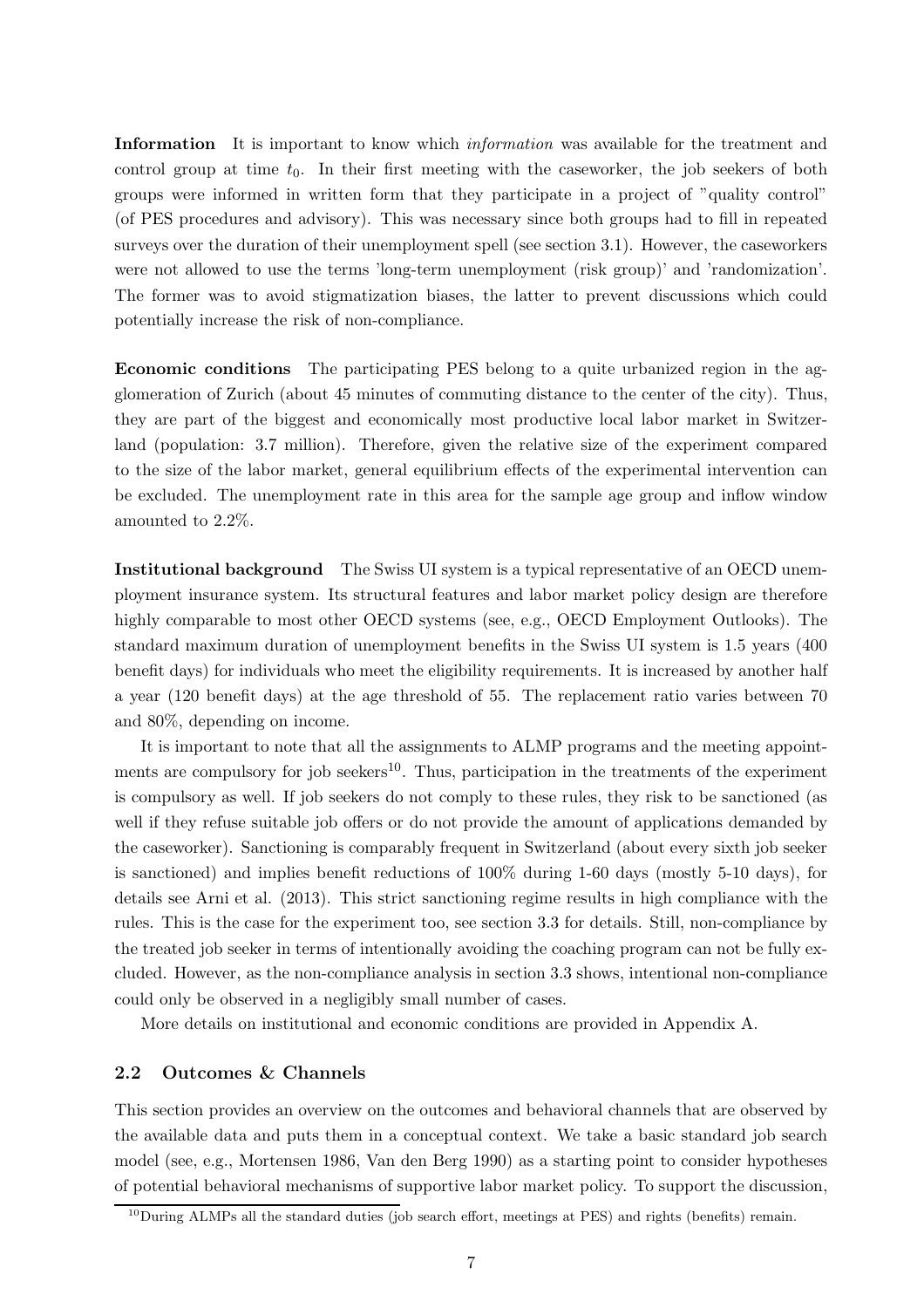**Information** It is important to know which *information* was available for the treatment and control group at time $t_0$. In their first meeting with the caseworker, the job seekers of both groups were informed in written form that they participate in a project of "quality control" (of PES procedures and advisory). This was necessary since both groups had to fill in repeated surveys over the duration of their unemployment spell (see section 3.1). However, the caseworkers were not allowed to use the terms 'long-term unemployment (risk group)' and 'randomization'. The former was to avoid stigmatization biases, the latter to prevent discussions which could potentially increase the risk of non-compliance.

**Economic conditions** The participating PES belong to a quite urbanized region in the agglomeration of Zurich (about 45 minutes of commuting distance to the center of the city). Thus, they are part of the biggest and economically most productive local labor market in Switzerland (population: 3.7 million). Therefore, given the relative size of the experiment compared to the size of the labor market, general equilibrium effects of the experimental intervention can be excluded. The unemployment rate in this area for the sample age group and inflow window amounted to 2.2%.

**Institutional background** The Swiss UI system is a typical representative of an OECD unemployment insurance system. Its structural features and labor market policy design are therefore highly comparable to most other OECD systems (see, e.g., OECD Employment Outlooks). The standard maximum duration of unemployment benefits in the Swiss UI system is 1.5 years (400 benefit days) for individuals who meet the eligibility requirements. It is increased by another half a year (120 benefit days) at the age threshold of 55. The replacement ratio varies between 70 and 80%, depending on income.

It is important to note that all the assignments to ALMP programs and the meeting appointments are compulsory for job seekers[10]. Thus, participation in the treatments of the experiment is compulsory as well. If job seekers do not comply to these rules, they risk to be sanctioned (as well if they refuse suitable job offers or do not provide the amount of applications demanded by the caseworker). Sanctioning is comparably frequent in Switzerland (about every sixth job seeker is sanctioned) and implies benefit reductions of 100% during 1-60 days (mostly 5-10 days), for details see Arni et al. (2013). This strict sanctioning regime results in high compliance with the rules. This is the case for the experiment too, see section 3.3 for details. Still, non-compliance by the treated job seeker in terms of intentionally avoiding the coaching program can not be fully excluded. However, as the non-compliance analysis in section 3.3 shows, intentional non-compliance could only be observed in a negligibly small number of cases.

More details on institutional and economic conditions are provided in Appendix A.

### 2.2 Outcomes & Channels

This section provides an overview on the outcomes and behavioral channels that are observed by the available data and puts them in a conceptual context. We take a basic standard job search model (see, e.g., Mortensen 1986, Van den Berg 1990) as a starting point to consider hypotheses of potential behavioral mechanisms of supportive labor market policy. To support the discussion,

[10] During ALMPs all the standard duties (job search effort, meetings at PES) and rights (benefits) remain.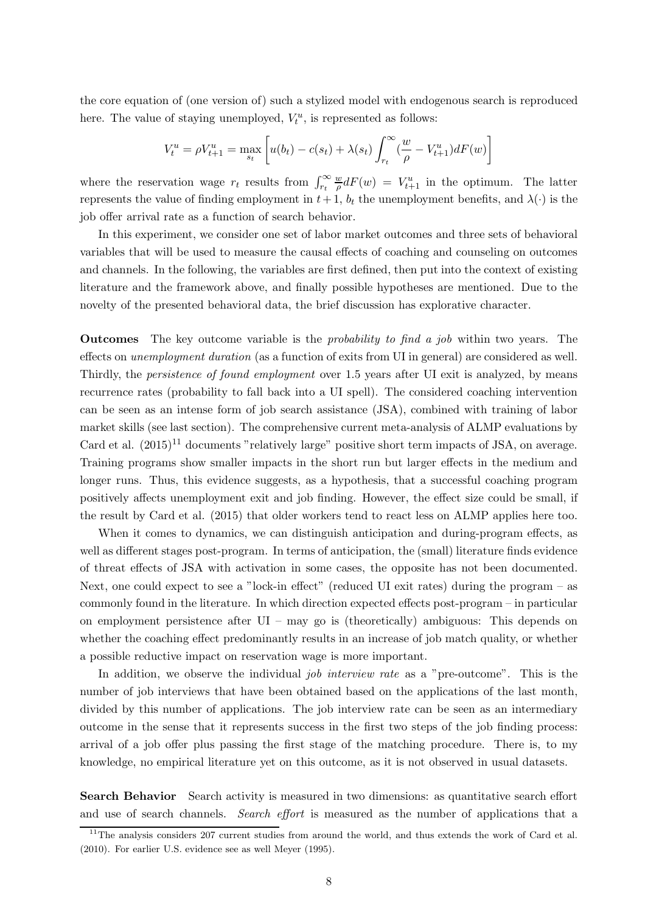the core equation of (one version of) such a stylized model with endogenous search is reproduced here. The value of staying unemployed, $V_t^u$, is represented as follows:

$$V_t^u = \rho V_{t+1}^u = \max_{s_t} \left[ u(b_t) - c(s_t) + \lambda(s_t) \int_{r_t}^{\infty} (\frac{w}{\rho} - V_{t+1}^u) dF(w) \right]$$

where the reservation wage $r_t$ results from $\int_{r_t}^{\infty} \frac{w}{\rho} dF(w) = V_{t+1}^u$ in the optimum. The latter represents the value of finding employment in $t+1$, $b_t$ the unemployment benefits, and $\lambda(\cdot)$ is the job offer arrival rate as a function of search behavior.

In this experiment, we consider one set of labor market outcomes and three sets of behavioral variables that will be used to measure the causal effects of coaching and counseling on outcomes and channels. In the following, the variables are first defined, then put into the context of existing literature and the framework above, and finally possible hypotheses are mentioned. Due to the novelty of the presented behavioral data, the brief discussion has explorative character.

**Outcomes** The key outcome variable is the *probability to find a job* within two years. The effects on *unemployment duration* (as a function of exits from UI in general) are considered as well. Thirdly, the *persistence of found employment* over 1.5 years after UI exit is analyzed, by means recurrence rates (probability to fall back into a UI spell). The considered coaching intervention can be seen as an intense form of job search assistance (JSA), combined with training of labor market skills (see last section). The comprehensive current meta-analysis of ALMP evaluations by Card et al. (2015)[11] documents "relatively large" positive short term impacts of JSA, on average. Training programs show smaller impacts in the short run but larger effects in the medium and longer runs. Thus, this evidence suggests, as a hypothesis, that a successful coaching program positively affects unemployment exit and job finding. However, the effect size could be small, if the result by Card et al. (2015) that older workers tend to react less on ALMP applies here too.

When it comes to dynamics, we can distinguish anticipation and during-program effects, as well as different stages post-program. In terms of anticipation, the (small) literature finds evidence of threat effects of JSA with activation in some cases, the opposite has not been documented. Next, one could expect to see a "lock-in effect" (reduced UI exit rates) during the program – as commonly found in the literature. In which direction expected effects post-program – in particular on employment persistence after UI – may go is (theoretically) ambiguous: This depends on whether the coaching effect predominantly results in an increase of job match quality, or whether a possible reductive impact on reservation wage is more important.

In addition, we observe the individual *job interview rate* as a "pre-outcome". This is the number of job interviews that have been obtained based on the applications of the last month, divided by this number of applications. The job interview rate can be seen as an intermediary outcome in the sense that it represents success in the first two steps of the job finding process: arrival of a job offer plus passing the first stage of the matching procedure. There is, to my knowledge, no empirical literature yet on this outcome, as it is not observed in usual datasets.

**Search Behavior** Search activity is measured in two dimensions: as quantitative search effort and use of search channels. *Search effort* is measured as the number of applications that a

[11] The analysis considers 207 current studies from around the world, and thus extends the work of Card et al. (2010). For earlier U.S. evidence see as well Meyer (1995).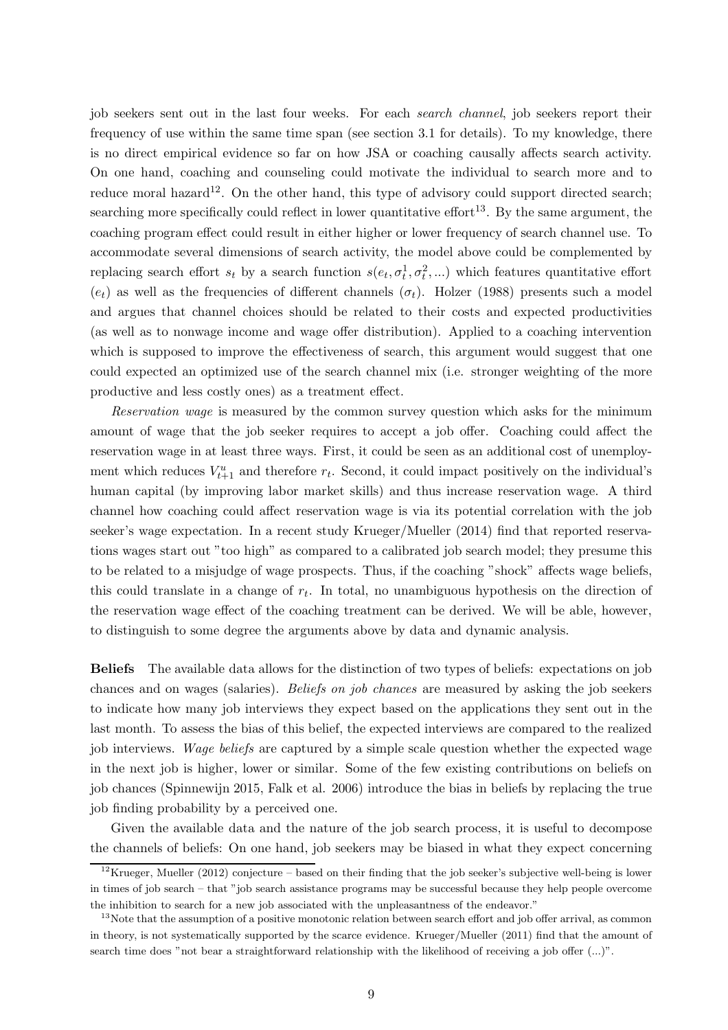job seekers sent out in the last four weeks. For each *search channel*, job seekers report their frequency of use within the same time span (see section 3.1 for details). To my knowledge, there is no direct empirical evidence so far on how JSA or coaching causally affects search activity. On one hand, coaching and counseling could motivate the individual to search more and to reduce moral hazard[12]. On the other hand, this type of advisory could support directed search; searching more specifically could reflect in lower quantitative effort[13]. By the same argument, the coaching program effect could result in either higher or lower frequency of search channel use. To accommodate several dimensions of search activity, the model above could be complemented by replacing search effort $s_t$ by a search function $s(e_t, \sigma_t^1, \sigma_t^2, ...)$ which features quantitative effort ($e_t$) as well as the frequencies of different channels ($\sigma_t$). Holzer (1988) presents such a model and argues that channel choices should be related to their costs and expected productivities (as well as to nonwage income and wage offer distribution). Applied to a coaching intervention which is supposed to improve the effectiveness of search, this argument would suggest that one could expected an optimized use of the search channel mix (i.e. stronger weighting of the more productive and less costly ones) as a treatment effect.

*Reservation wage* is measured by the common survey question which asks for the minimum amount of wage that the job seeker requires to accept a job offer. Coaching could affect the reservation wage in at least three ways. First, it could be seen as an additional cost of unemployment which reduces $V_{t+1}^u$ and therefore $r_t$. Second, it could impact positively on the individual's human capital (by improving labor market skills) and thus increase reservation wage. A third channel how coaching could affect reservation wage is via its potential correlation with the job seeker's wage expectation. In a recent study Krueger/Mueller (2014) find that reported reservations wages start out "too high" as compared to a calibrated job search model; they presume this to be related to a misjudge of wage prospects. Thus, if the coaching "shock" affects wage beliefs, this could translate in a change of $r_t$. In total, no unambiguous hypothesis on the direction of the reservation wage effect of the coaching treatment can be derived. We will be able, however, to distinguish to some degree the arguments above by data and dynamic analysis.

**Beliefs** The available data allows for the distinction of two types of beliefs: expectations on job chances and on wages (salaries). *Beliefs on job chances* are measured by asking the job seekers to indicate how many job interviews they expect based on the applications they sent out in the last month. To assess the bias of this belief, the expected interviews are compared to the realized job interviews. *Wage beliefs* are captured by a simple scale question whether the expected wage in the next job is higher, lower or similar. Some of the few existing contributions on beliefs on job chances (Spinnewijn 2015, Falk et al. 2006) introduce the bias in beliefs by replacing the true job finding probability by a perceived one.

Given the available data and the nature of the job search process, it is useful to decompose the channels of beliefs: On one hand, job seekers may be biased in what they expect concerning

[12] Krueger, Mueller (2012) conjecture – based on their finding that the job seeker's subjective well-being is lower in times of job search – that "job search assistance programs may be successful because they help people overcome the inhibition to search for a new job associated with the unpleasantness of the endeavor."

[13] Note that the assumption of a positive monotonic relation between search effort and job offer arrival, as common in theory, is not systematically supported by the scarce evidence. Krueger/Mueller (2011) find that the amount of search time does "not bear a straightforward relationship with the likelihood of receiving a job offer (...)".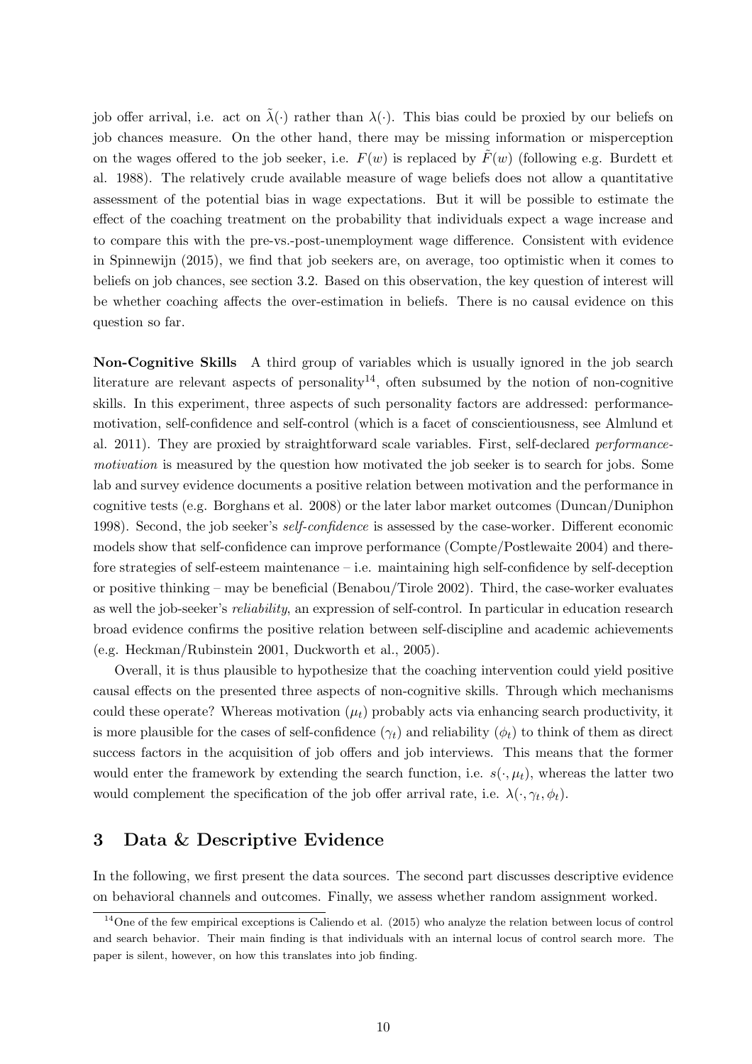job offer arrival, i.e. act on $\tilde{\lambda}(\cdot)$ rather than $\lambda(\cdot)$. This bias could be proxied by our beliefs on job chances measure. On the other hand, there may be missing information or misperception on the wages offered to the job seeker, i.e. $F(w)$ is replaced by $\tilde{F}(w)$ (following e.g. Burdett et al. 1988). The relatively crude available measure of wage beliefs does not allow a quantitative assessment of the potential bias in wage expectations. But it will be possible to estimate the effect of the coaching treatment on the probability that individuals expect a wage increase and to compare this with the pre-vs.-post-unemployment wage difference. Consistent with evidence in Spinnewijn (2015), we find that job seekers are, on average, too optimistic when it comes to beliefs on job chances, see section 3.2. Based on this observation, the key question of interest will be whether coaching affects the over-estimation in beliefs. There is no causal evidence on this question so far.

**Non-Cognitive Skills** A third group of variables which is usually ignored in the job search literature are relevant aspects of personality[14], often subsumed by the notion of non-cognitive skills. In this experiment, three aspects of such personality factors are addressed: performance-motivation, self-confidence and self-control (which is a facet of conscientiousness, see Almlund et al. 2011). They are proxied by straightforward scale variables. First, self-declared *performance-motivation* is measured by the question how motivated the job seeker is to search for jobs. Some lab and survey evidence documents a positive relation between motivation and the performance in cognitive tests (e.g. Borghans et al. 2008) or the later labor market outcomes (Duncan/Duniphon 1998). Second, the job seeker's *self-confidence* is assessed by the case-worker. Different economic models show that self-confidence can improve performance (Compte/Postlewaite 2004) and therefore strategies of self-esteem maintenance – i.e. maintaining high self-confidence by self-deception or positive thinking – may be beneficial (Benabou/Tirole 2002). Third, the case-worker evaluates as well the job-seeker's *reliability*, an expression of self-control. In particular in education research broad evidence confirms the positive relation between self-discipline and academic achievements (e.g. Heckman/Rubinstein 2001, Duckworth et al., 2005).

Overall, it is thus plausible to hypothesize that the coaching intervention could yield positive causal effects on the presented three aspects of non-cognitive skills. Through which mechanisms could these operate? Whereas motivation ($\mu_t$) probably acts via enhancing search productivity, it is more plausible for the cases of self-confidence ($\gamma_t$) and reliability ($\phi_t$) to think of them as direct success factors in the acquisition of job offers and job interviews. This means that the former would enter the framework by extending the search function, i.e. $s(\cdot, \mu_t)$, whereas the latter two would complement the specification of the job offer arrival rate, i.e. $\lambda(\cdot, \gamma_t, \phi_t)$.

## 3 Data & Descriptive Evidence

In the following, we first present the data sources. The second part discusses descriptive evidence on behavioral channels and outcomes. Finally, we assess whether random assignment worked.

[14] One of the few empirical exceptions is Caliendo et al. (2015) who analyze the relation between locus of control and search behavior. Their main finding is that individuals with an internal locus of control search more. The paper is silent, however, on how this translates into job finding.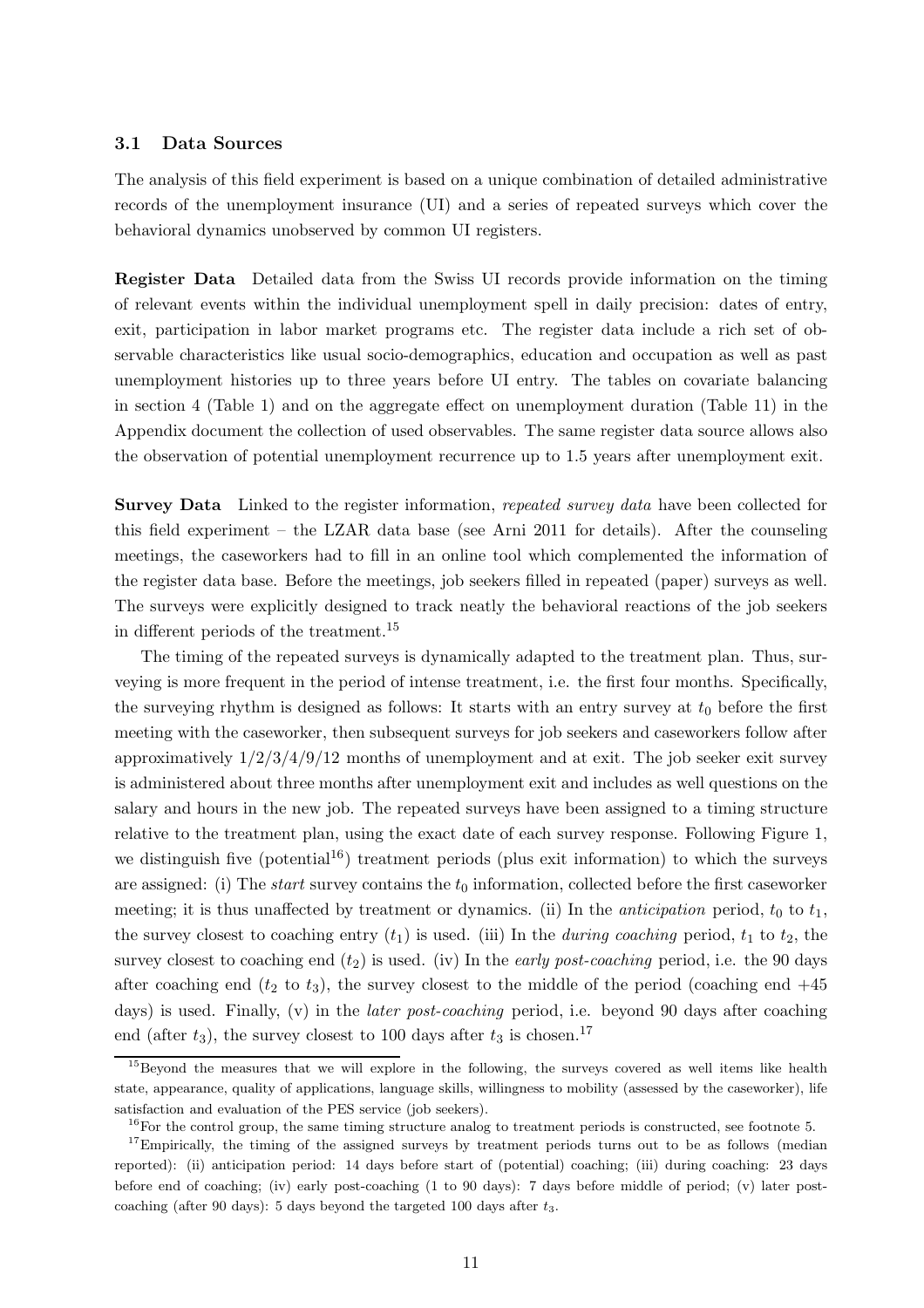### 3.1 Data Sources

The analysis of this field experiment is based on a unique combination of detailed administrative records of the unemployment insurance (UI) and a series of repeated surveys which cover the behavioral dynamics unobserved by common UI registers.

**Register Data** Detailed data from the Swiss UI records provide information on the timing of relevant events within the individual unemployment spell in daily precision: dates of entry, exit, participation in labor market programs etc. The register data include a rich set of observable characteristics like usual socio-demographics, education and occupation as well as past unemployment histories up to three years before UI entry. The tables on covariate balancing in section 4 (Table 1) and on the aggregate effect on unemployment duration (Table 11) in the Appendix document the collection of used observables. The same register data source allows also the observation of potential unemployment recurrence up to 1.5 years after unemployment exit.

**Survey Data** Linked to the register information, *repeated survey data* have been collected for this field experiment – the LZAR data base (see Arni 2011 for details). After the counseling meetings, the caseworkers had to fill in an online tool which complemented the information of the register data base. Before the meetings, job seekers filled in repeated (paper) surveys as well. The surveys were explicitly designed to track neatly the behavioral reactions of the job seekers in different periods of the treatment.[15]

The timing of the repeated surveys is dynamically adapted to the treatment plan. Thus, surveying is more frequent in the period of intense treatment, i.e. the first four months. Specifically, the surveying rhythm is designed as follows: It starts with an entry survey at $t_0$ before the first meeting with the caseworker, then subsequent surveys for job seekers and caseworkers follow after approximatively 1/2/3/4/9/12 months of unemployment and at exit. The job seeker exit survey is administered about three months after unemployment exit and includes as well questions on the salary and hours in the new job. The repeated surveys have been assigned to a timing structure relative to the treatment plan, using the exact date of each survey response. Following Figure 1, we distinguish five (potential[16]) treatment periods (plus exit information) to which the surveys are assigned: (i) The *start* survey contains the $t_0$ information, collected before the first caseworker meeting; it is thus unaffected by treatment or dynamics. (ii) In the *anticipation* period, $t_0$ to $t_1$, the survey closest to coaching entry ($t_1$) is used. (iii) In the *during coaching* period, $t_1$ to $t_2$, the survey closest to coaching end ($t_2$) is used. (iv) In the *early post-coaching* period, i.e. the 90 days after coaching end ($t_2$ to $t_3$), the survey closest to the middle of the period (coaching end +45 days) is used. Finally, (v) in the *later post-coaching* period, i.e. beyond 90 days after coaching end (after $t_3$), the survey closest to 100 days after $t_3$ is chosen.[17]

[15] Beyond the measures that we will explore in the following, the surveys covered as well items like health state, appearance, quality of applications, language skills, willingness to mobility (assessed by the caseworker), life satisfaction and evaluation of the PES service (job seekers).

[16] For the control group, the same timing structure analog to treatment periods is constructed, see footnote 5.

[17] Empirically, the timing of the assigned surveys by treatment periods turns out to be as follows (median reported): (ii) anticipation period: 14 days before start of (potential) coaching; (iii) during coaching: 23 days before end of coaching; (iv) early post-coaching (1 to 90 days): 7 days before middle of period; (v) later post-coaching (after 90 days): 5 days beyond the targeted 100 days after $t_3$.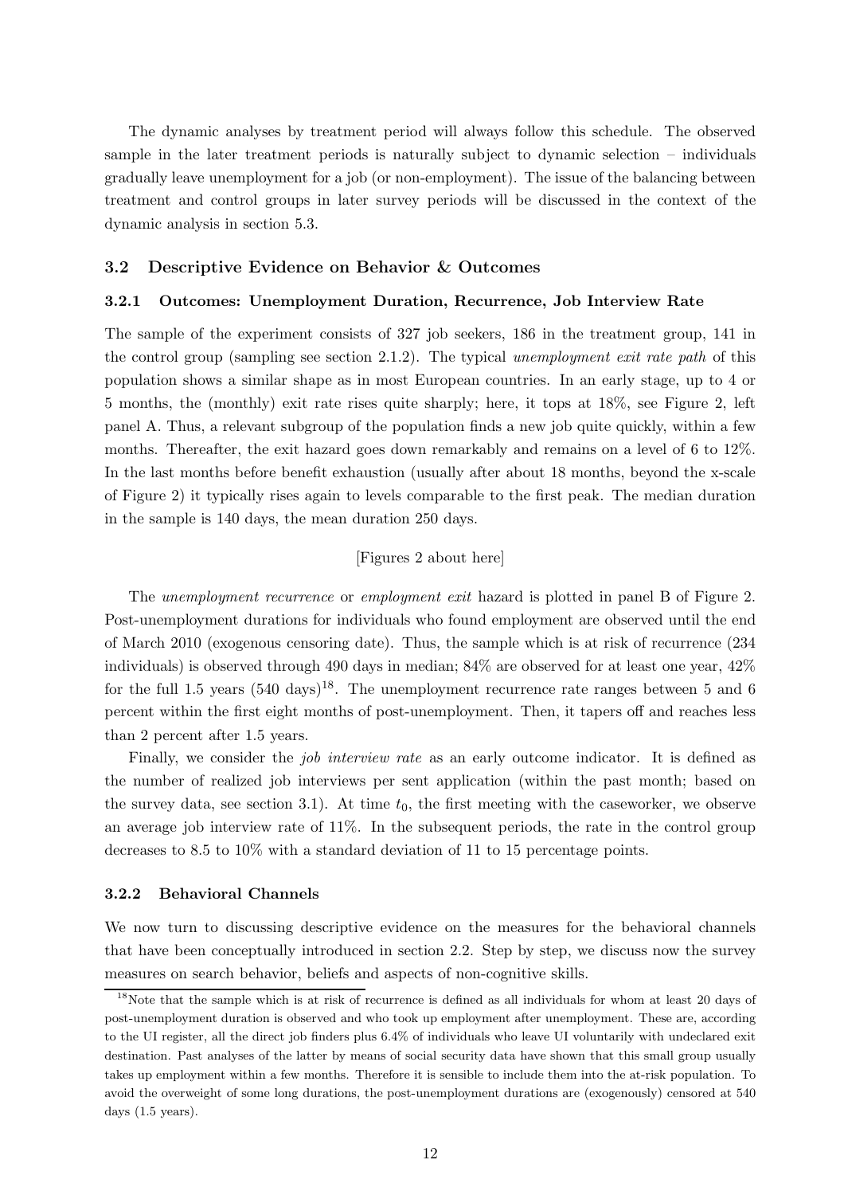The dynamic analyses by treatment period will always follow this schedule. The observed sample in the later treatment periods is naturally subject to dynamic selection – individuals gradually leave unemployment for a job (or non-employment). The issue of the balancing between treatment and control groups in later survey periods will be discussed in the context of the dynamic analysis in section 5.3.

## 3.2 Descriptive Evidence on Behavior & Outcomes

### 3.2.1 Outcomes: Unemployment Duration, Recurrence, Job Interview Rate

The sample of the experiment consists of 327 job seekers, 186 in the treatment group, 141 in the control group (sampling see section 2.1.2). The typical *unemployment exit rate path* of this population shows a similar shape as in most European countries. In an early stage, up to 4 or 5 months, the (monthly) exit rate rises quite sharply; here, it tops at 18%, see Figure 2, left panel A. Thus, a relevant subgroup of the population finds a new job quite quickly, within a few months. Thereafter, the exit hazard goes down remarkably and remains on a level of 6 to 12%. In the last months before benefit exhaustion (usually after about 18 months, beyond the x-scale of Figure 2) it typically rises again to levels comparable to the first peak. The median duration in the sample is 140 days, the mean duration 250 days.

[Figures 2 about here]

The *unemployment recurrence* or *employment exit* hazard is plotted in panel B of Figure 2. Post-unemployment durations for individuals who found employment are observed until the end of March 2010 (exogenous censoring date). Thus, the sample which is at risk of recurrence (234 individuals) is observed through 490 days in median; 84% are observed for at least one year, 42% for the full 1.5 years (540 days)[18]. The unemployment recurrence rate ranges between 5 and 6 percent within the first eight months of post-unemployment. Then, it tapers off and reaches less than 2 percent after 1.5 years.

Finally, we consider the *job interview rate* as an early outcome indicator. It is defined as the number of realized job interviews per sent application (within the past month; based on the survey data, see section 3.1). At time $t_0$, the first meeting with the caseworker, we observe an average job interview rate of 11%. In the subsequent periods, the rate in the control group decreases to 8.5 to 10% with a standard deviation of 11 to 15 percentage points.

### 3.2.2 Behavioral Channels

We now turn to discussing descriptive evidence on the measures for the behavioral channels that have been conceptually introduced in section 2.2. Step by step, we discuss now the survey measures on search behavior, beliefs and aspects of non-cognitive skills.

[18] Note that the sample which is at risk of recurrence is defined as all individuals for whom at least 20 days of post-unemployment duration is observed and who took up employment after unemployment. These are, according to the UI register, all the direct job finders plus 6.4% of individuals who leave UI voluntarily with undeclared exit destination. Past analyses of the latter by means of social security data have shown that this small group usually takes up employment within a few months. Therefore it is sensible to include them into the at-risk population. To avoid the overweight of some long durations, the post-unemployment durations are (exogenously) censored at 540 days (1.5 years).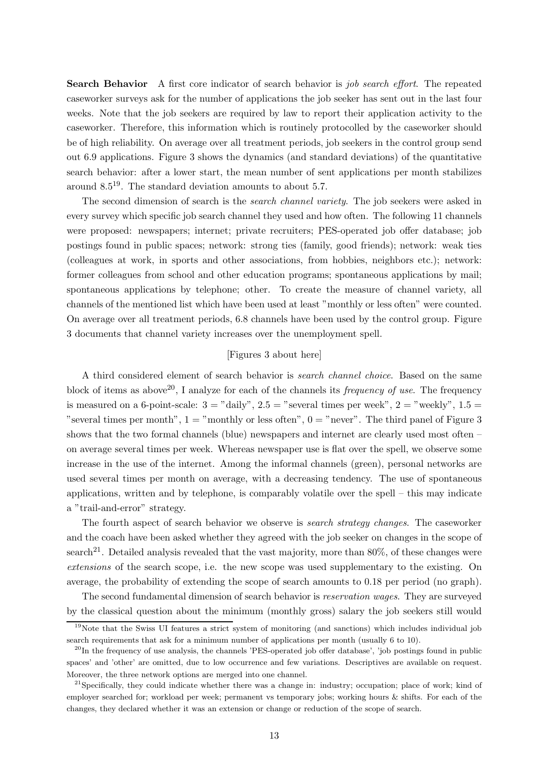**Search Behavior** A first core indicator of search behavior is *job search effort*. The repeated caseworker surveys ask for the number of applications the job seeker has sent out in the last four weeks. Note that the job seekers are required by law to report their application activity to the caseworker. Therefore, this information which is routinely protocolled by the caseworker should be of high reliability. On average over all treatment periods, job seekers in the control group send out 6.9 applications. Figure 3 shows the dynamics (and standard deviations) of the quantitative search behavior: after a lower start, the mean number of sent applications per month stabilizes around 8.5[19]. The standard deviation amounts to about 5.7.

The second dimension of search is the *search channel variety*. The job seekers were asked in every survey which specific job search channel they used and how often. The following 11 channels were proposed: newspapers; internet; private recruiters; PES-operated job offer database; job postings found in public spaces; network: strong ties (family, good friends); network: weak ties (colleagues at work, in sports and other associations, from hobbies, neighbors etc.); network: former colleagues from school and other education programs; spontaneous applications by mail; spontaneous applications by telephone; other. To create the measure of channel variety, all channels of the mentioned list which have been used at least "monthly or less often" were counted. On average over all treatment periods, 6.8 channels have been used by the control group. Figure 3 documents that channel variety increases over the unemployment spell.

[Figures 3 about here]

A third considered element of search behavior is *search channel choice*. Based on the same block of items as above[20], I analyze for each of the channels its *frequency of use*. The frequency is measured on a 6-point-scale: 3 = "daily", 2.5 = "several times per week", 2 = "weekly", 1.5 = "several times per month", 1 = "monthly or less often", 0 = "never". The third panel of Figure 3 shows that the two formal channels (blue) newspapers and internet are clearly used most often – on average several times per week. Whereas newspaper use is flat over the spell, we observe some increase in the use of the internet. Among the informal channels (green), personal networks are used several times per month on average, with a decreasing tendency. The use of spontaneous applications, written and by telephone, is comparably volatile over the spell – this may indicate a "trail-and-error" strategy.

The fourth aspect of search behavior we observe is *search strategy changes*. The caseworker and the coach have been asked whether they agreed with the job seeker on changes in the scope of search[21]. Detailed analysis revealed that the vast majority, more than 80%, of these changes were *extensions* of the search scope, i.e. the new scope was used supplementary to the existing. On average, the probability of extending the scope of search amounts to 0.18 per period (no graph).

The second fundamental dimension of search behavior is *reservation wages*. They are surveyed by the classical question about the minimum (monthly gross) salary the job seekers still would

---

[19]Note that the Swiss UI features a strict system of monitoring (and sanctions) which includes individual job search requirements that ask for a minimum number of applications per month (usually 6 to 10).

[20]In the frequency of use analysis, the channels 'PES-operated job offer database', 'job postings found in public spaces' and 'other' are omitted, due to low occurrence and few variations. Descriptives are available on request. Moreover, the three network options are merged into one channel.

[21]Specifically, they could indicate whether there was a change in: industry; occupation; place of work; kind of employer searched for; workload per week; permanent vs temporary jobs; working hours & shifts. For each of the changes, they declared whether it was an extension or change or reduction of the scope of search.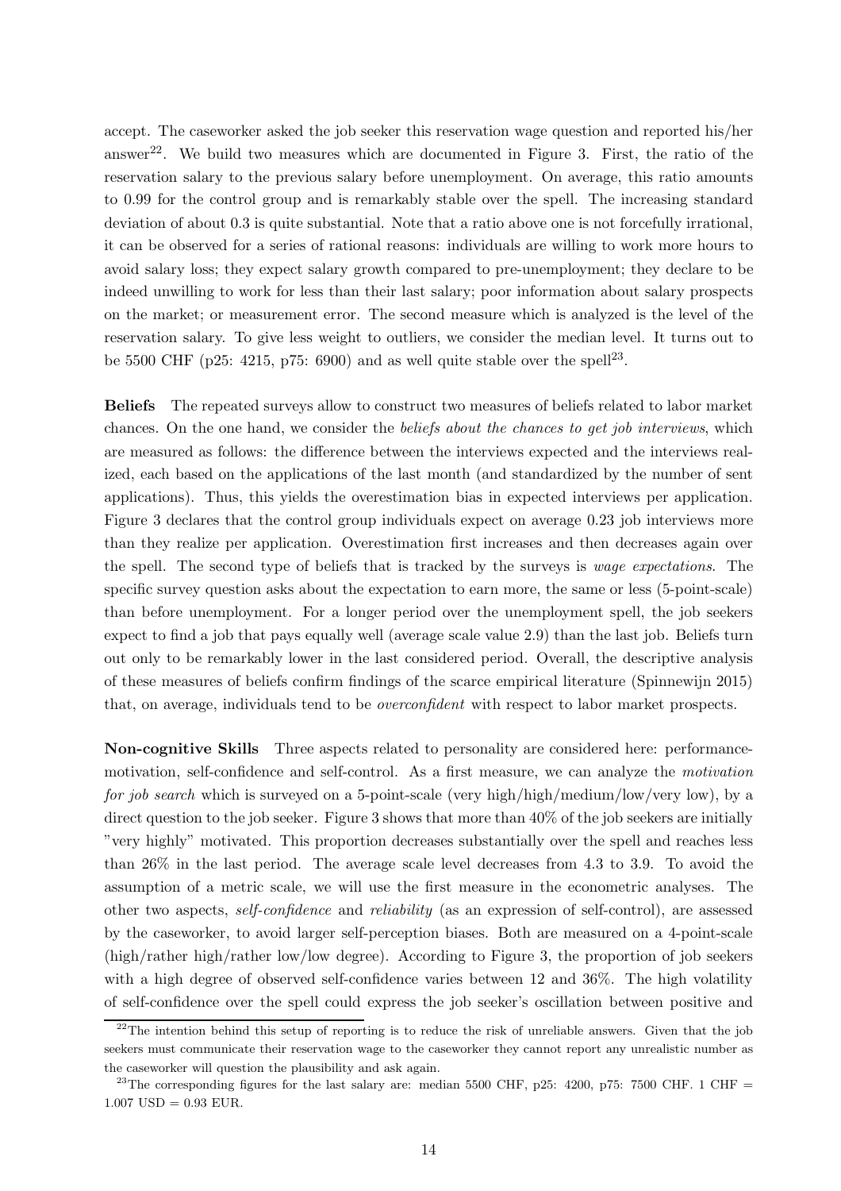accept. The caseworker asked the job seeker this reservation wage question and reported his/her answer[22]. We build two measures which are documented in Figure 3. First, the ratio of the reservation salary to the previous salary before unemployment. On average, this ratio amounts to 0.99 for the control group and is remarkably stable over the spell. The increasing standard deviation of about 0.3 is quite substantial. Note that a ratio above one is not forcefully irrational, it can be observed for a series of rational reasons: individuals are willing to work more hours to avoid salary loss; they expect salary growth compared to pre-unemployment; they declare to be indeed unwilling to work for less than their last salary; poor information about salary prospects on the market; or measurement error. The second measure which is analyzed is the level of the reservation salary. To give less weight to outliers, we consider the median level. It turns out to be 5500 CHF (p25: 4215, p75: 6900) and as well quite stable over the spell[23].

**Beliefs** The repeated surveys allow to construct two measures of beliefs related to labor market chances. On the one hand, we consider the *beliefs about the chances to get job interviews*, which are measured as follows: the difference between the interviews expected and the interviews realized, each based on the applications of the last month (and standardized by the number of sent applications). Thus, this yields the overestimation bias in expected interviews per application. Figure 3 declares that the control group individuals expect on average 0.23 job interviews more than they realize per application. Overestimation first increases and then decreases again over the spell. The second type of beliefs that is tracked by the surveys is *wage expectations*. The specific survey question asks about the expectation to earn more, the same or less (5-point-scale) than before unemployment. For a longer period over the unemployment spell, the job seekers expect to find a job that pays equally well (average scale value 2.9) than the last job. Beliefs turn out only to be remarkably lower in the last considered period. Overall, the descriptive analysis of these measures of beliefs confirm findings of the scarce empirical literature (Spinnewijn 2015) that, on average, individuals tend to be *overconfident* with respect to labor market prospects.

**Non-cognitive Skills** Three aspects related to personality are considered here: performance-motivation, self-confidence and self-control. As a first measure, we can analyze the *motivation for job search* which is surveyed on a 5-point-scale (very high/high/medium/low/very low), by a direct question to the job seeker. Figure 3 shows that more than 40% of the job seekers are initially "very highly" motivated. This proportion decreases substantially over the spell and reaches less than 26% in the last period. The average scale level decreases from 4.3 to 3.9. To avoid the assumption of a metric scale, we will use the first measure in the econometric analyses. The other two aspects, *self-confidence* and *reliability* (as an expression of self-control), are assessed by the caseworker, to avoid larger self-perception biases. Both are measured on a 4-point-scale (high/rather high/rather low/low degree). According to Figure 3, the proportion of job seekers with a high degree of observed self-confidence varies between 12 and 36%. The high volatility of self-confidence over the spell could express the job seeker's oscillation between positive and

[22]The intention behind this setup of reporting is to reduce the risk of unreliable answers. Given that the job seekers must communicate their reservation wage to the caseworker they cannot report any unrealistic number as the caseworker will question the plausibility and ask again.

[23]The corresponding figures for the last salary are: median 5500 CHF, p25: 4200, p75: 7500 CHF. 1 CHF = 1.007 USD = 0.93 EUR.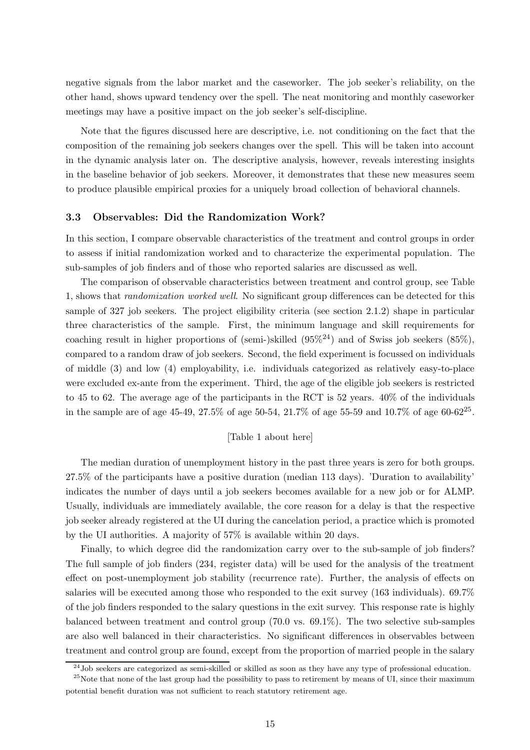negative signals from the labor market and the caseworker. The job seeker's reliability, on the other hand, shows upward tendency over the spell. The neat monitoring and monthly caseworker meetings may have a positive impact on the job seeker's self-discipline.

Note that the figures discussed here are descriptive, i.e. not conditioning on the fact that the composition of the remaining job seekers changes over the spell. This will be taken into account in the dynamic analysis later on. The descriptive analysis, however, reveals interesting insights in the baseline behavior of job seekers. Moreover, it demonstrates that these new measures seem to produce plausible empirical proxies for a uniquely broad collection of behavioral channels.

### 3.3 Observables: Did the Randomization Work?

In this section, I compare observable characteristics of the treatment and control groups in order to assess if initial randomization worked and to characterize the experimental population. The sub-samples of job finders and of those who reported salaries are discussed as well.

The comparison of observable characteristics between treatment and control group, see Table 1, shows that *randomization worked well*. No significant group differences can be detected for this sample of 327 job seekers. The project eligibility criteria (see section 2.1.2) shape in particular three characteristics of the sample. First, the minimum language and skill requirements for coaching result in higher proportions of (semi-)skilled (95%[24]) and of Swiss job seekers (85%), compared to a random draw of job seekers. Second, the field experiment is focussed on individuals of middle (3) and low (4) employability, i.e. individuals categorized as relatively easy-to-place were excluded ex-ante from the experiment. Third, the age of the eligible job seekers is restricted to 45 to 62. The average age of the participants in the RCT is 52 years. 40% of the individuals in the sample are of age 45-49, 27.5% of age 50-54, 21.7% of age 55-59 and 10.7% of age 60-62[25].

[Table 1 about here]

The median duration of unemployment history in the past three years is zero for both groups. 27.5% of the participants have a positive duration (median 113 days). 'Duration to availability' indicates the number of days until a job seekers becomes available for a new job or for ALMP. Usually, individuals are immediately available, the core reason for a delay is that the respective job seeker already registered at the UI during the cancelation period, a practice which is promoted by the UI authorities. A majority of 57% is available within 20 days.

Finally, to which degree did the randomization carry over to the sub-sample of job finders? The full sample of job finders (234, register data) will be used for the analysis of the treatment effect on post-unemployment job stability (recurrence rate). Further, the analysis of effects on salaries will be executed among those who responded to the exit survey (163 individuals). 69.7% of the job finders responded to the salary questions in the exit survey. This response rate is highly balanced between treatment and control group (70.0 vs. 69.1%). The two selective sub-samples are also well balanced in their characteristics. No significant differences in observables between treatment and control group are found, except from the proportion of married people in the salary

[24] Job seekers are categorized as semi-skilled or skilled as soon as they have any type of professional education.

[25] Note that none of the last group had the possibility to pass to retirement by means of UI, since their maximum potential benefit duration was not sufficient to reach statutory retirement age.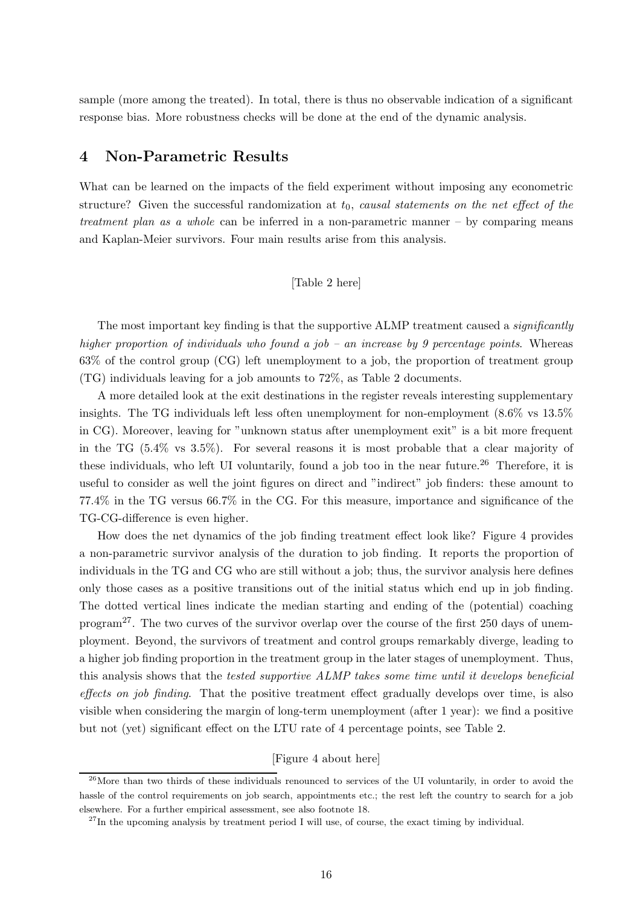sample (more among the treated). In total, there is thus no observable indication of a significant response bias. More robustness checks will be done at the end of the dynamic analysis.

## 4 Non-Parametric Results

What can be learned on the impacts of the field experiment without imposing any econometric structure? Given the successful randomization at $t_0$, *causal statements on the net effect of the treatment plan as a whole* can be inferred in a non-parametric manner – by comparing means and Kaplan-Meier survivors. Four main results arise from this analysis.

[Table 2 here]

The most important key finding is that the supportive ALMP treatment caused a *significantly higher proportion of individuals who found a job – an increase by 9 percentage points*. Whereas 63% of the control group (CG) left unemployment to a job, the proportion of treatment group (TG) individuals leaving for a job amounts to 72%, as Table 2 documents.

A more detailed look at the exit destinations in the register reveals interesting supplementary insights. The TG individuals left less often unemployment for non-employment (8.6% vs 13.5% in CG). Moreover, leaving for "unknown status after unemployment exit" is a bit more frequent in the TG (5.4% vs 3.5%). For several reasons it is most probable that a clear majority of these individuals, who left UI voluntarily, found a job too in the near future.[26] Therefore, it is useful to consider as well the joint figures on direct and "indirect" job finders: these amount to 77.4% in the TG versus 66.7% in the CG. For this measure, importance and significance of the TG-CG-difference is even higher.

How does the net dynamics of the job finding treatment effect look like? Figure 4 provides a non-parametric survivor analysis of the duration to job finding. It reports the proportion of individuals in the TG and CG who are still without a job; thus, the survivor analysis here defines only those cases as a positive transitions out of the initial status which end up in job finding. The dotted vertical lines indicate the median starting and ending of the (potential) coaching program[27]. The two curves of the survivor overlap over the course of the first 250 days of unemployment. Beyond, the survivors of treatment and control groups remarkably diverge, leading to a higher job finding proportion in the treatment group in the later stages of unemployment. Thus, this analysis shows that the *tested supportive ALMP takes some time until it develops beneficial effects on job finding*. That the positive treatment effect gradually develops over time, is also visible when considering the margin of long-term unemployment (after 1 year): we find a positive but not (yet) significant effect on the LTU rate of 4 percentage points, see Table 2.

[Figure 4 about here]

[26] More than two thirds of these individuals renounced to services of the UI voluntarily, in order to avoid the hassle of the control requirements on job search, appointments etc.; the rest left the country to search for a job elsewhere. For a further empirical assessment, see also footnote 18.

[27] In the upcoming analysis by treatment period I will use, of course, the exact timing by individual.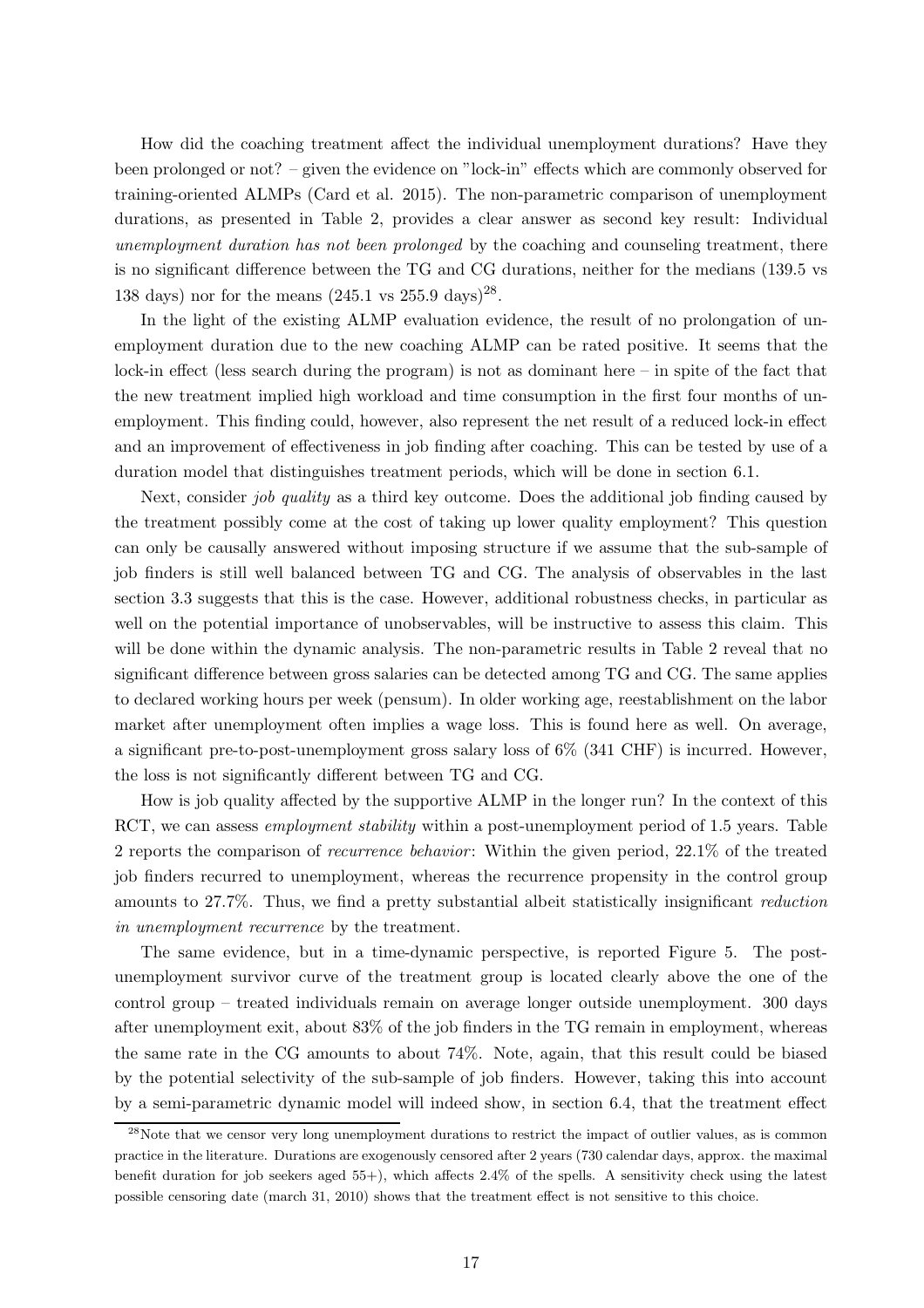How did the coaching treatment affect the individual unemployment durations? Have they been prolonged or not? – given the evidence on "lock-in" effects which are commonly observed for training-oriented ALMPs (Card et al. 2015). The non-parametric comparison of unemployment durations, as presented in Table 2, provides a clear answer as second key result: Individual *unemployment duration has not been prolonged* by the coaching and counseling treatment, there is no significant difference between the TG and CG durations, neither for the medians (139.5 vs 138 days) nor for the means (245.1 vs 255.9 days)[28].

In the light of the existing ALMP evaluation evidence, the result of no prolongation of unemployment duration due to the new coaching ALMP can be rated positive. It seems that the lock-in effect (less search during the program) is not as dominant here – in spite of the fact that the new treatment implied high workload and time consumption in the first four months of unemployment. This finding could, however, also represent the net result of a reduced lock-in effect and an improvement of effectiveness in job finding after coaching. This can be tested by use of a duration model that distinguishes treatment periods, which will be done in section 6.1.

Next, consider *job quality* as a third key outcome. Does the additional job finding caused by the treatment possibly come at the cost of taking up lower quality employment? This question can only be causally answered without imposing structure if we assume that the sub-sample of job finders is still well balanced between TG and CG. The analysis of observables in the last section 3.3 suggests that this is the case. However, additional robustness checks, in particular as well on the potential importance of unobservables, will be instructive to assess this claim. This will be done within the dynamic analysis. The non-parametric results in Table 2 reveal that no significant difference between gross salaries can be detected among TG and CG. The same applies to declared working hours per week (pensum). In older working age, reestablishment on the labor market after unemployment often implies a wage loss. This is found here as well. On average, a significant pre-to-post-unemployment gross salary loss of 6% (341 CHF) is incurred. However, the loss is not significantly different between TG and CG.

How is job quality affected by the supportive ALMP in the longer run? In the context of this RCT, we can assess *employment stability* within a post-unemployment period of 1.5 years. Table 2 reports the comparison of *recurrence behavior*: Within the given period, 22.1% of the treated job finders recurred to unemployment, whereas the recurrence propensity in the control group amounts to 27.7%. Thus, we find a pretty substantial albeit statistically insignificant *reduction in unemployment recurrence* by the treatment.

The same evidence, but in a time-dynamic perspective, is reported Figure 5. The post-unemployment survivor curve of the treatment group is located clearly above the one of the control group – treated individuals remain on average longer outside unemployment. 300 days after unemployment exit, about 83% of the job finders in the TG remain in employment, whereas the same rate in the CG amounts to about 74%. Note, again, that this result could be biased by the potential selectivity of the sub-sample of job finders. However, taking this into account by a semi-parametric dynamic model will indeed show, in section 6.4, that the treatment effect

[28] Note that we censor very long unemployment durations to restrict the impact of outlier values, as is common practice in the literature. Durations are exogenously censored after 2 years (730 calendar days, approx. the maximal benefit duration for job seekers aged 55+), which affects 2.4% of the spells. A sensitivity check using the latest possible censoring date (march 31, 2010) shows that the treatment effect is not sensitive to this choice.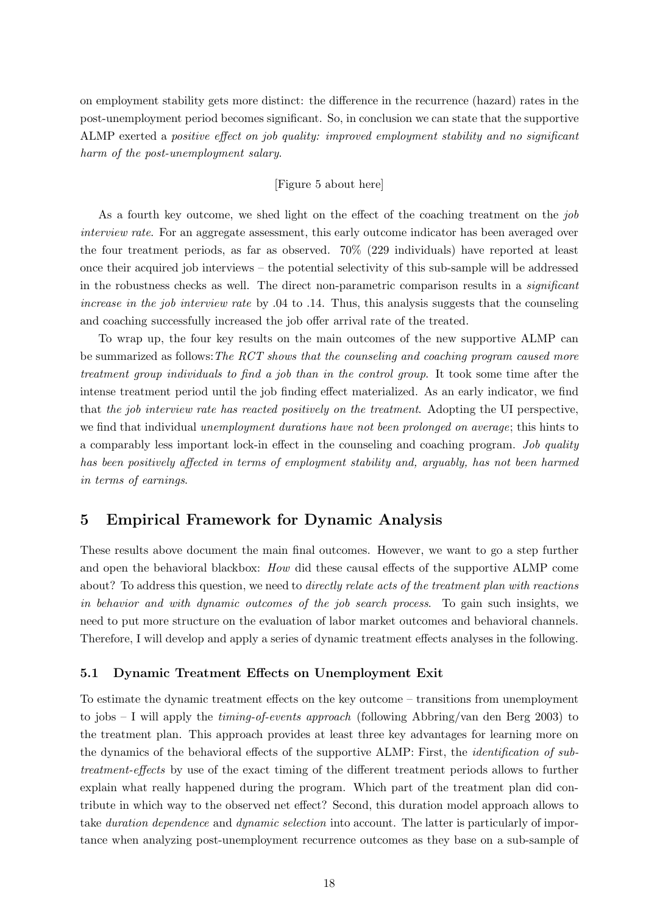on employment stability gets more distinct: the difference in the recurrence (hazard) rates in the post-unemployment period becomes significant. So, in conclusion we can state that the supportive ALMP exerted a *positive effect on job quality: improved employment stability and no significant harm of the post-unemployment salary*.

[Figure 5 about here]

As a fourth key outcome, we shed light on the effect of the coaching treatment on the *job interview rate*. For an aggregate assessment, this early outcome indicator has been averaged over the four treatment periods, as far as observed. 70% (229 individuals) have reported at least once their acquired job interviews – the potential selectivity of this sub-sample will be addressed in the robustness checks as well. The direct non-parametric comparison results in a *significant increase in the job interview rate* by .04 to .14. Thus, this analysis suggests that the counseling and coaching successfully increased the job offer arrival rate of the treated.

To wrap up, the four key results on the main outcomes of the new supportive ALMP can be summarized as follows: *The RCT shows that the counseling and coaching program caused more treatment group individuals to find a job than in the control group*. It took some time after the intense treatment period until the job finding effect materialized. As an early indicator, we find that *the job interview rate has reacted positively on the treatment*. Adopting the UI perspective, we find that individual *unemployment durations have not been prolonged on average*; this hints to a comparably less important lock-in effect in the counseling and coaching program. *Job quality has been positively affected in terms of employment stability and, arguably, has not been harmed in terms of earnings*.

## 5 Empirical Framework for Dynamic Analysis

These results above document the main final outcomes. However, we want to go a step further and open the behavioral blackbox: *How* did these causal effects of the supportive ALMP come about? To address this question, we need to *directly relate acts of the treatment plan with reactions in behavior and with dynamic outcomes of the job search process*. To gain such insights, we need to put more structure on the evaluation of labor market outcomes and behavioral channels. Therefore, I will develop and apply a series of dynamic treatment effects analyses in the following.

### 5.1 Dynamic Treatment Effects on Unemployment Exit

To estimate the dynamic treatment effects on the key outcome – transitions from unemployment to jobs – I will apply the *timing-of-events approach* (following Abbring/van den Berg 2003) to the treatment plan. This approach provides at least three key advantages for learning more on the dynamics of the behavioral effects of the supportive ALMP: First, the *identification of sub-treatment-effects* by use of the exact timing of the different treatment periods allows to further explain what really happened during the program. Which part of the treatment plan did contribute in which way to the observed net effect? Second, this duration model approach allows to take *duration dependence* and *dynamic selection* into account. The latter is particularly of importance when analyzing post-unemployment recurrence outcomes as they base on a sub-sample of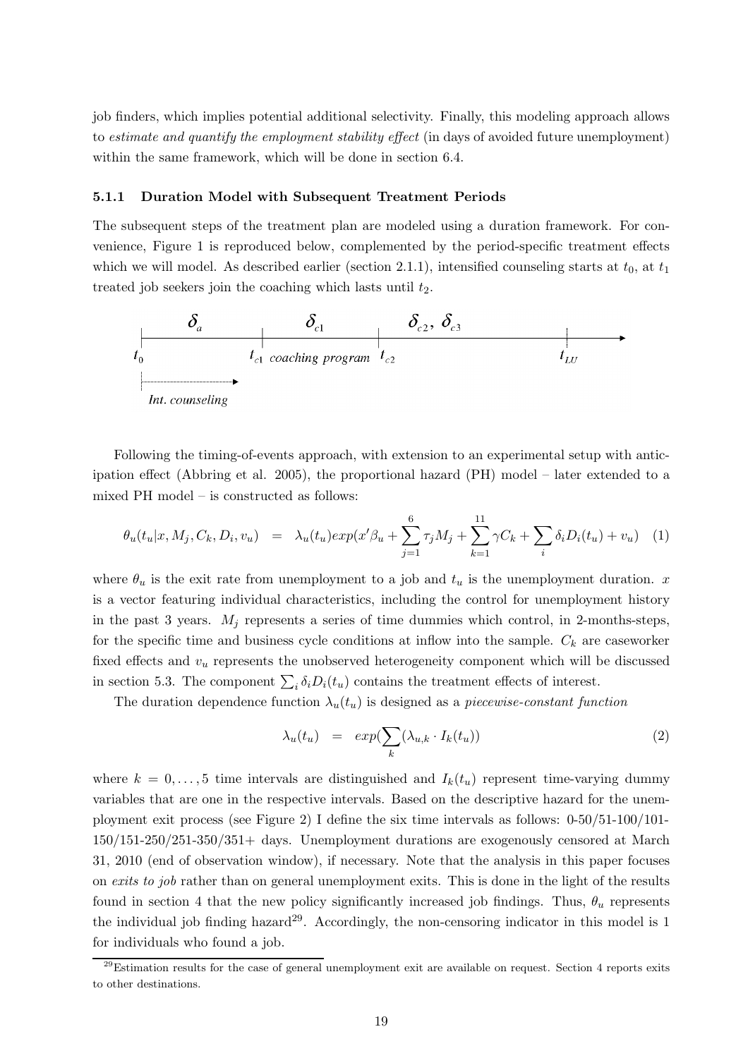job finders, which implies potential additional selectivity. Finally, this modeling approach allows to *estimate and quantify the employment stability effect* (in days of avoided future unemployment) within the same framework, which will be done in section 6.4.

### 5.1.1 Duration Model with Subsequent Treatment Periods

The subsequent steps of the treatment plan are modeled using a duration framework. For convenience, Figure 1 is reproduced below, complemented by the period-specific treatment effects which we will model. As described earlier (section 2.1.1), intensified counseling starts at $t_0$, at $t_1$ treated job seekers join the coaching which lasts until $t_2$.

$\delta_a$ $\delta_{c1}$ $\delta_{c2}, \delta_{c3}$

$t_0$ $t_{c1}$ *coaching program* $t_{c2}$ $t_{LU}$

*Int. counseling*

Following the timing-of-events approach, with extension to an experimental setup with anticipation effect (Abbring et al. 2005), the proportional hazard (PH) model – later extended to a mixed PH model – is constructed as follows:

$$\theta_u(t_u|x, M_j, C_k, D_i, v_u) = \lambda_u(t_u) exp(x'\beta_u + \sum_{j=1}^{6} \tau_j M_j + \sum_{k=1}^{11} \gamma C_k + \sum_i \delta_i D_i(t_u) + v_u) \quad (1)$$

where $\theta_u$ is the exit rate from unemployment to a job and $t_u$ is the unemployment duration. $x$ is a vector featuring individual characteristics, including the control for unemployment history in the past 3 years. $M_j$ represents a series of time dummies which control, in 2-months-steps, for the specific time and business cycle conditions at inflow into the sample. $C_k$ are caseworker fixed effects and $v_u$ represents the unobserved heterogeneity component which will be discussed in section 5.3. The component $\sum_i \delta_i D_i(t_u)$ contains the treatment effects of interest.

The duration dependence function $\lambda_u(t_u)$ is designed as a *piecewise-constant function*

$$\lambda_u(t_u) = exp(\sum_k (\lambda_{u,k} \cdot I_k(t_u)) \quad (2)$$

where $k = 0, \ldots, 5$ time intervals are distinguished and $I_k(t_u)$ represent time-varying dummy variables that are one in the respective intervals. Based on the descriptive hazard for the unemployment exit process (see Figure 2) I define the six time intervals as follows: 0-50/51-100/101-150/151-250/251-350/351+ days. Unemployment durations are exogenously censored at March 31, 2010 (end of observation window), if necessary. Note that the analysis in this paper focuses on *exits to job* rather than on general unemployment exits. This is done in the light of the results found in section 4 that the new policy significantly increased job findings. Thus, $\theta_u$ represents the individual job finding hazard[29]. Accordingly, the non-censoring indicator in this model is 1 for individuals who found a job.

[29] Estimation results for the case of general unemployment exit are available on request. Section 4 reports exits to other destinations.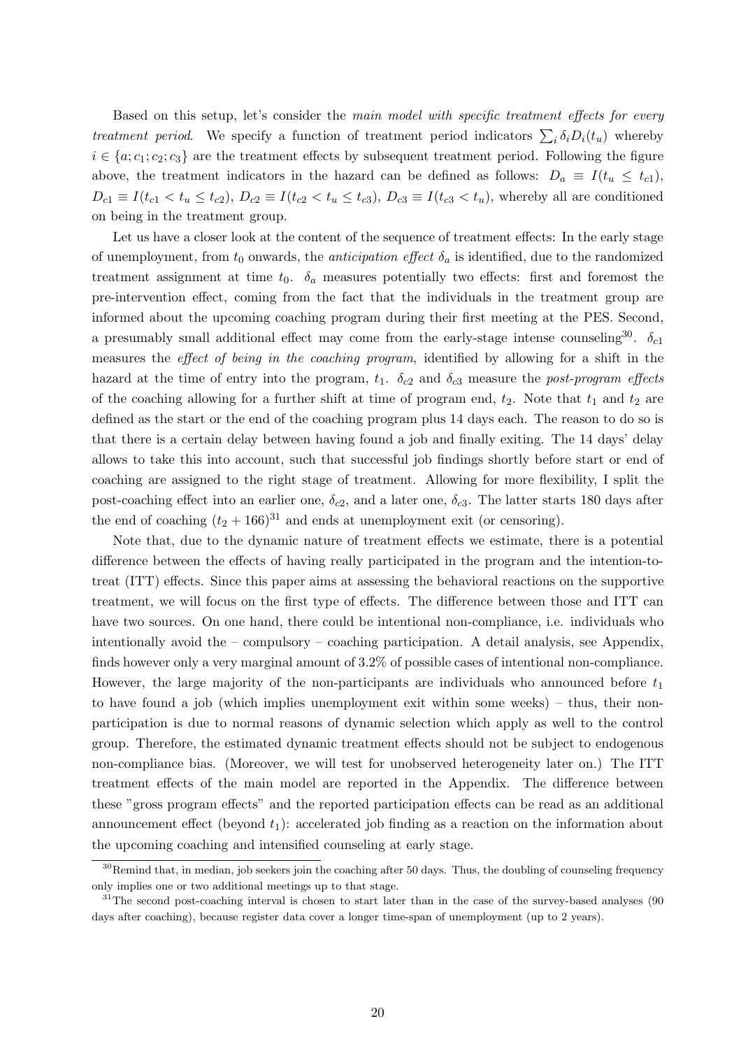Based on this setup, let's consider the *main model with specific treatment effects for every treatment period*. We specify a function of treatment period indicators $\sum_i \delta_i D_i(t_u)$ whereby $i \in \{a; c_1; c_2; c_3\}$ are the treatment effects by subsequent treatment period. Following the figure above, the treatment indicators in the hazard can be defined as follows: $D_a \equiv I(t_u \leq t_{c1})$, $D_{c1} \equiv I(t_{c1} < t_u \leq t_{c2})$, $D_{c2} \equiv I(t_{c2} < t_u \leq t_{c3})$, $D_{c3} \equiv I(t_{c3} < t_u)$, whereby all are conditioned on being in the treatment group.

Let us have a closer look at the content of the sequence of treatment effects: In the early stage of unemployment, from $t_0$ onwards, the *anticipation effect* $\delta_a$ is identified, due to the randomized treatment assignment at time $t_0$. $\delta_a$ measures potentially two effects: first and foremost the pre-intervention effect, coming from the fact that the individuals in the treatment group are informed about the upcoming coaching program during their first meeting at the PES. Second, a presumably small additional effect may come from the early-stage intense counseling[30]. $\delta_{c1}$ measures the *effect of being in the coaching program*, identified by allowing for a shift in the hazard at the time of entry into the program, $t_1$. $\delta_{c2}$ and $\delta_{c3}$ measure the *post-program effects* of the coaching allowing for a further shift at time of program end, $t_2$. Note that $t_1$ and $t_2$ are defined as the start or the end of the coaching program plus 14 days each. The reason to do so is that there is a certain delay between having found a job and finally exiting. The 14 days' delay allows to take this into account, such that successful job findings shortly before start or end of coaching are assigned to the right stage of treatment. Allowing for more flexibility, I split the post-coaching effect into an earlier one, $\delta_{c2}$, and a later one, $\delta_{c3}$. The latter starts 180 days after the end of coaching $(t_2 + 166)$[31] and ends at unemployment exit (or censoring).

Note that, due to the dynamic nature of treatment effects we estimate, there is a potential difference between the effects of having really participated in the program and the intention-to-treat (ITT) effects. Since this paper aims at assessing the behavioral reactions on the supportive treatment, we will focus on the first type of effects. The difference between those and ITT can have two sources. On one hand, there could be intentional non-compliance, i.e. individuals who intentionally avoid the – compulsory – coaching participation. A detail analysis, see Appendix, finds however only a very marginal amount of 3.2% of possible cases of intentional non-compliance. However, the large majority of the non-participants are individuals who announced before $t_1$ to have found a job (which implies unemployment exit within some weeks) – thus, their non-participation is due to normal reasons of dynamic selection which apply as well to the control group. Therefore, the estimated dynamic treatment effects should not be subject to endogenous non-compliance bias. (Moreover, we will test for unobserved heterogeneity later on.) The ITT treatment effects of the main model are reported in the Appendix. The difference between these "gross program effects" and the reported participation effects can be read as an additional announcement effect (beyond $t_1$): accelerated job finding as a reaction on the information about the upcoming coaching and intensified counseling at early stage.

[30] Remind that, in median, job seekers join the coaching after 50 days. Thus, the doubling of counseling frequency only implies one or two additional meetings up to that stage.

[31] The second post-coaching interval is chosen to start later than in the case of the survey-based analyses (90 days after coaching), because register data cover a longer time-span of unemployment (up to 2 years).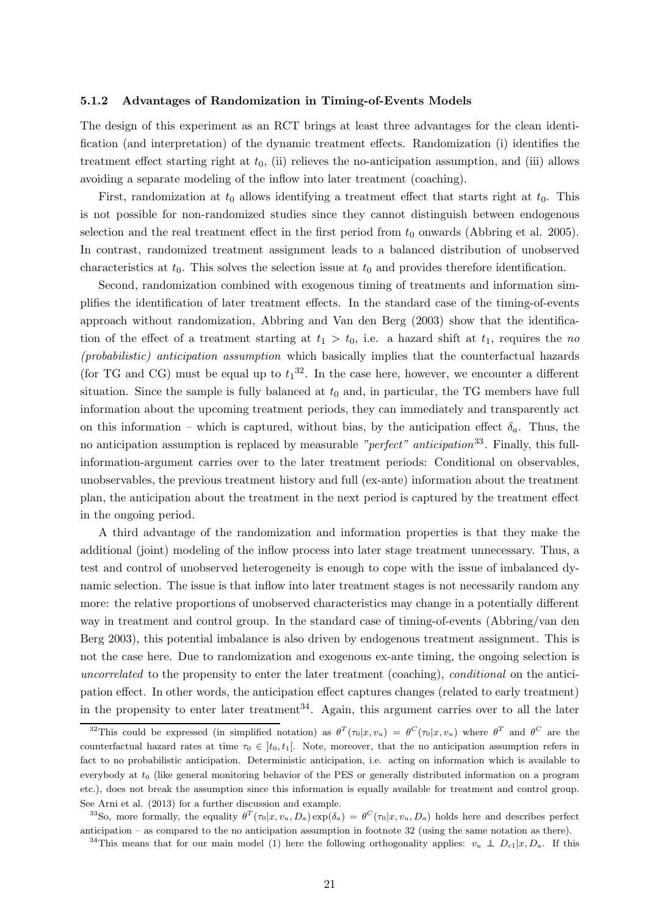### 5.1.2 Advantages of Randomization in Timing-of-Events Models

The design of this experiment as an RCT brings at least three advantages for the clean identification (and interpretation) of the dynamic treatment effects. Randomization (i) identifies the treatment effect starting right at $t_0$, (ii) relieves the no-anticipation assumption, and (iii) allows avoiding a separate modeling of the inflow into later treatment (coaching).

First, randomization at $t_0$ allows identifying a treatment effect that starts right at $t_0$. This is not possible for non-randomized studies since they cannot distinguish between endogenous selection and the real treatment effect in the first period from $t_0$ onwards (Abbring et al. 2005). In contrast, randomized treatment assignment leads to a balanced distribution of unobserved characteristics at $t_0$. This solves the selection issue at $t_0$ and provides therefore identification.

Second, randomization combined with exogenous timing of treatments and information simplifies the identification of later treatment effects. In the standard case of the timing-of-events approach without randomization, Abbring and Van den Berg (2003) show that the identification of the effect of a treatment starting at $t_1 > t_0$, i.e. a hazard shift at $t_1$, requires the *no (probabilistic) anticipation assumption* which basically implies that the counterfactual hazards (for TG and CG) must be equal up to $t_1$[32]. In the case here, however, we encounter a different situation. Since the sample is fully balanced at $t_0$ and, in particular, the TG members have full information about the upcoming treatment periods, they can immediately and transparently act on this information – which is captured, without bias, by the anticipation effect $\delta_a$. Thus, the no anticipation assumption is replaced by measurable *"perfect" anticipation*[33]. Finally, this full-information-argument carries over to the later treatment periods: Conditional on observables, unobservables, the previous treatment history and full (ex-ante) information about the treatment plan, the anticipation about the treatment in the next period is captured by the treatment effect in the ongoing period.

A third advantage of the randomization and information properties is that they make the additional (joint) modeling of the inflow process into later stage treatment unnecessary. Thus, a test and control of unobserved heterogeneity is enough to cope with the issue of imbalanced dynamic selection. The issue is that inflow into later treatment stages is not necessarily random any more: the relative proportions of unobserved characteristics may change in a potentially different way in treatment and control group. In the standard case of timing-of-events (Abbring/van den Berg 2003), this potential imbalance is also driven by endogenous treatment assignment. This is not the case here. Due to randomization and exogenous ex-ante timing, the ongoing selection is *uncorrelated* to the propensity to enter the later treatment (coaching), *conditional* on the anticipation effect. In other words, the anticipation effect captures changes (related to early treatment) in the propensity to enter later treatment[34]. Again, this argument carries over to all the later

[32] This could be expressed (in simplified notation) as $\theta^T(\tau_0|x, v_u) = \theta^C(\tau_0|x, v_u)$ where $\theta^T$ and $\theta^C$ are the counterfactual hazard rates at time $\tau_0 \in ]t_0, t_1[$. Note, moreover, that the no anticipation assumption refers in fact to no probabilistic anticipation. Deterministic anticipation, i.e. acting on information which is available to everybody at $t_0$ (like general monitoring behavior of the PES or generally distributed information on a program etc.), does not break the assumption since this information is equally available for treatment and control group. See Arni et al. (2013) for a further discussion and example.

[33] So, more formally, the equality $\theta^T(\tau_0|x, v_u, D_a)\exp(\delta_a) = \theta^C(\tau_0|x, v_u, D_a)$ holds here and describes perfect anticipation – as compared to the no anticipation assumption in footnote 32 (using the same notation as there).

[34] This means that for our main model (1) here the following orthogonality applies: $v_u \perp\!\!\!\perp D_{c1}|x, D_a$. If this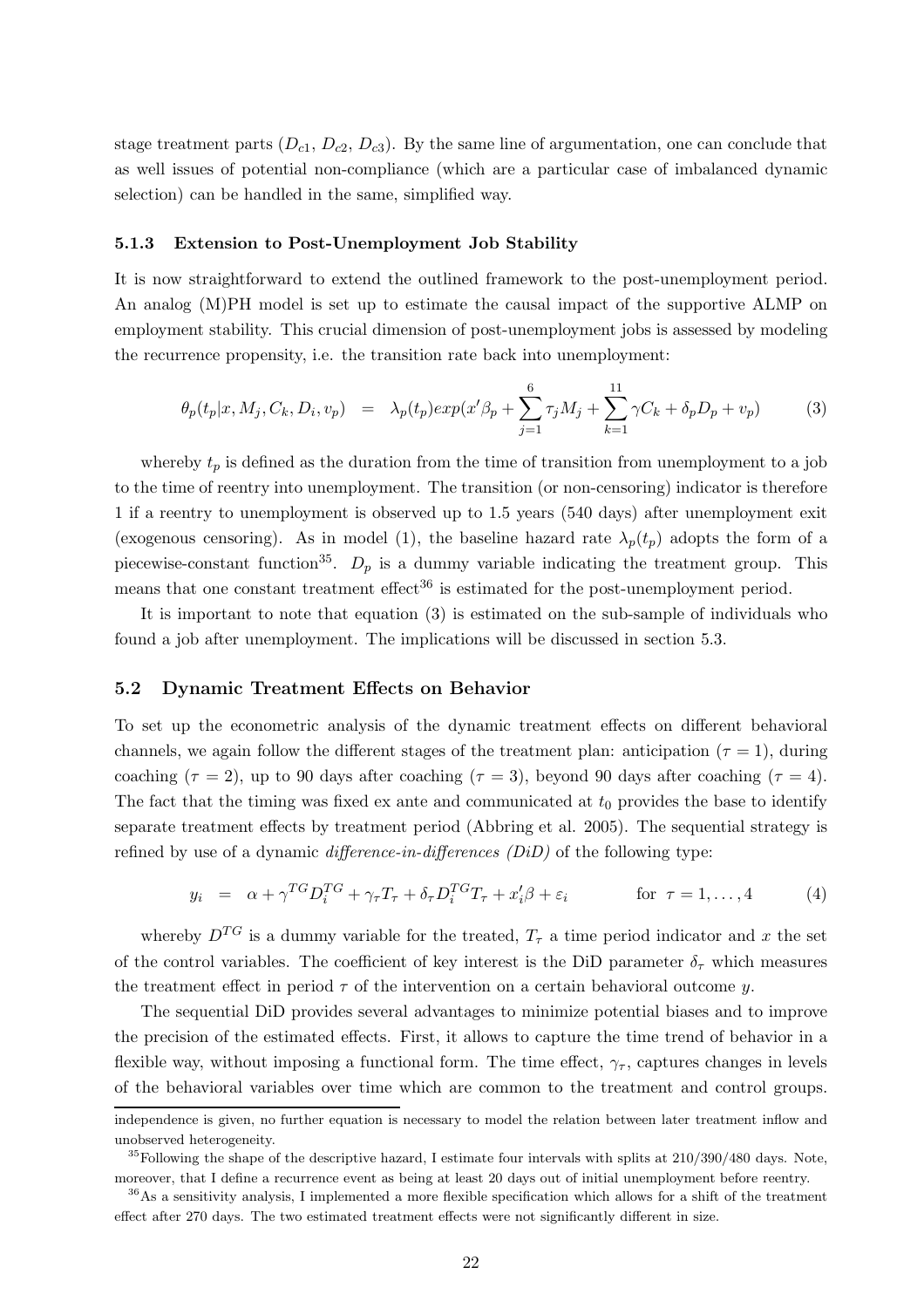stage treatment parts ($D_{c1}$, $D_{c2}$, $D_{c3}$). By the same line of argumentation, one can conclude that as well issues of potential non-compliance (which are a particular case of imbalanced dynamic selection) can be handled in the same, simplified way.

#### 5.1.3 Extension to Post-Unemployment Job Stability

It is now straightforward to extend the outlined framework to the post-unemployment period. An analog (M)PH model is set up to estimate the causal impact of the supportive ALMP on employment stability. This crucial dimension of post-unemployment jobs is assessed by modeling the recurrence propensity, i.e. the transition rate back into unemployment:

$$\theta_p(t_p|x, M_j, C_k, D_i, v_p) \quad = \quad \lambda_p(t_p)exp(x'\beta_p + \sum_{j=1}^{6}\tau_j M_j + \sum_{k=1}^{11}\gamma C_k + \delta_p D_p + v_p) \tag{3}$$

whereby $t_p$ is defined as the duration from the time of transition from unemployment to a job to the time of reentry into unemployment. The transition (or non-censoring) indicator is therefore 1 if a reentry to unemployment is observed up to 1.5 years (540 days) after unemployment exit (exogenous censoring). As in model (1), the baseline hazard rate $\lambda_p(t_p)$ adopts the form of a piecewise-constant function[35]. $D_p$ is a dummy variable indicating the treatment group. This means that one constant treatment effect[36] is estimated for the post-unemployment period.

It is important to note that equation (3) is estimated on the sub-sample of individuals who found a job after unemployment. The implications will be discussed in section 5.3.

### 5.2 Dynamic Treatment Effects on Behavior

To set up the econometric analysis of the dynamic treatment effects on different behavioral channels, we again follow the different stages of the treatment plan: anticipation ($\tau = 1$), during coaching ($\tau = 2$), up to 90 days after coaching ($\tau = 3$), beyond 90 days after coaching ($\tau = 4$). The fact that the timing was fixed ex ante and communicated at $t_0$ provides the base to identify separate treatment effects by treatment period (Abbring et al. 2005). The sequential strategy is refined by use of a dynamic *difference-in-differences (DiD)* of the following type:

$$y_i \quad = \quad \alpha + \gamma^{TG} D_i^{TG} + \gamma_\tau T_\tau + \delta_\tau D_i^{TG} T_\tau + x_i'\beta + \varepsilon_i \qquad\qquad \text{for } \tau = 1, \ldots, 4 \tag{4}$$

whereby $D^{TG}$ is a dummy variable for the treated, $T_\tau$ a time period indicator and $x$ the set of the control variables. The coefficient of key interest is the DiD parameter $\delta_\tau$ which measures the treatment effect in period $\tau$ of the intervention on a certain behavioral outcome $y$.

The sequential DiD provides several advantages to minimize potential biases and to improve the precision of the estimated effects. First, it allows to capture the time trend of behavior in a flexible way, without imposing a functional form. The time effect, $\gamma_\tau$, captures changes in levels of the behavioral variables over time which are common to the treatment and control groups.

independence is given, no further equation is necessary to model the relation between later treatment inflow and unobserved heterogeneity.

[35] Following the shape of the descriptive hazard, I estimate four intervals with splits at 210/390/480 days. Note, moreover, that I define a recurrence event as being at least 20 days out of initial unemployment before reentry.

[36] As a sensitivity analysis, I implemented a more flexible specification which allows for a shift of the treatment effect after 270 days. The two estimated treatment effects were not significantly different in size.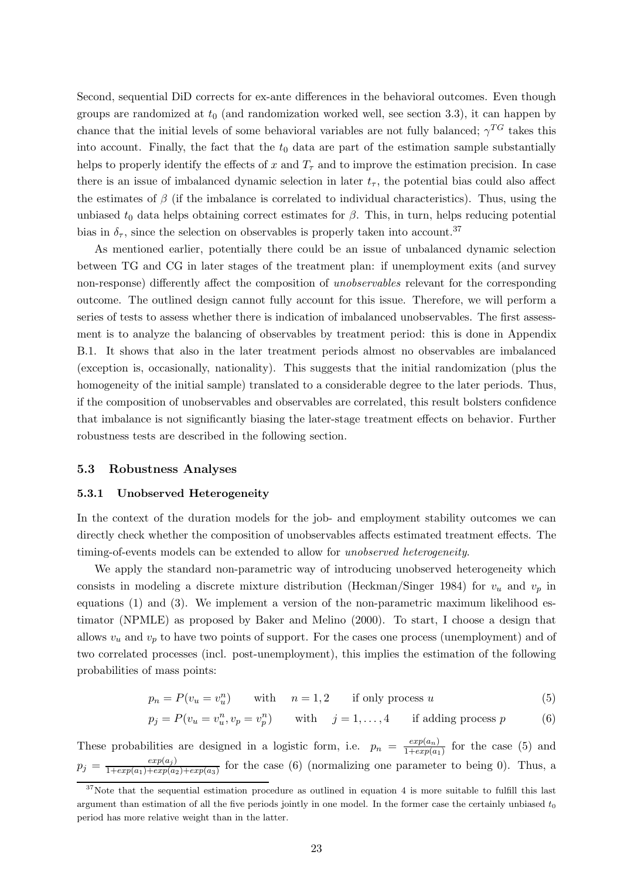Second, sequential DiD corrects for ex-ante differences in the behavioral outcomes. Even though groups are randomized at $t_0$ (and randomization worked well, see section 3.3), it can happen by chance that the initial levels of some behavioral variables are not fully balanced; $\gamma^{TG}$ takes this into account. Finally, the fact that the $t_0$ data are part of the estimation sample substantially helps to properly identify the effects of $x$ and $T_\tau$ and to improve the estimation precision. In case there is an issue of imbalanced dynamic selection in later $t_\tau$, the potential bias could also affect the estimates of $\beta$ (if the imbalance is correlated to individual characteristics). Thus, using the unbiased $t_0$ data helps obtaining correct estimates for $\beta$. This, in turn, helps reducing potential bias in $\delta_\tau$, since the selection on observables is properly taken into account.[37]

As mentioned earlier, potentially there could be an issue of unbalanced dynamic selection between TG and CG in later stages of the treatment plan: if unemployment exits (and survey non-response) differently affect the composition of *unobservables* relevant for the corresponding outcome. The outlined design cannot fully account for this issue. Therefore, we will perform a series of tests to assess whether there is indication of imbalanced unobservables. The first assessment is to analyze the balancing of observables by treatment period: this is done in Appendix B.1. It shows that also in the later treatment periods almost no observables are imbalanced (exception is, occasionally, nationality). This suggests that the initial randomization (plus the homogeneity of the initial sample) translated to a considerable degree to the later periods. Thus, if the composition of unobservables and observables are correlated, this result bolsters confidence that imbalance is not significantly biasing the later-stage treatment effects on behavior. Further robustness tests are described in the following section.

### 5.3 Robustness Analyses

#### 5.3.1 Unobserved Heterogeneity

In the context of the duration models for the job- and employment stability outcomes we can directly check whether the composition of unobservables affects estimated treatment effects. The timing-of-events models can be extended to allow for *unobserved heterogeneity*.

We apply the standard non-parametric way of introducing unobserved heterogeneity which consists in modeling a discrete mixture distribution (Heckman/Singer 1984) for $v_u$ and $v_p$ in equations (1) and (3). We implement a version of the non-parametric maximum likelihood estimator (NPMLE) as proposed by Baker and Melino (2000). To start, I choose a design that allows $v_u$ and $v_p$ to have two points of support. For the cases one process (unemployment) and of two correlated processes (incl. post-unemployment), this implies the estimation of the following probabilities of mass points:

$$p_n = P(v_u = v_u^n) \qquad \text{with} \quad n = 1, 2 \qquad \text{if only process } u \tag{5}$$

$$p_j = P(v_u = v_u^n, v_p = v_p^n) \qquad \text{with} \quad j = 1, \ldots, 4 \qquad \text{if adding process } p \tag{6}$$

These probabilities are designed in a logistic form, i.e. $p_n = \frac{exp(a_n)}{1+exp(a_1)}$ for the case (5) and $p_j = \frac{exp(a_j)}{1+exp(a_1)+exp(a_2)+exp(a_3)}$ for the case (6) (normalizing one parameter to being 0). Thus, a

[37] Note that the sequential estimation procedure as outlined in equation 4 is more suitable to fulfill this last argument than estimation of all the five periods jointly in one model. In the former case the certainly unbiased $t_0$ period has more relative weight than in the latter.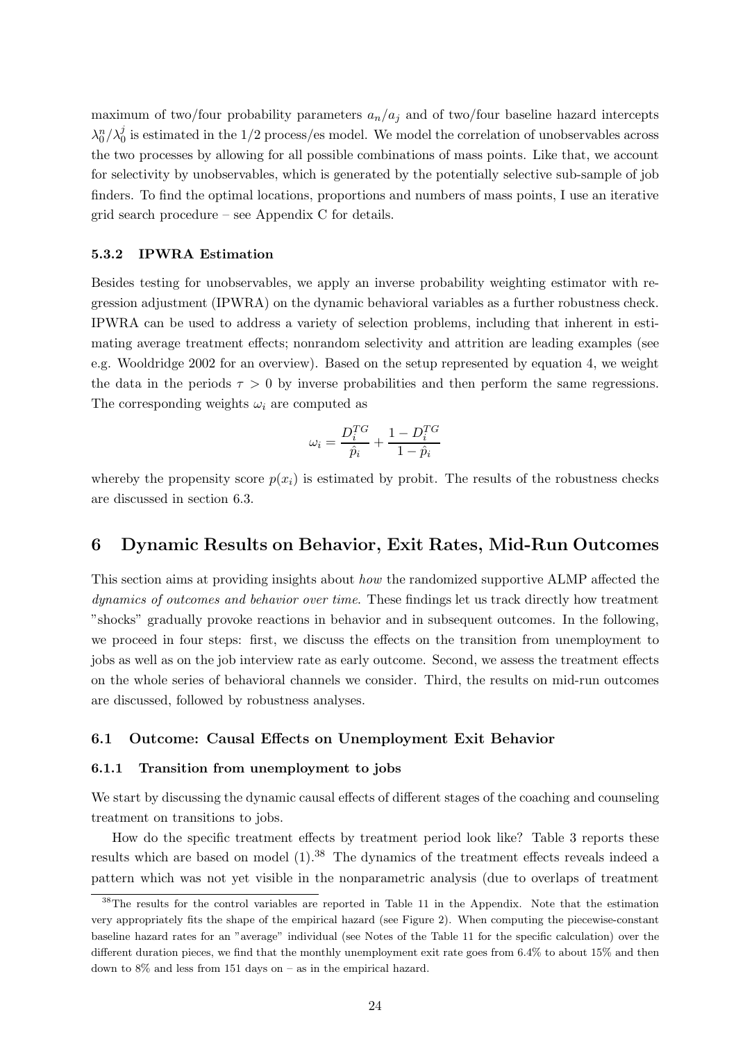maximum of two/four probability parameters $a_n/a_j$ and of two/four baseline hazard intercepts $\lambda_0^n/\lambda_0^j$ is estimated in the 1/2 process/es model. We model the correlation of unobservables across the two processes by allowing for all possible combinations of mass points. Like that, we account for selectivity by unobservables, which is generated by the potentially selective sub-sample of job finders. To find the optimal locations, proportions and numbers of mass points, I use an iterative grid search procedure – see Appendix C for details.

#### 5.3.2 IPWRA Estimation

Besides testing for unobservables, we apply an inverse probability weighting estimator with regression adjustment (IPWRA) on the dynamic behavioral variables as a further robustness check. IPWRA can be used to address a variety of selection problems, including that inherent in estimating average treatment effects; nonrandom selectivity and attrition are leading examples (see e.g. Wooldridge 2002 for an overview). Based on the setup represented by equation 4, we weight the data in the periods $\tau > 0$ by inverse probabilities and then perform the same regressions. The corresponding weights $\omega_i$ are computed as

$$\omega_i = \frac{D_i^{TG}}{\hat{p}_i} + \frac{1 - D_i^{TG}}{1 - \hat{p}_i}$$

whereby the propensity score $p(x_i)$ is estimated by probit. The results of the robustness checks are discussed in section 6.3.

## 6 Dynamic Results on Behavior, Exit Rates, Mid-Run Outcomes

This section aims at providing insights about *how* the randomized supportive ALMP affected the *dynamics of outcomes and behavior over time*. These findings let us track directly how treatment "shocks" gradually provoke reactions in behavior and in subsequent outcomes. In the following, we proceed in four steps: first, we discuss the effects on the transition from unemployment to jobs as well as on the job interview rate as early outcome. Second, we assess the treatment effects on the whole series of behavioral channels we consider. Third, the results on mid-run outcomes are discussed, followed by robustness analyses.

### 6.1 Outcome: Causal Effects on Unemployment Exit Behavior

#### 6.1.1 Transition from unemployment to jobs

We start by discussing the dynamic causal effects of different stages of the coaching and counseling treatment on transitions to jobs.

How do the specific treatment effects by treatment period look like? Table 3 reports these results which are based on model (1).[38] The dynamics of the treatment effects reveals indeed a pattern which was not yet visible in the nonparametric analysis (due to overlaps of treatment

[38]The results for the control variables are reported in Table 11 in the Appendix. Note that the estimation very appropriately fits the shape of the empirical hazard (see Figure 2). When computing the piecewise-constant baseline hazard rates for an "average" individual (see Notes of the Table 11 for the specific calculation) over the different duration pieces, we find that the monthly unemployment exit rate goes from 6.4% to about 15% and then down to 8% and less from 151 days on – as in the empirical hazard.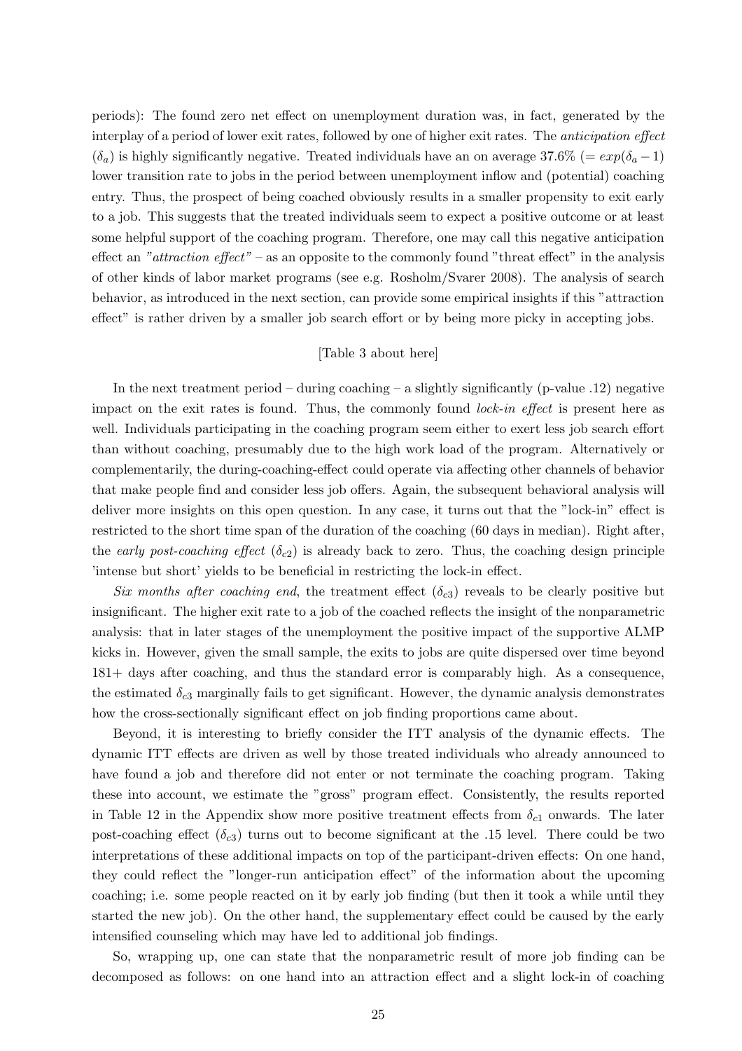periods): The found zero net effect on unemployment duration was, in fact, generated by the interplay of a period of lower exit rates, followed by one of higher exit rates. The *anticipation effect* ($\delta_a$) is highly significantly negative. Treated individuals have an on average 37.6% ($= exp(\delta_a - 1)$ lower transition rate to jobs in the period between unemployment inflow and (potential) coaching entry. Thus, the prospect of being coached obviously results in a smaller propensity to exit early to a job. This suggests that the treated individuals seem to expect a positive outcome or at least some helpful support of the coaching program. Therefore, one may call this negative anticipation effect an *"attraction effect"* – as an opposite to the commonly found "threat effect" in the analysis of other kinds of labor market programs (see e.g. Rosholm/Svarer 2008). The analysis of search behavior, as introduced in the next section, can provide some empirical insights if this "attraction effect" is rather driven by a smaller job search effort or by being more picky in accepting jobs.

[Table 3 about here]

In the next treatment period – during coaching – a slightly significantly (p-value .12) negative impact on the exit rates is found. Thus, the commonly found *lock-in effect* is present here as well. Individuals participating in the coaching program seem either to exert less job search effort than without coaching, presumably due to the high work load of the program. Alternatively or complementarily, the during-coaching-effect could operate via affecting other channels of behavior that make people find and consider less job offers. Again, the subsequent behavioral analysis will deliver more insights on this open question. In any case, it turns out that the "lock-in" effect is restricted to the short time span of the duration of the coaching (60 days in median). Right after, the *early post-coaching effect* ($\delta_{c2}$) is already back to zero. Thus, the coaching design principle 'intense but short' yields to be beneficial in restricting the lock-in effect.

*Six months after coaching end*, the treatment effect ($\delta_{c3}$) reveals to be clearly positive but insignificant. The higher exit rate to a job of the coached reflects the insight of the nonparametric analysis: that in later stages of the unemployment the positive impact of the supportive ALMP kicks in. However, given the small sample, the exits to jobs are quite dispersed over time beyond 181+ days after coaching, and thus the standard error is comparably high. As a consequence, the estimated $\delta_{c3}$ marginally fails to get significant. However, the dynamic analysis demonstrates how the cross-sectionally significant effect on job finding proportions came about.

Beyond, it is interesting to briefly consider the ITT analysis of the dynamic effects. The dynamic ITT effects are driven as well by those treated individuals who already announced to have found a job and therefore did not enter or not terminate the coaching program. Taking these into account, we estimate the "gross" program effect. Consistently, the results reported in Table 12 in the Appendix show more positive treatment effects from $\delta_{c1}$ onwards. The later post-coaching effect ($\delta_{c3}$) turns out to become significant at the .15 level. There could be two interpretations of these additional impacts on top of the participant-driven effects: On one hand, they could reflect the "longer-run anticipation effect" of the information about the upcoming coaching; i.e. some people reacted on it by early job finding (but then it took a while until they started the new job). On the other hand, the supplementary effect could be caused by the early intensified counseling which may have led to additional job findings.

So, wrapping up, one can state that the nonparametric result of more job finding can be decomposed as follows: on one hand into an attraction effect and a slight lock-in of coaching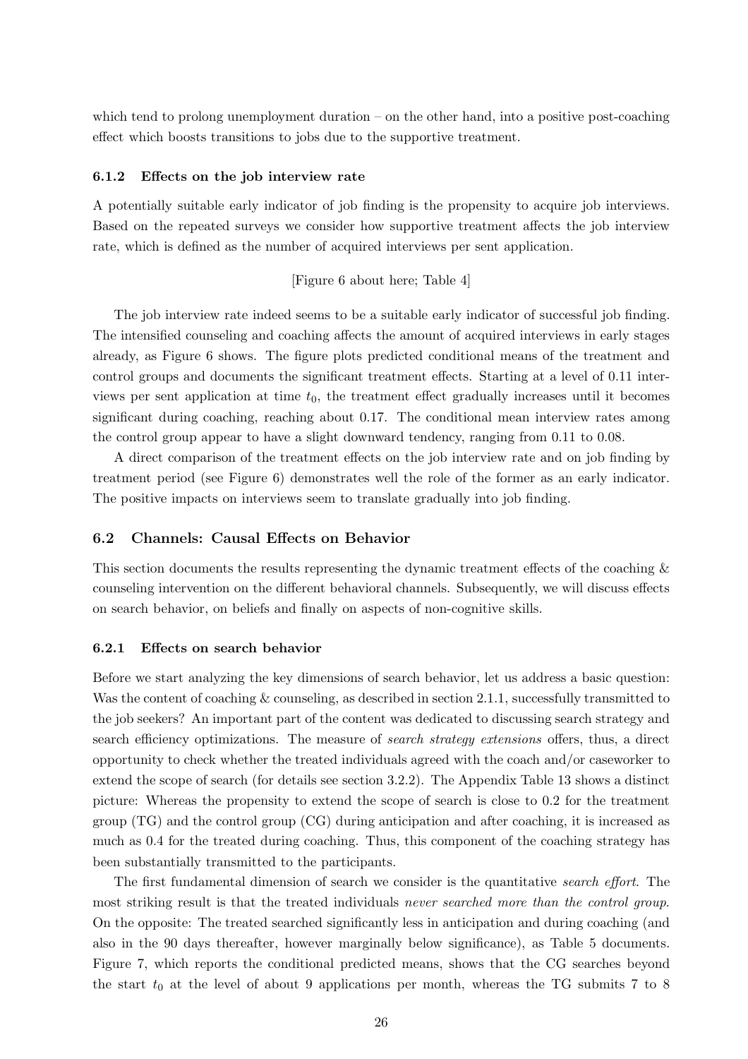which tend to prolong unemployment duration – on the other hand, into a positive post-coaching effect which boosts transitions to jobs due to the supportive treatment.

### 6.1.2 Effects on the job interview rate

A potentially suitable early indicator of job finding is the propensity to acquire job interviews. Based on the repeated surveys we consider how supportive treatment affects the job interview rate, which is defined as the number of acquired interviews per sent application.

[Figure 6 about here; Table 4]

The job interview rate indeed seems to be a suitable early indicator of successful job finding. The intensified counseling and coaching affects the amount of acquired interviews in early stages already, as Figure 6 shows. The figure plots predicted conditional means of the treatment and control groups and documents the significant treatment effects. Starting at a level of 0.11 interviews per sent application at time $t_0$, the treatment effect gradually increases until it becomes significant during coaching, reaching about 0.17. The conditional mean interview rates among the control group appear to have a slight downward tendency, ranging from 0.11 to 0.08.

A direct comparison of the treatment effects on the job interview rate and on job finding by treatment period (see Figure 6) demonstrates well the role of the former as an early indicator. The positive impacts on interviews seem to translate gradually into job finding.

## 6.2 Channels: Causal Effects on Behavior

This section documents the results representing the dynamic treatment effects of the coaching & counseling intervention on the different behavioral channels. Subsequently, we will discuss effects on search behavior, on beliefs and finally on aspects of non-cognitive skills.

### 6.2.1 Effects on search behavior

Before we start analyzing the key dimensions of search behavior, let us address a basic question: Was the content of coaching & counseling, as described in section 2.1.1, successfully transmitted to the job seekers? An important part of the content was dedicated to discussing search strategy and search efficiency optimizations. The measure of *search strategy extensions* offers, thus, a direct opportunity to check whether the treated individuals agreed with the coach and/or caseworker to extend the scope of search (for details see section 3.2.2). The Appendix Table 13 shows a distinct picture: Whereas the propensity to extend the scope of search is close to 0.2 for the treatment group (TG) and the control group (CG) during anticipation and after coaching, it is increased as much as 0.4 for the treated during coaching. Thus, this component of the coaching strategy has been substantially transmitted to the participants.

The first fundamental dimension of search we consider is the quantitative *search effort*. The most striking result is that the treated individuals *never searched more than the control group*. On the opposite: The treated searched significantly less in anticipation and during coaching (and also in the 90 days thereafter, however marginally below significance), as Table 5 documents. Figure 7, which reports the conditional predicted means, shows that the CG searches beyond the start $t_0$ at the level of about 9 applications per month, whereas the TG submits 7 to 8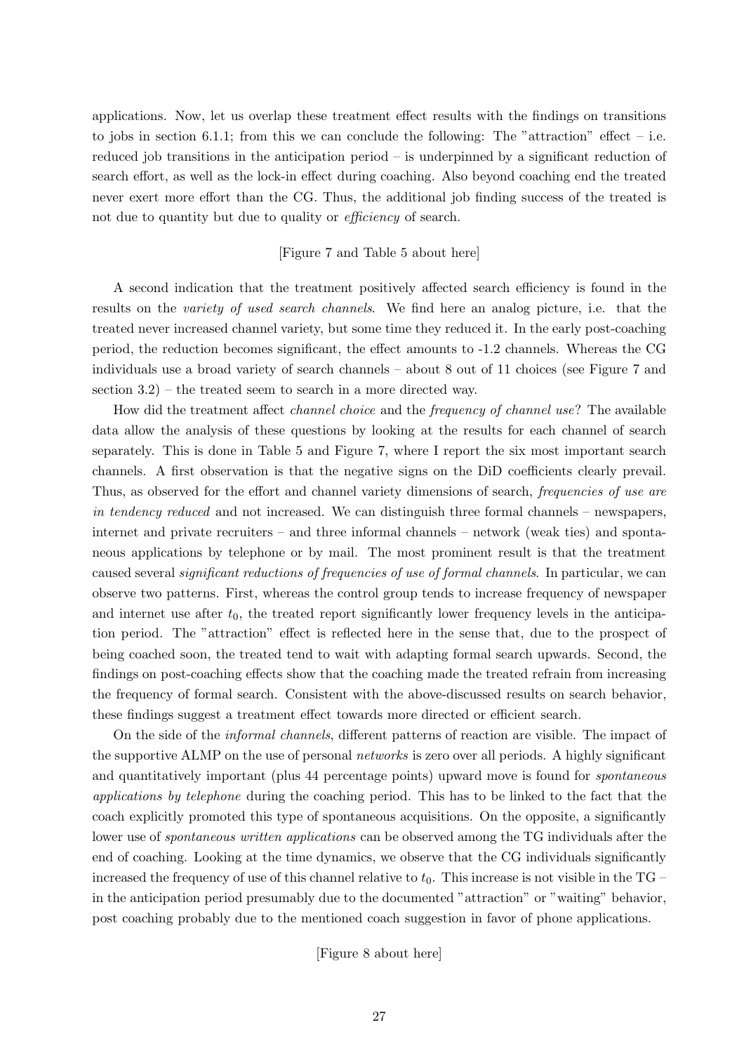applications. Now, let us overlap these treatment effect results with the findings on transitions to jobs in section 6.1.1; from this we can conclude the following: The "attraction" effect – i.e. reduced job transitions in the anticipation period – is underpinned by a significant reduction of search effort, as well as the lock-in effect during coaching. Also beyond coaching end the treated never exert more effort than the CG. Thus, the additional job finding success of the treated is not due to quantity but due to quality or *efficiency* of search.

[Figure 7 and Table 5 about here]

A second indication that the treatment positively affected search efficiency is found in the results on the *variety of used search channels*. We find here an analog picture, i.e. that the treated never increased channel variety, but some time they reduced it. In the early post-coaching period, the reduction becomes significant, the effect amounts to -1.2 channels. Whereas the CG individuals use a broad variety of search channels – about 8 out of 11 choices (see Figure 7 and section 3.2) – the treated seem to search in a more directed way.

How did the treatment affect *channel choice* and the *frequency of channel use*? The available data allow the analysis of these questions by looking at the results for each channel of search separately. This is done in Table 5 and Figure 7, where I report the six most important search channels. A first observation is that the negative signs on the DiD coefficients clearly prevail. Thus, as observed for the effort and channel variety dimensions of search, *frequencies of use are in tendency reduced* and not increased. We can distinguish three formal channels – newspapers, internet and private recruiters – and three informal channels – network (weak ties) and spontaneous applications by telephone or by mail. The most prominent result is that the treatment caused several *significant reductions of frequencies of use of formal channels*. In particular, we can observe two patterns. First, whereas the control group tends to increase frequency of newspaper and internet use after $t_0$, the treated report significantly lower frequency levels in the anticipation period. The "attraction" effect is reflected here in the sense that, due to the prospect of being coached soon, the treated tend to wait with adapting formal search upwards. Second, the findings on post-coaching effects show that the coaching made the treated refrain from increasing the frequency of formal search. Consistent with the above-discussed results on search behavior, these findings suggest a treatment effect towards more directed or efficient search.

On the side of the *informal channels*, different patterns of reaction are visible. The impact of the supportive ALMP on the use of personal *networks* is zero over all periods. A highly significant and quantitatively important (plus 44 percentage points) upward move is found for *spontaneous applications by telephone* during the coaching period. This has to be linked to the fact that the coach explicitly promoted this type of spontaneous acquisitions. On the opposite, a significantly lower use of *spontaneous written applications* can be observed among the TG individuals after the end of coaching. Looking at the time dynamics, we observe that the CG individuals significantly increased the frequency of use of this channel relative to $t_0$. This increase is not visible in the TG – in the anticipation period presumably due to the documented "attraction" or "waiting" behavior, post coaching probably due to the mentioned coach suggestion in favor of phone applications.

[Figure 8 about here]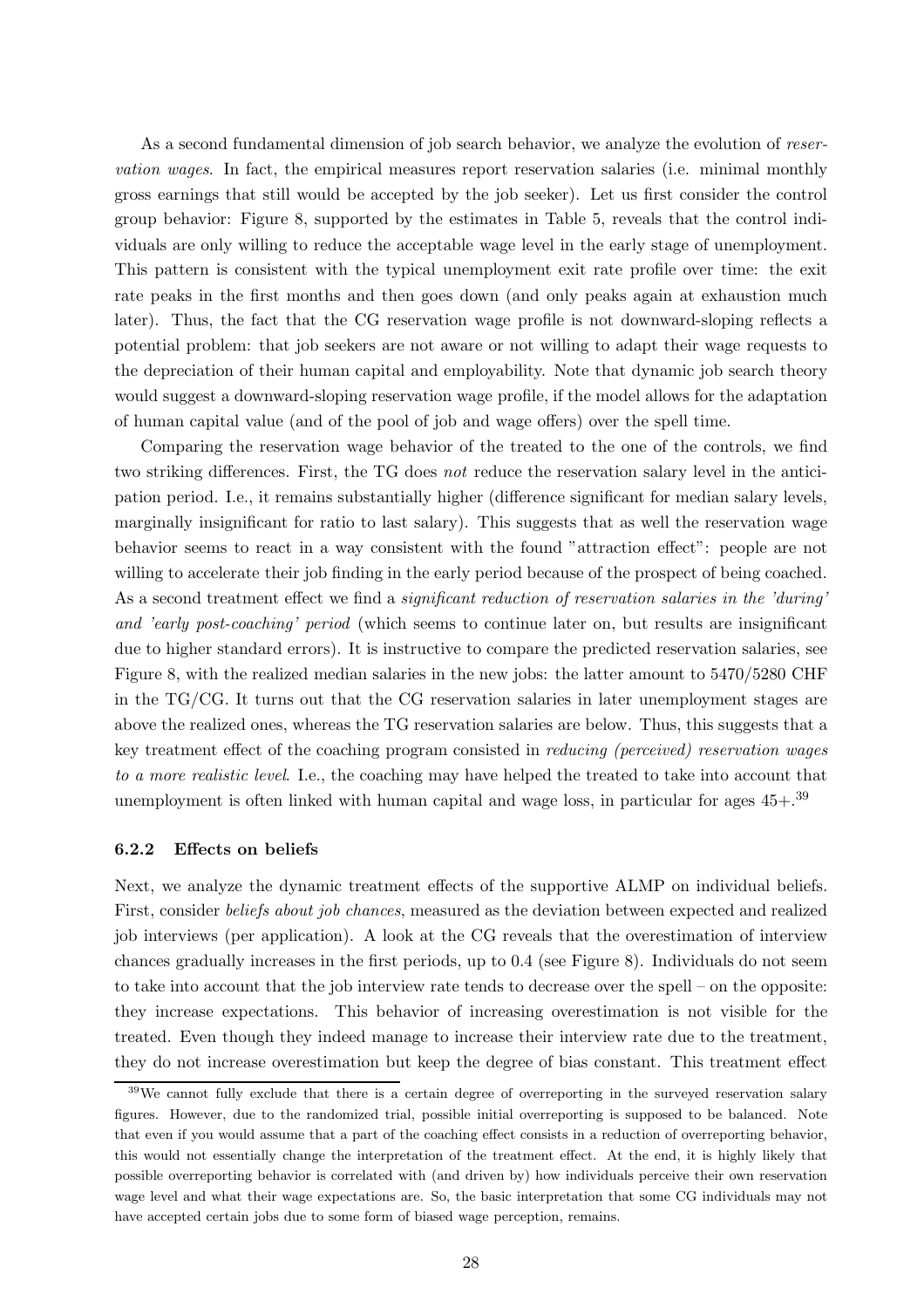As a second fundamental dimension of job search behavior, we analyze the evolution of *reservation wages*. In fact, the empirical measures report reservation salaries (i.e. minimal monthly gross earnings that still would be accepted by the job seeker). Let us first consider the control group behavior: Figure 8, supported by the estimates in Table 5, reveals that the control individuals are only willing to reduce the acceptable wage level in the early stage of unemployment. This pattern is consistent with the typical unemployment exit rate profile over time: the exit rate peaks in the first months and then goes down (and only peaks again at exhaustion much later). Thus, the fact that the CG reservation wage profile is not downward-sloping reflects a potential problem: that job seekers are not aware or not willing to adapt their wage requests to the depreciation of their human capital and employability. Note that dynamic job search theory would suggest a downward-sloping reservation wage profile, if the model allows for the adaptation of human capital value (and of the pool of job and wage offers) over the spell time.

Comparing the reservation wage behavior of the treated to the one of the controls, we find two striking differences. First, the TG does *not* reduce the reservation salary level in the anticipation period. I.e., it remains substantially higher (difference significant for median salary levels, marginally insignificant for ratio to last salary). This suggests that as well the reservation wage behavior seems to react in a way consistent with the found "attraction effect": people are not willing to accelerate their job finding in the early period because of the prospect of being coached. As a second treatment effect we find a *significant reduction of reservation salaries in the 'during' and 'early post-coaching' period* (which seems to continue later on, but results are insignificant due to higher standard errors). It is instructive to compare the predicted reservation salaries, see Figure 8, with the realized median salaries in the new jobs: the latter amount to 5470/5280 CHF in the TG/CG. It turns out that the CG reservation salaries in later unemployment stages are above the realized ones, whereas the TG reservation salaries are below. Thus, this suggests that a key treatment effect of the coaching program consisted in *reducing (perceived) reservation wages to a more realistic level*. I.e., the coaching may have helped the treated to take into account that unemployment is often linked with human capital and wage loss, in particular for ages 45+.[39]

### 6.2.2 Effects on beliefs

Next, we analyze the dynamic treatment effects of the supportive ALMP on individual beliefs. First, consider *beliefs about job chances*, measured as the deviation between expected and realized job interviews (per application). A look at the CG reveals that the overestimation of interview chances gradually increases in the first periods, up to 0.4 (see Figure 8). Individuals do not seem to take into account that the job interview rate tends to decrease over the spell – on the opposite: they increase expectations. This behavior of increasing overestimation is not visible for the treated. Even though they indeed manage to increase their interview rate due to the treatment, they do not increase overestimation but keep the degree of bias constant. This treatment effect

[39] We cannot fully exclude that there is a certain degree of overreporting in the surveyed reservation salary figures. However, due to the randomized trial, possible initial overreporting is supposed to be balanced. Note that even if you would assume that a part of the coaching effect consists in a reduction of overreporting behavior, this would not essentially change the interpretation of the treatment effect. At the end, it is highly likely that possible overreporting behavior is correlated with (and driven by) how individuals perceive their own reservation wage level and what their wage expectations are. So, the basic interpretation that some CG individuals may not have accepted certain jobs due to some form of biased wage perception, remains.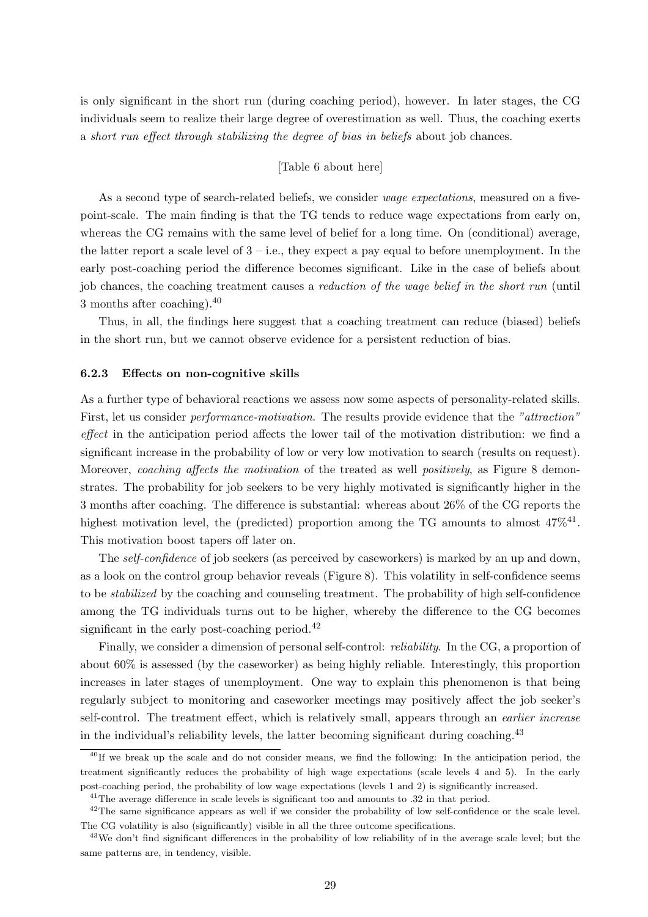is only significant in the short run (during coaching period), however. In later stages, the CG individuals seem to realize their large degree of overestimation as well. Thus, the coaching exerts a *short run effect through stabilizing the degree of bias in beliefs* about job chances.

[Table 6 about here]

As a second type of search-related beliefs, we consider *wage expectations*, measured on a five-point-scale. The main finding is that the TG tends to reduce wage expectations from early on, whereas the CG remains with the same level of belief for a long time. On (conditional) average, the latter report a scale level of 3 – i.e., they expect a pay equal to before unemployment. In the early post-coaching period the difference becomes significant. Like in the case of beliefs about job chances, the coaching treatment causes a *reduction of the wage belief in the short run* (until 3 months after coaching).[40]

Thus, in all, the findings here suggest that a coaching treatment can reduce (biased) beliefs in the short run, but we cannot observe evidence for a persistent reduction of bias.

#### 6.2.3 Effects on non-cognitive skills

As a further type of behavioral reactions we assess now some aspects of personality-related skills. First, let us consider *performance-motivation*. The results provide evidence that the *"attraction" effect* in the anticipation period affects the lower tail of the motivation distribution: we find a significant increase in the probability of low or very low motivation to search (results on request). Moreover, *coaching affects the motivation* of the treated as well *positively*, as Figure 8 demonstrates. The probability for job seekers to be very highly motivated is significantly higher in the 3 months after coaching. The difference is substantial: whereas about 26% of the CG reports the highest motivation level, the (predicted) proportion among the TG amounts to almost 47%[41]. This motivation boost tapers off later on.

The *self-confidence* of job seekers (as perceived by caseworkers) is marked by an up and down, as a look on the control group behavior reveals (Figure 8). This volatility in self-confidence seems to be *stabilized* by the coaching and counseling treatment. The probability of high self-confidence among the TG individuals turns out to be higher, whereby the difference to the CG becomes significant in the early post-coaching period.[42]

Finally, we consider a dimension of personal self-control: *reliability*. In the CG, a proportion of about 60% is assessed (by the caseworker) as being highly reliable. Interestingly, this proportion increases in later stages of unemployment. One way to explain this phenomenon is that being regularly subject to monitoring and caseworker meetings may positively affect the job seeker's self-control. The treatment effect, which is relatively small, appears through an *earlier increase* in the individual's reliability levels, the latter becoming significant during coaching.[43]

---

[40] If we break up the scale and do not consider means, we find the following: In the anticipation period, the treatment significantly reduces the probability of high wage expectations (scale levels 4 and 5). In the early post-coaching period, the probability of low wage expectations (levels 1 and 2) is significantly increased.

[41] The average difference in scale levels is significant too and amounts to .32 in that period.

[42] The same significance appears as well if we consider the probability of low self-confidence or the scale level. The CG volatility is also (significantly) visible in all the three outcome specifications.

[43] We don't find significant differences in the probability of low reliability of in the average scale level; but the same patterns are, in tendency, visible.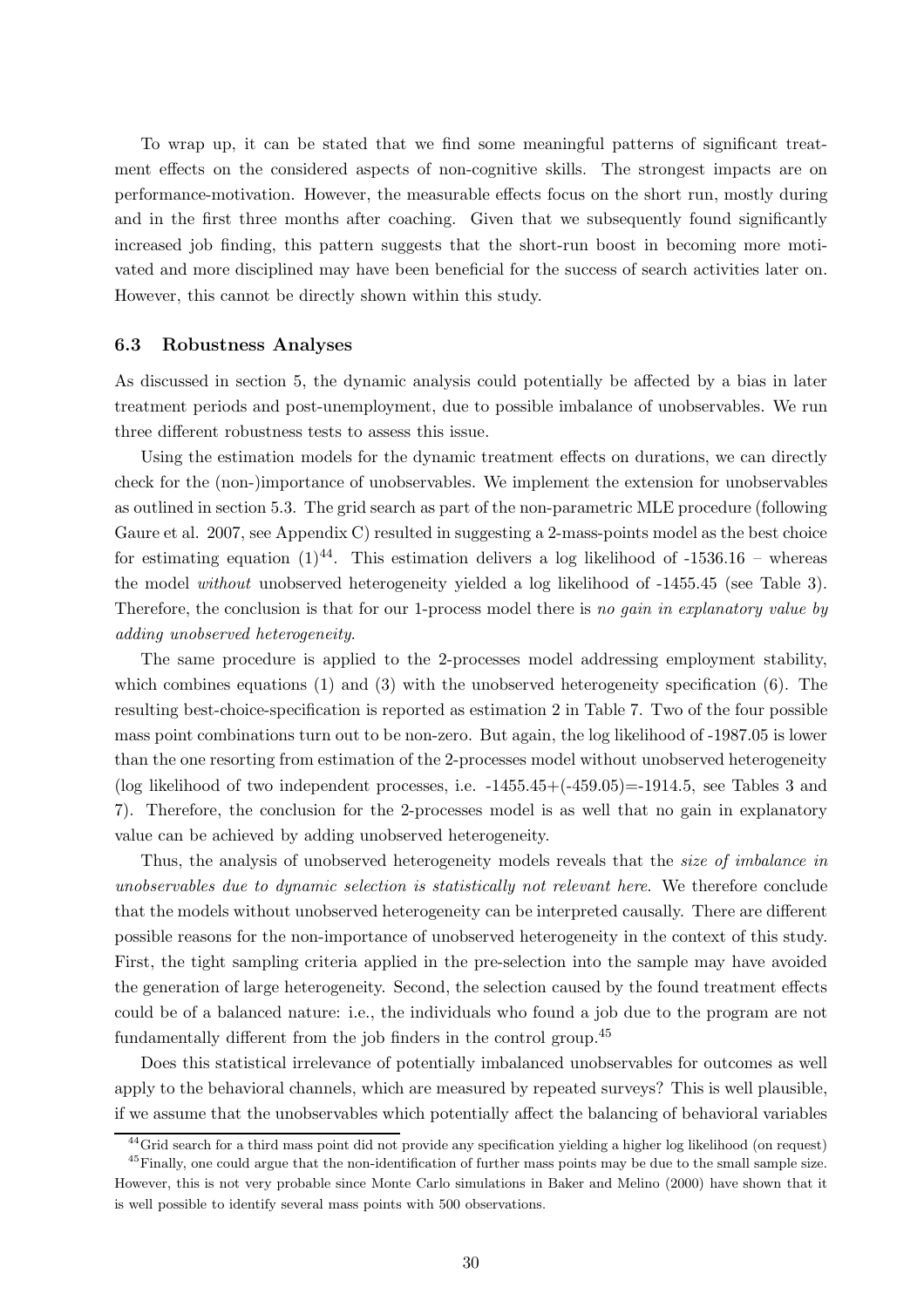To wrap up, it can be stated that we find some meaningful patterns of significant treatment effects on the considered aspects of non-cognitive skills. The strongest impacts are on performance-motivation. However, the measurable effects focus on the short run, mostly during and in the first three months after coaching. Given that we subsequently found significantly increased job finding, this pattern suggests that the short-run boost in becoming more motivated and more disciplined may have been beneficial for the success of search activities later on. However, this cannot be directly shown within this study.

### 6.3 Robustness Analyses

As discussed in section 5, the dynamic analysis could potentially be affected by a bias in later treatment periods and post-unemployment, due to possible imbalance of unobservables. We run three different robustness tests to assess this issue.

Using the estimation models for the dynamic treatment effects on durations, we can directly check for the (non-)importance of unobservables. We implement the extension for unobservables as outlined in section 5.3. The grid search as part of the non-parametric MLE procedure (following Gaure et al. 2007, see Appendix C) resulted in suggesting a 2-mass-points model as the best choice for estimating equation (1)[44]. This estimation delivers a log likelihood of -1536.16 – whereas the model *without* unobserved heterogeneity yielded a log likelihood of -1455.45 (see Table 3). Therefore, the conclusion is that for our 1-process model there is *no gain in explanatory value by adding unobserved heterogeneity*.

The same procedure is applied to the 2-processes model addressing employment stability, which combines equations (1) and (3) with the unobserved heterogeneity specification (6). The resulting best-choice-specification is reported as estimation 2 in Table 7. Two of the four possible mass point combinations turn out to be non-zero. But again, the log likelihood of -1987.05 is lower than the one resorting from estimation of the 2-processes model without unobserved heterogeneity (log likelihood of two independent processes, i.e. -1455.45+(-459.05)=-1914.5, see Tables 3 and 7). Therefore, the conclusion for the 2-processes model is as well that no gain in explanatory value can be achieved by adding unobserved heterogeneity.

Thus, the analysis of unobserved heterogeneity models reveals that the *size of imbalance in unobservables due to dynamic selection is statistically not relevant here*. We therefore conclude that the models without unobserved heterogeneity can be interpreted causally. There are different possible reasons for the non-importance of unobserved heterogeneity in the context of this study. First, the tight sampling criteria applied in the pre-selection into the sample may have avoided the generation of large heterogeneity. Second, the selection caused by the found treatment effects could be of a balanced nature: i.e., the individuals who found a job due to the program are not fundamentally different from the job finders in the control group.[45]

Does this statistical irrelevance of potentially imbalanced unobservables for outcomes as well apply to the behavioral channels, which are measured by repeated surveys? This is well plausible, if we assume that the unobservables which potentially affect the balancing of behavioral variables

[44] Grid search for a third mass point did not provide any specification yielding a higher log likelihood (on request)

[45] Finally, one could argue that the non-identification of further mass points may be due to the small sample size. However, this is not very probable since Monte Carlo simulations in Baker and Melino (2000) have shown that it is well possible to identify several mass points with 500 observations.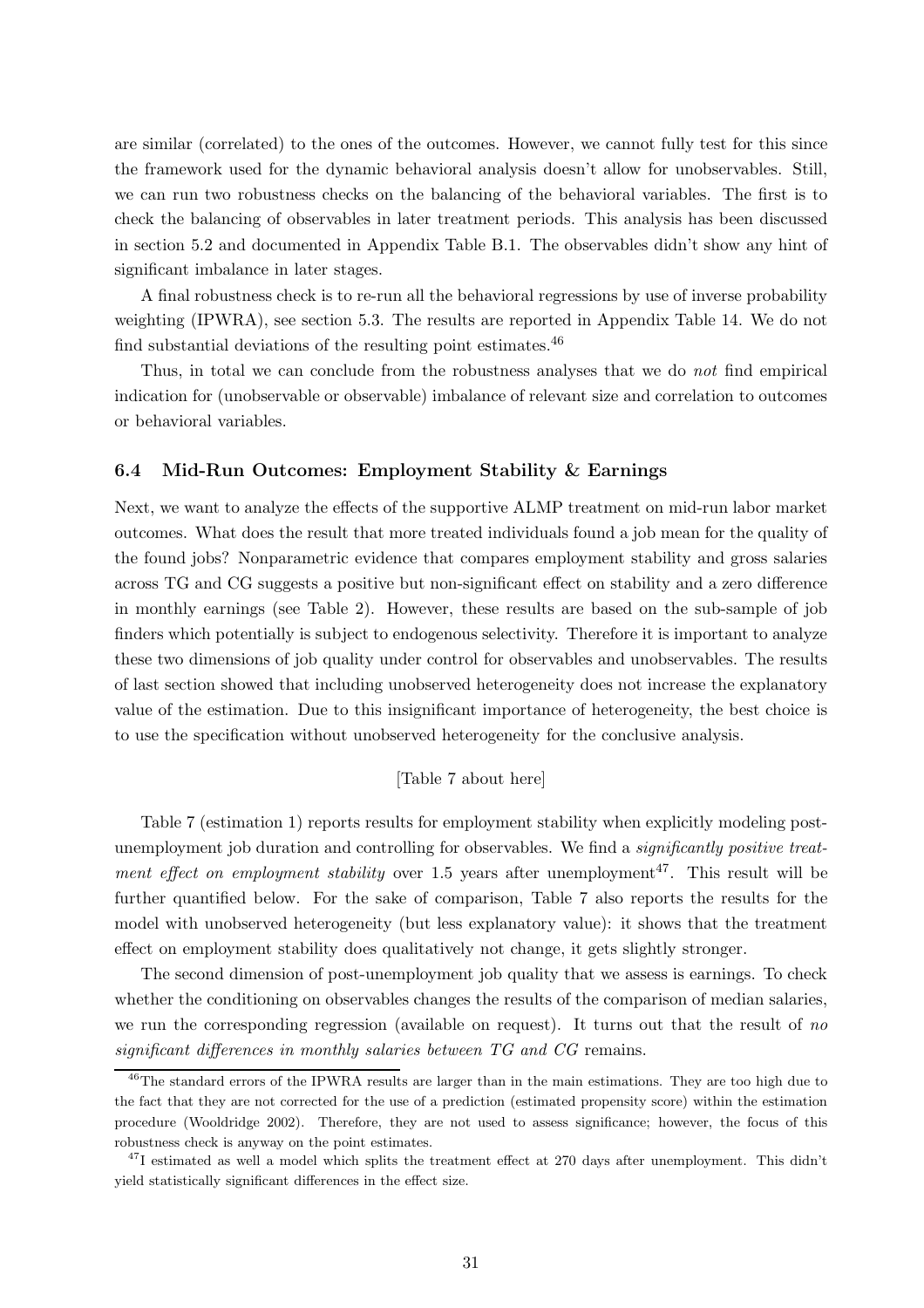are similar (correlated) to the ones of the outcomes. However, we cannot fully test for this since the framework used for the dynamic behavioral analysis doesn't allow for unobservables. Still, we can run two robustness checks on the balancing of the behavioral variables. The first is to check the balancing of observables in later treatment periods. This analysis has been discussed in section 5.2 and documented in Appendix Table B.1. The observables didn't show any hint of significant imbalance in later stages.

A final robustness check is to re-run all the behavioral regressions by use of inverse probability weighting (IPWRA), see section 5.3. The results are reported in Appendix Table 14. We do not find substantial deviations of the resulting point estimates.[46]

Thus, in total we can conclude from the robustness analyses that we do *not* find empirical indication for (unobservable or observable) imbalance of relevant size and correlation to outcomes or behavioral variables.

### 6.4 Mid-Run Outcomes: Employment Stability & Earnings

Next, we want to analyze the effects of the supportive ALMP treatment on mid-run labor market outcomes. What does the result that more treated individuals found a job mean for the quality of the found jobs? Nonparametric evidence that compares employment stability and gross salaries across TG and CG suggests a positive but non-significant effect on stability and a zero difference in monthly earnings (see Table 2). However, these results are based on the sub-sample of job finders which potentially is subject to endogenous selectivity. Therefore it is important to analyze these two dimensions of job quality under control for observables and unobservables. The results of last section showed that including unobserved heterogeneity does not increase the explanatory value of the estimation. Due to this insignificant importance of heterogeneity, the best choice is to use the specification without unobserved heterogeneity for the conclusive analysis.

[Table 7 about here]

Table 7 (estimation 1) reports results for employment stability when explicitly modeling post-unemployment job duration and controlling for observables. We find a *significantly positive treatment effect on employment stability* over 1.5 years after unemployment[47]. This result will be further quantified below. For the sake of comparison, Table 7 also reports the results for the model with unobserved heterogeneity (but less explanatory value): it shows that the treatment effect on employment stability does qualitatively not change, it gets slightly stronger.

The second dimension of post-unemployment job quality that we assess is earnings. To check whether the conditioning on observables changes the results of the comparison of median salaries, we run the corresponding regression (available on request). It turns out that the result of *no significant differences in monthly salaries between TG and CG* remains.

[46] The standard errors of the IPWRA results are larger than in the main estimations. They are too high due to the fact that they are not corrected for the use of a prediction (estimated propensity score) within the estimation procedure (Wooldridge 2002). Therefore, they are not used to assess significance; however, the focus of this robustness check is anyway on the point estimates.

[47] I estimated as well a model which splits the treatment effect at 270 days after unemployment. This didn't yield statistically significant differences in the effect size.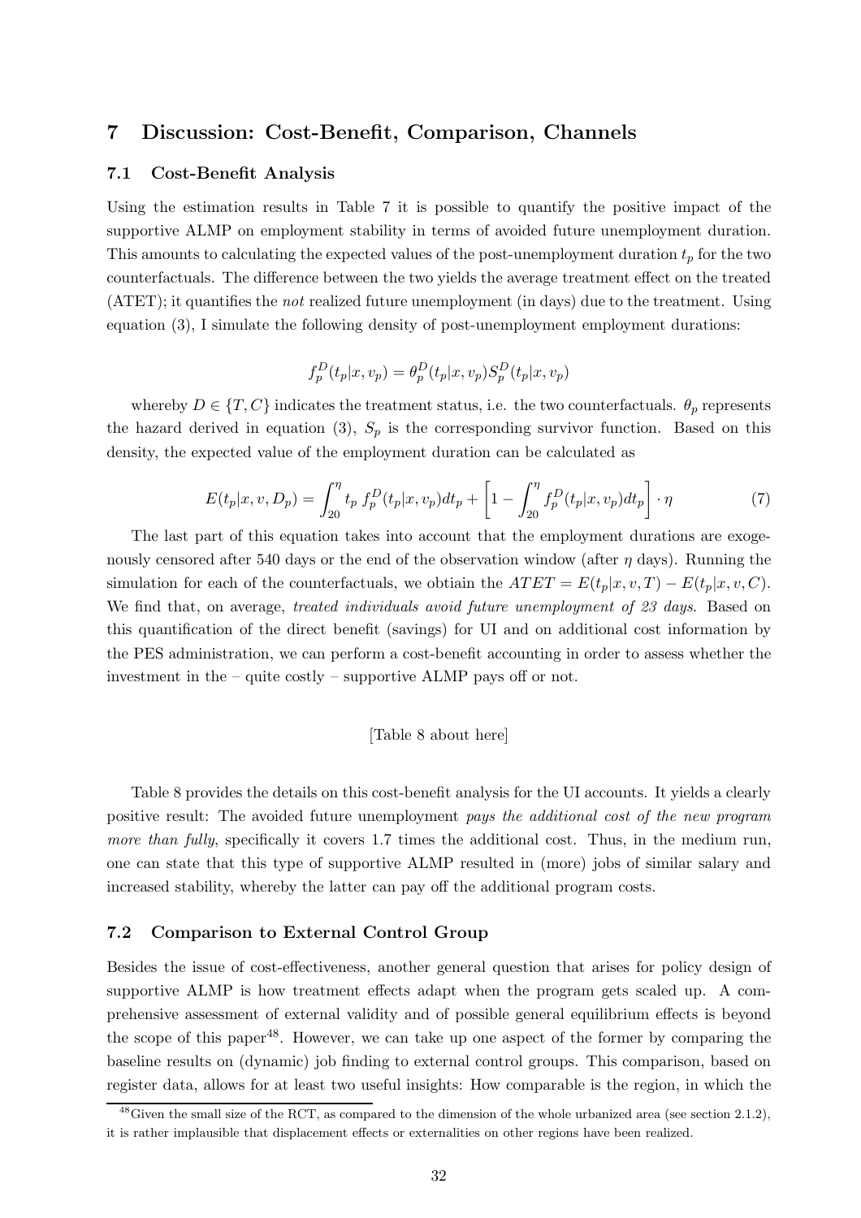## 7 Discussion: Cost-Benefit, Comparison, Channels

### 7.1 Cost-Benefit Analysis

Using the estimation results in Table 7 it is possible to quantify the positive impact of the supportive ALMP on employment stability in terms of avoided future unemployment duration. This amounts to calculating the expected values of the post-unemployment duration $t_p$ for the two counterfactuals. The difference between the two yields the average treatment effect on the treated (ATET); it quantifies the *not* realized future unemployment (in days) due to the treatment. Using equation (3), I simulate the following density of post-unemployment employment durations:

$$f_p^D(t_p|x, v_p) = \theta_p^D(t_p|x, v_p) S_p^D(t_p|x, v_p)$$

whereby $D \in \{T, C\}$ indicates the treatment status, i.e. the two counterfactuals. $\theta_p$ represents the hazard derived in equation (3), $S_p$ is the corresponding survivor function. Based on this density, the expected value of the employment duration can be calculated as

$$E(t_p|x, v, D_p) = \int_{20}^{\eta} t_p \, f_p^D(t_p|x, v_p) dt_p + \left[1 - \int_{20}^{\eta} f_p^D(t_p|x, v_p) dt_p\right] \cdot \eta \tag{7}$$

The last part of this equation takes into account that the employment durations are exogenously censored after 540 days or the end of the observation window (after $\eta$ days). Running the simulation for each of the counterfactuals, we obtiain the $ATET = E(t_p|x, v, T) - E(t_p|x, v, C)$. We find that, on average, *treated individuals avoid future unemployment of 23 days*. Based on this quantification of the direct benefit (savings) for UI and on additional cost information by the PES administration, we can perform a cost-benefit accounting in order to assess whether the investment in the – quite costly – supportive ALMP pays off or not.

[Table 8 about here]

Table 8 provides the details on this cost-benefit analysis for the UI accounts. It yields a clearly positive result: The avoided future unemployment *pays the additional cost of the new program more than fully*, specifically it covers 1.7 times the additional cost. Thus, in the medium run, one can state that this type of supportive ALMP resulted in (more) jobs of similar salary and increased stability, whereby the latter can pay off the additional program costs.

### 7.2 Comparison to External Control Group

Besides the issue of cost-effectiveness, another general question that arises for policy design of supportive ALMP is how treatment effects adapt when the program gets scaled up. A comprehensive assessment of external validity and of possible general equilibrium effects is beyond the scope of this paper[48]. However, we can take up one aspect of the former by comparing the baseline results on (dynamic) job finding to external control groups. This comparison, based on register data, allows for at least two useful insights: How comparable is the region, in which the

[48] Given the small size of the RCT, as compared to the dimension of the whole urbanized area (see section 2.1.2), it is rather implausible that displacement effects or externalities on other regions have been realized.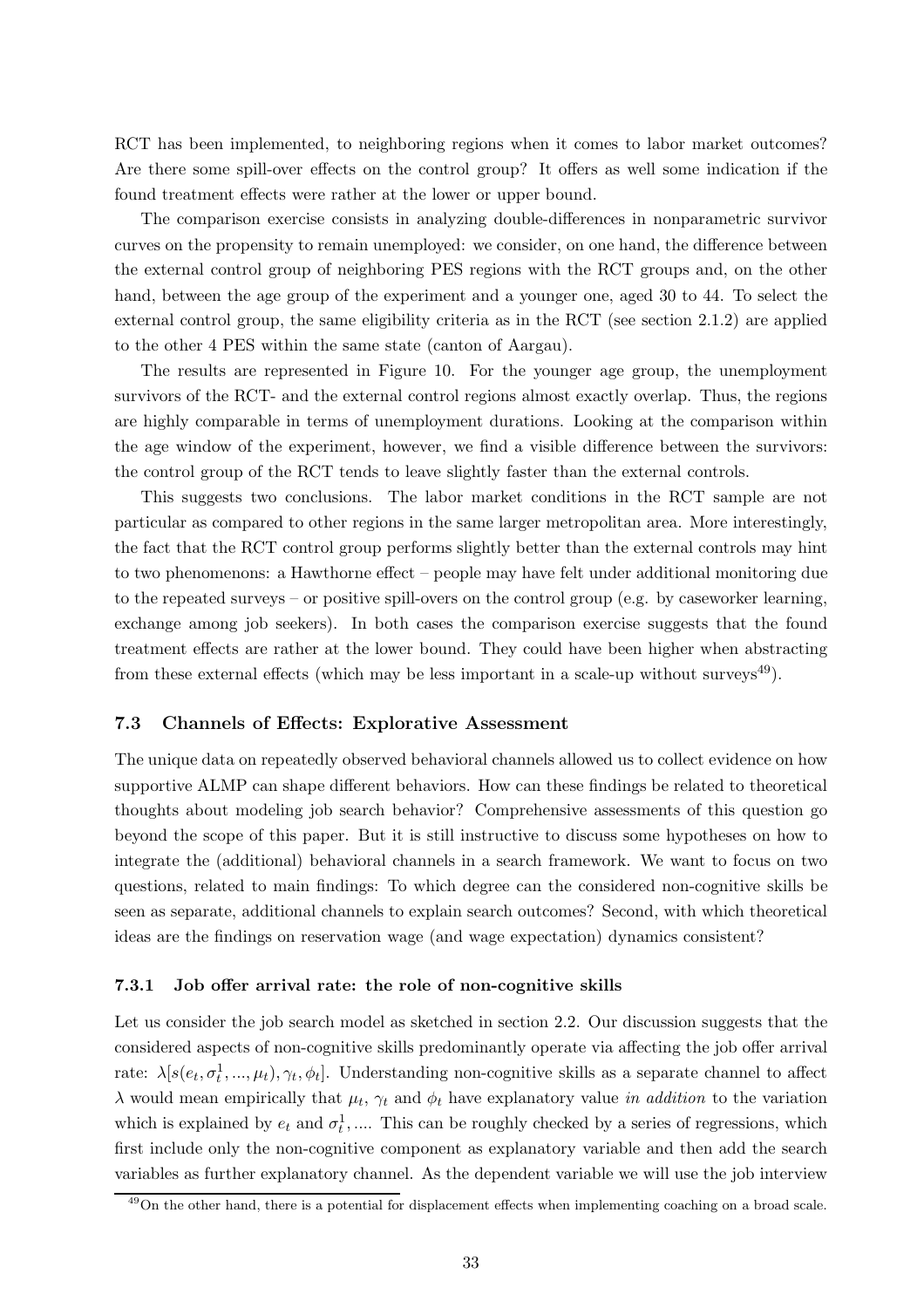RCT has been implemented, to neighboring regions when it comes to labor market outcomes? Are there some spill-over effects on the control group? It offers as well some indication if the found treatment effects were rather at the lower or upper bound.

The comparison exercise consists in analyzing double-differences in nonparametric survivor curves on the propensity to remain unemployed: we consider, on one hand, the difference between the external control group of neighboring PES regions with the RCT groups and, on the other hand, between the age group of the experiment and a younger one, aged 30 to 44. To select the external control group, the same eligibility criteria as in the RCT (see section 2.1.2) are applied to the other 4 PES within the same state (canton of Aargau).

The results are represented in Figure 10. For the younger age group, the unemployment survivors of the RCT- and the external control regions almost exactly overlap. Thus, the regions are highly comparable in terms of unemployment durations. Looking at the comparison within the age window of the experiment, however, we find a visible difference between the survivors: the control group of the RCT tends to leave slightly faster than the external controls.

This suggests two conclusions. The labor market conditions in the RCT sample are not particular as compared to other regions in the same larger metropolitan area. More interestingly, the fact that the RCT control group performs slightly better than the external controls may hint to two phenomenons: a Hawthorne effect – people may have felt under additional monitoring due to the repeated surveys – or positive spill-overs on the control group (e.g. by caseworker learning, exchange among job seekers). In both cases the comparison exercise suggests that the found treatment effects are rather at the lower bound. They could have been higher when abstracting from these external effects (which may be less important in a scale-up without surveys[49]).

### 7.3 Channels of Effects: Explorative Assessment

The unique data on repeatedly observed behavioral channels allowed us to collect evidence on how supportive ALMP can shape different behaviors. How can these findings be related to theoretical thoughts about modeling job search behavior? Comprehensive assessments of this question go beyond the scope of this paper. But it is still instructive to discuss some hypotheses on how to integrate the (additional) behavioral channels in a search framework. We want to focus on two questions, related to main findings: To which degree can the considered non-cognitive skills be seen as separate, additional channels to explain search outcomes? Second, with which theoretical ideas are the findings on reservation wage (and wage expectation) dynamics consistent?

#### 7.3.1 Job offer arrival rate: the role of non-cognitive skills

Let us consider the job search model as sketched in section 2.2. Our discussion suggests that the considered aspects of non-cognitive skills predominantly operate via affecting the job offer arrival rate: $\lambda[s(e_t, \sigma_t^1, ..., \mu_t), \gamma_t, \phi_t]$. Understanding non-cognitive skills as a separate channel to affect $\lambda$ would mean empirically that $\mu_t$, $\gamma_t$ and $\phi_t$ have explanatory value *in addition* to the variation which is explained by $e_t$ and $\sigma_t^1, ...$. This can be roughly checked by a series of regressions, which first include only the non-cognitive component as explanatory variable and then add the search variables as further explanatory channel. As the dependent variable we will use the job interview

[49] On the other hand, there is a potential for displacement effects when implementing coaching on a broad scale.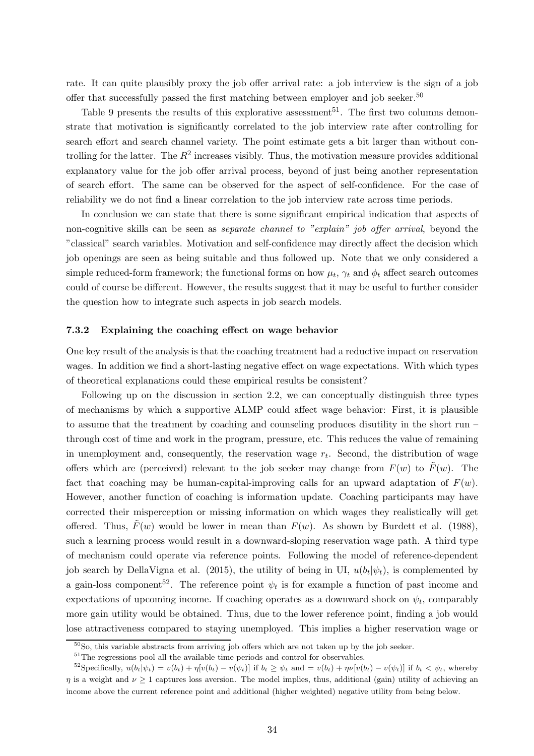rate. It can quite plausibly proxy the job offer arrival rate: a job interview is the sign of a job offer that successfully passed the first matching between employer and job seeker.[50]

Table 9 presents the results of this explorative assessment[51]. The first two columns demonstrate that motivation is significantly correlated to the job interview rate after controlling for search effort and search channel variety. The point estimate gets a bit larger than without controlling for the latter. The $R^2$ increases visibly. Thus, the motivation measure provides additional explanatory value for the job offer arrival process, beyond of just being another representation of search effort. The same can be observed for the aspect of self-confidence. For the case of reliability we do not find a linear correlation to the job interview rate across time periods.

In conclusion we can state that there is some significant empirical indication that aspects of non-cognitive skills can be seen as *separate channel to "explain" job offer arrival*, beyond the "classical" search variables. Motivation and self-confidence may directly affect the decision which job openings are seen as being suitable and thus followed up. Note that we only considered a simple reduced-form framework; the functional forms on how $\mu_t$, $\gamma_t$ and $\phi_t$ affect search outcomes could of course be different. However, the results suggest that it may be useful to further consider the question how to integrate such aspects in job search models.

### 7.3.2 Explaining the coaching effect on wage behavior

One key result of the analysis is that the coaching treatment had a reductive impact on reservation wages. In addition we find a short-lasting negative effect on wage expectations. With which types of theoretical explanations could these empirical results be consistent?

Following up on the discussion in section 2.2, we can conceptually distinguish three types of mechanisms by which a supportive ALMP could affect wage behavior: First, it is plausible to assume that the treatment by coaching and counseling produces disutility in the short run – through cost of time and work in the program, pressure, etc. This reduces the value of remaining in unemployment and, consequently, the reservation wage $r_t$. Second, the distribution of wage offers which are (perceived) relevant to the job seeker may change from $F(w)$ to $\tilde{F}(w)$. The fact that coaching may be human-capital-improving calls for an upward adaptation of $F(w)$. However, another function of coaching is information update. Coaching participants may have corrected their misperception or missing information on which wages they realistically will get offered. Thus, $\tilde{F}(w)$ would be lower in mean than $F(w)$. As shown by Burdett et al. (1988), such a learning process would result in a downward-sloping reservation wage path. A third type of mechanism could operate via reference points. Following the model of reference-dependent job search by DellaVigna et al. (2015), the utility of being in UI, $u(b_t|\psi_t)$, is complemented by a gain-loss component[52]. The reference point $\psi_t$ is for example a function of past income and expectations of upcoming income. If coaching operates as a downward shock on $\psi_t$, comparably more gain utility would be obtained. Thus, due to the lower reference point, finding a job would lose attractiveness compared to staying unemployed. This implies a higher reservation wage or

[50] So, this variable abstracts from arriving job offers which are not taken up by the job seeker.

[51] The regressions pool all the available time periods and control for observables.

[52] Specifically, $u(b_t|\psi_t) = v(b_t) + \eta[v(b_t) - v(\psi_t)]$ if $b_t \geq \psi_t$ and $= v(b_t) + \eta\nu[v(b_t) - v(\psi_t)]$ if $b_t < \psi_t$, whereby $\eta$ is a weight and $\nu \geq 1$ captures loss aversion. The model implies, thus, additional (gain) utility of achieving an income above the current reference point and additional (higher weighted) negative utility from being below.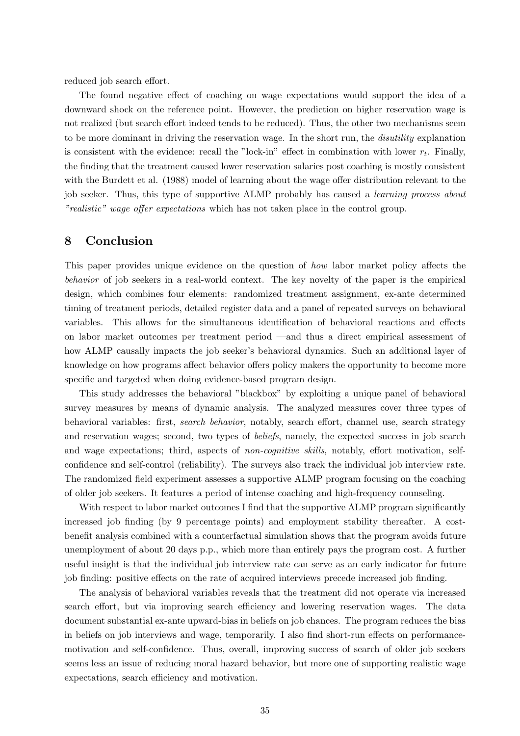reduced job search effort.

The found negative effect of coaching on wage expectations would support the idea of a downward shock on the reference point. However, the prediction on higher reservation wage is not realized (but search effort indeed tends to be reduced). Thus, the other two mechanisms seem to be more dominant in driving the reservation wage. In the short run, the *disutility* explanation is consistent with the evidence: recall the "lock-in" effect in combination with lower $r_t$. Finally, the finding that the treatment caused lower reservation salaries post coaching is mostly consistent with the Burdett et al. (1988) model of learning about the wage offer distribution relevant to the job seeker. Thus, this type of supportive ALMP probably has caused a *learning process about "realistic" wage offer expectations* which has not taken place in the control group.

## 8 Conclusion

This paper provides unique evidence on the question of *how* labor market policy affects the *behavior* of job seekers in a real-world context. The key novelty of the paper is the empirical design, which combines four elements: randomized treatment assignment, ex-ante determined timing of treatment periods, detailed register data and a panel of repeated surveys on behavioral variables. This allows for the simultaneous identification of behavioral reactions and effects on labor market outcomes per treatment period —and thus a direct empirical assessment of how ALMP causally impacts the job seeker's behavioral dynamics. Such an additional layer of knowledge on how programs affect behavior offers policy makers the opportunity to become more specific and targeted when doing evidence-based program design.

This study addresses the behavioral "blackbox" by exploiting a unique panel of behavioral survey measures by means of dynamic analysis. The analyzed measures cover three types of behavioral variables: first, *search behavior*, notably, search effort, channel use, search strategy and reservation wages; second, two types of *beliefs*, namely, the expected success in job search and wage expectations; third, aspects of *non-cognitive skills*, notably, effort motivation, self-confidence and self-control (reliability). The surveys also track the individual job interview rate. The randomized field experiment assesses a supportive ALMP program focusing on the coaching of older job seekers. It features a period of intense coaching and high-frequency counseling.

With respect to labor market outcomes I find that the supportive ALMP program significantly increased job finding (by 9 percentage points) and employment stability thereafter. A cost-benefit analysis combined with a counterfactual simulation shows that the program avoids future unemployment of about 20 days p.p., which more than entirely pays the program cost. A further useful insight is that the individual job interview rate can serve as an early indicator for future job finding: positive effects on the rate of acquired interviews precede increased job finding.

The analysis of behavioral variables reveals that the treatment did not operate via increased search effort, but via improving search efficiency and lowering reservation wages. The data document substantial ex-ante upward-bias in beliefs on job chances. The program reduces the bias in beliefs on job interviews and wage, temporarily. I also find short-run effects on performance-motivation and self-confidence. Thus, overall, improving success of search of older job seekers seems less an issue of reducing moral hazard behavior, but more one of supporting realistic wage expectations, search efficiency and motivation.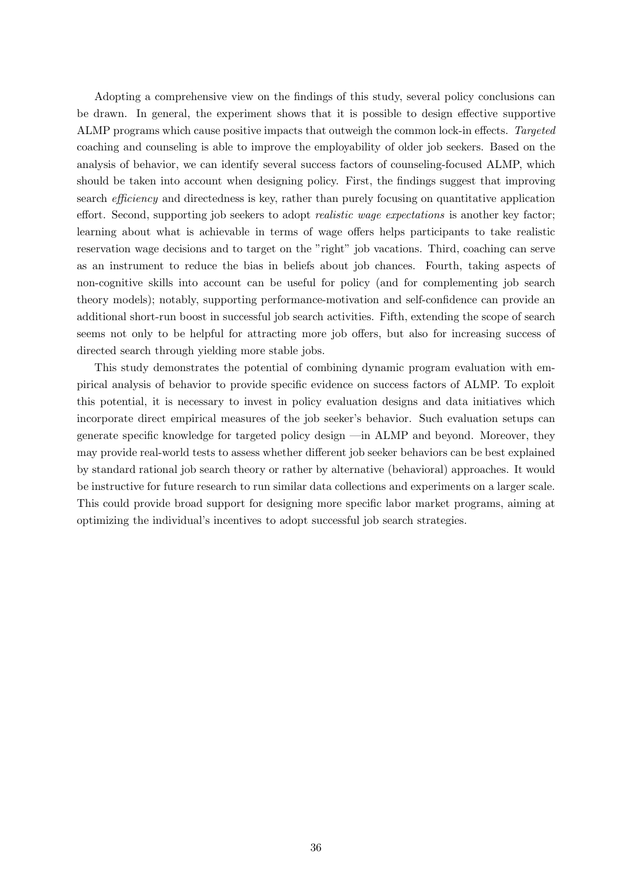Adopting a comprehensive view on the findings of this study, several policy conclusions can be drawn. In general, the experiment shows that it is possible to design effective supportive ALMP programs which cause positive impacts that outweigh the common lock-in effects. *Targeted* coaching and counseling is able to improve the employability of older job seekers. Based on the analysis of behavior, we can identify several success factors of counseling-focused ALMP, which should be taken into account when designing policy. First, the findings suggest that improving search *efficiency* and directedness is key, rather than purely focusing on quantitative application effort. Second, supporting job seekers to adopt *realistic wage expectations* is another key factor; learning about what is achievable in terms of wage offers helps participants to take realistic reservation wage decisions and to target on the "right" job vacations. Third, coaching can serve as an instrument to reduce the bias in beliefs about job chances. Fourth, taking aspects of non-cognitive skills into account can be useful for policy (and for complementing job search theory models); notably, supporting performance-motivation and self-confidence can provide an additional short-run boost in successful job search activities. Fifth, extending the scope of search seems not only to be helpful for attracting more job offers, but also for increasing success of directed search through yielding more stable jobs.

This study demonstrates the potential of combining dynamic program evaluation with empirical analysis of behavior to provide specific evidence on success factors of ALMP. To exploit this potential, it is necessary to invest in policy evaluation designs and data initiatives which incorporate direct empirical measures of the job seeker's behavior. Such evaluation setups can generate specific knowledge for targeted policy design —in ALMP and beyond. Moreover, they may provide real-world tests to assess whether different job seeker behaviors can be best explained by standard rational job search theory or rather by alternative (behavioral) approaches. It would be instructive for future research to run similar data collections and experiments on a larger scale. This could provide broad support for designing more specific labor market programs, aiming at optimizing the individual's incentives to adopt successful job search strategies.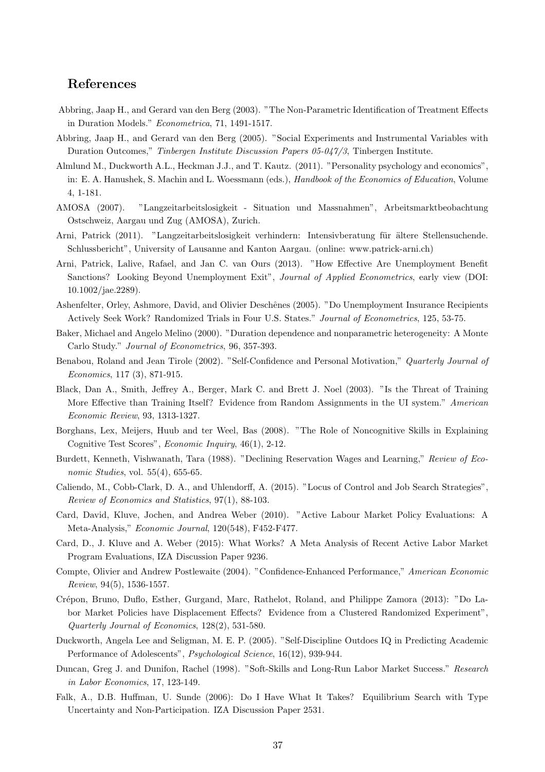## References

Abbring, Jaap H., and Gerard van den Berg (2003). "The Non-Parametric Identification of Treatment Effects in Duration Models." *Econometrica*, 71, 1491-1517.

Abbring, Jaap H., and Gerard van den Berg (2005). "Social Experiments and Instrumental Variables with Duration Outcomes," *Tinbergen Institute Discussion Papers 05-047/3*, Tinbergen Institute.

Almlund M., Duckworth A.L., Heckman J.J., and T. Kautz. (2011). "Personality psychology and economics", in: E. A. Hanushek, S. Machin and L. Woessmann (eds.), *Handbook of the Economics of Education*, Volume 4, 1-181.

AMOSA (2007). "Langzeitarbeitslosigkeit - Situation und Massnahmen", Arbeitsmarktbeobachtung Ostschweiz, Aargau und Zug (AMOSA), Zurich.

Arni, Patrick (2011). "Langzeitarbeitslosigkeit verhindern: Intensivberatung für ältere Stellensuchende. Schlussbericht", University of Lausanne and Kanton Aargau. (online: www.patrick-arni.ch)

Arni, Patrick, Lalive, Rafael, and Jan C. van Ours (2013). "How Effective Are Unemployment Benefit Sanctions? Looking Beyond Unemployment Exit", *Journal of Applied Econometrics*, early view (DOI: 10.1002/jae.2289).

Ashenfelter, Orley, Ashmore, David, and Olivier Deschênes (2005). "Do Unemployment Insurance Recipients Actively Seek Work? Randomized Trials in Four U.S. States." *Journal of Econometrics*, 125, 53-75.

Baker, Michael and Angelo Melino (2000). "Duration dependence and nonparametric heterogeneity: A Monte Carlo Study." *Journal of Econometrics*, 96, 357-393.

Benabou, Roland and Jean Tirole (2002). "Self-Confidence and Personal Motivation," *Quarterly Journal of Economics*, 117 (3), 871-915.

Black, Dan A., Smith, Jeffrey A., Berger, Mark C. and Brett J. Noel (2003). "Is the Threat of Training More Effective than Training Itself? Evidence from Random Assignments in the UI system." *American Economic Review*, 93, 1313-1327.

Borghans, Lex, Meijers, Huub and ter Weel, Bas (2008). "The Role of Noncognitive Skills in Explaining Cognitive Test Scores", *Economic Inquiry*, 46(1), 2-12.

Burdett, Kenneth, Vishwanath, Tara (1988). "Declining Reservation Wages and Learning," *Review of Economic Studies*, vol. 55(4), 655-65.

Caliendo, M., Cobb-Clark, D. A., and Uhlendorff, A. (2015). "Locus of Control and Job Search Strategies", *Review of Economics and Statistics*, 97(1), 88-103.

Card, David, Kluve, Jochen, and Andrea Weber (2010). "Active Labour Market Policy Evaluations: A Meta-Analysis," *Economic Journal*, 120(548), F452-F477.

Card, D., J. Kluve and A. Weber (2015): What Works? A Meta Analysis of Recent Active Labor Market Program Evaluations, IZA Discussion Paper 9236.

Compte, Olivier and Andrew Postlewaite (2004). "Confidence-Enhanced Performance," *American Economic Review*, 94(5), 1536-1557.

Crépon, Bruno, Duflo, Esther, Gurgand, Marc, Rathelot, Roland, and Philippe Zamora (2013): "Do Labor Market Policies have Displacement Effects? Evidence from a Clustered Randomized Experiment", *Quarterly Journal of Economics*, 128(2), 531-580.

Duckworth, Angela Lee and Seligman, M. E. P. (2005). "Self-Discipline Outdoes IQ in Predicting Academic Performance of Adolescents", *Psychological Science*, 16(12), 939-944.

Duncan, Greg J. and Dunifon, Rachel (1998). "Soft-Skills and Long-Run Labor Market Success." *Research in Labor Economics*, 17, 123-149.

Falk, A., D.B. Huffman, U. Sunde (2006): Do I Have What It Takes? Equilibrium Search with Type Uncertainty and Non-Participation. IZA Discussion Paper 2531.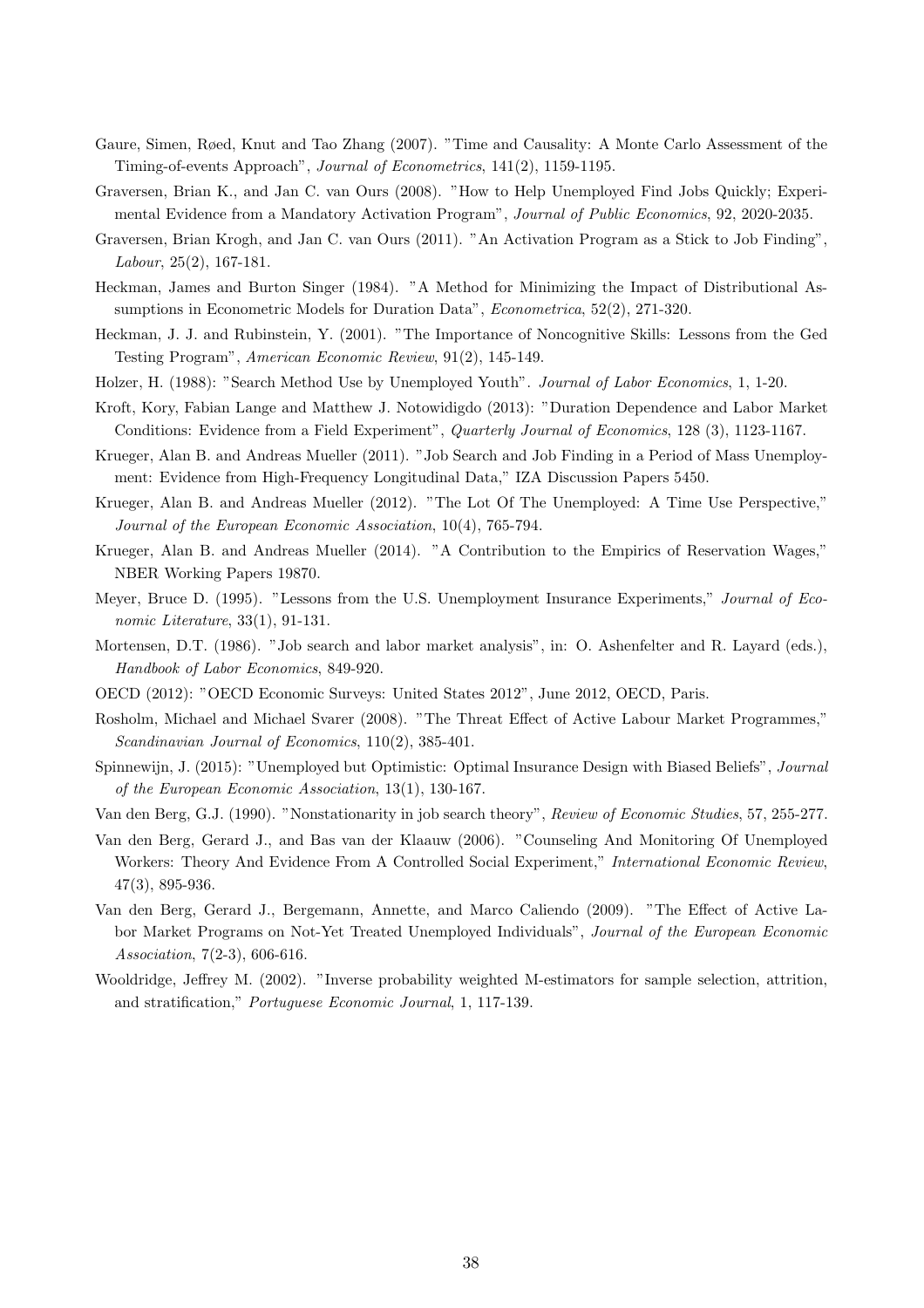Gaure, Simen, Røed, Knut and Tao Zhang (2007). "Time and Causality: A Monte Carlo Assessment of the Timing-of-events Approach", *Journal of Econometrics*, 141(2), 1159-1195.

Graversen, Brian K., and Jan C. van Ours (2008). "How to Help Unemployed Find Jobs Quickly; Experimental Evidence from a Mandatory Activation Program", *Journal of Public Economics*, 92, 2020-2035.

Graversen, Brian Krogh, and Jan C. van Ours (2011). "An Activation Program as a Stick to Job Finding", *Labour*, 25(2), 167-181.

Heckman, James and Burton Singer (1984). "A Method for Minimizing the Impact of Distributional Assumptions in Econometric Models for Duration Data", *Econometrica*, 52(2), 271-320.

Heckman, J. J. and Rubinstein, Y. (2001). "The Importance of Noncognitive Skills: Lessons from the Ged Testing Program", *American Economic Review*, 91(2), 145-149.

Holzer, H. (1988): "Search Method Use by Unemployed Youth". *Journal of Labor Economics*, 1, 1-20.

Kroft, Kory, Fabian Lange and Matthew J. Notowidigdo (2013): "Duration Dependence and Labor Market Conditions: Evidence from a Field Experiment", *Quarterly Journal of Economics*, 128 (3), 1123-1167.

Krueger, Alan B. and Andreas Mueller (2011). "Job Search and Job Finding in a Period of Mass Unemployment: Evidence from High-Frequency Longitudinal Data," IZA Discussion Papers 5450.

Krueger, Alan B. and Andreas Mueller (2012). "The Lot Of The Unemployed: A Time Use Perspective," *Journal of the European Economic Association*, 10(4), 765-794.

Krueger, Alan B. and Andreas Mueller (2014). "A Contribution to the Empirics of Reservation Wages," NBER Working Papers 19870.

Meyer, Bruce D. (1995). "Lessons from the U.S. Unemployment Insurance Experiments," *Journal of Economic Literature*, 33(1), 91-131.

Mortensen, D.T. (1986). "Job search and labor market analysis", in: O. Ashenfelter and R. Layard (eds.), *Handbook of Labor Economics*, 849-920.

OECD (2012): "OECD Economic Surveys: United States 2012", June 2012, OECD, Paris.

Rosholm, Michael and Michael Svarer (2008). "The Threat Effect of Active Labour Market Programmes," *Scandinavian Journal of Economics*, 110(2), 385-401.

Spinnewijn, J. (2015): "Unemployed but Optimistic: Optimal Insurance Design with Biased Beliefs", *Journal of the European Economic Association*, 13(1), 130-167.

Van den Berg, G.J. (1990). "Nonstationarity in job search theory", *Review of Economic Studies*, 57, 255-277.

Van den Berg, Gerard J., and Bas van der Klaauw (2006). "Counseling And Monitoring Of Unemployed Workers: Theory And Evidence From A Controlled Social Experiment," *International Economic Review*, 47(3), 895-936.

Van den Berg, Gerard J., Bergemann, Annette, and Marco Caliendo (2009). "The Effect of Active Labor Market Programs on Not-Yet Treated Unemployed Individuals", *Journal of the European Economic Association*, 7(2-3), 606-616.

Wooldridge, Jeffrey M. (2002). "Inverse probability weighted M-estimators for sample selection, attrition, and stratification," *Portuguese Economic Journal*, 1, 117-139.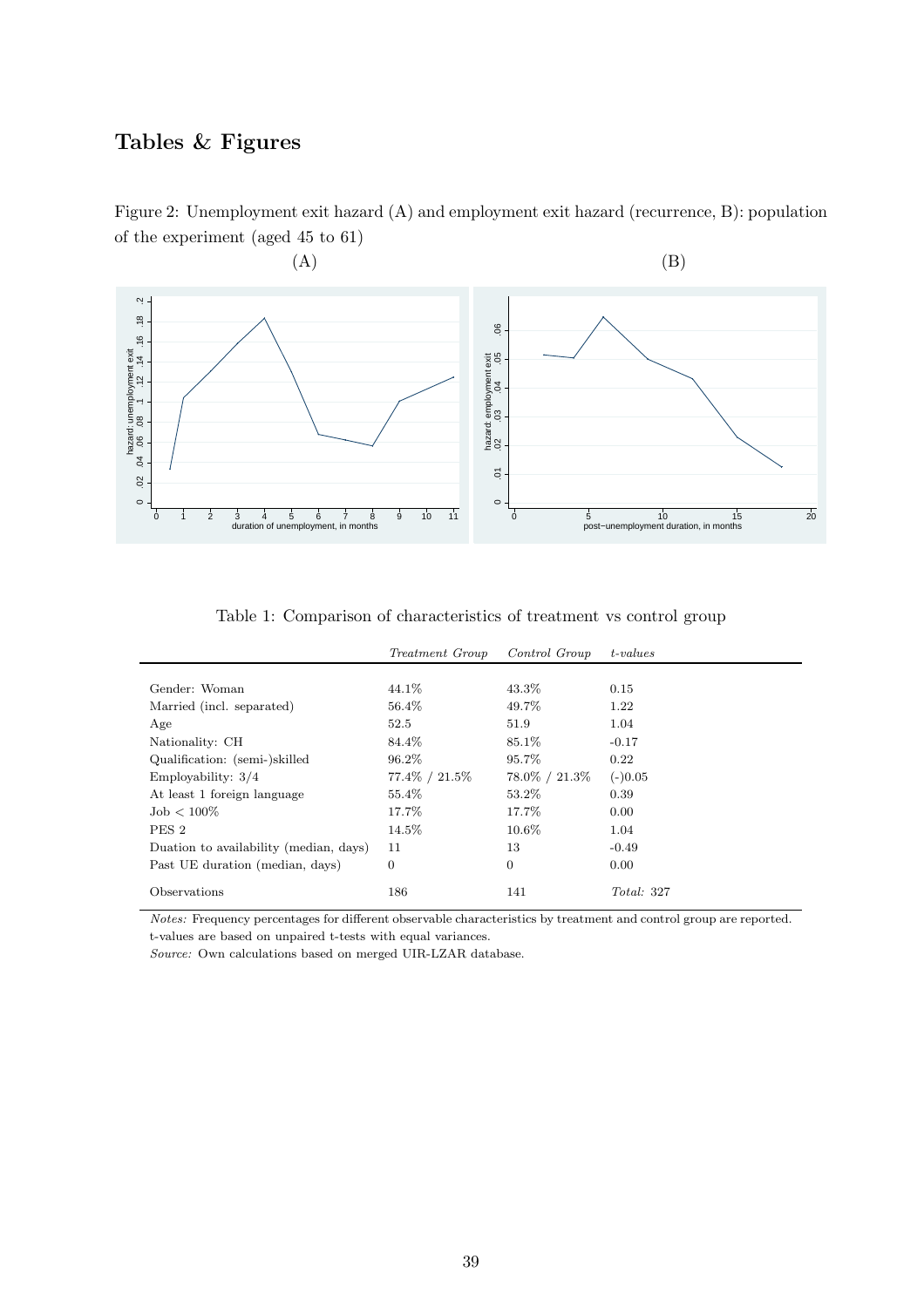## Tables & Figures

Figure 2: Unemployment exit hazard (A) and employment exit hazard (recurrence, B): population of the experiment (aged 45 to 61)

(A)

(B)

Table 1: Comparison of characteristics of treatment vs control group

| | *Treatment Group* | *Control Group* | *t-values* |
|---|---|---|---|
| Gender: Woman | 44.1% | 43.3% | 0.15 |
| Married (incl. separated) | 56.4% | 49.7% | 1.22 |
| Age | 52.5 | 51.9 | 1.04 |
| Nationality: CH | 84.4% | 85.1% | -0.17 |
| Qualification: (semi-)skilled | 96.2% | 95.7% | 0.22 |
| Employability: 3/4 | 77.4% / 21.5% | 78.0% / 21.3% | (-)0.05 |
| At least 1 foreign language | 55.4% | 53.2% | 0.39 |
| Job < 100% | 17.7% | 17.7% | 0.00 |
| PES 2 | 14.5% | 10.6% | 1.04 |
| Duation to availability (median, days) | 11 | 13 | -0.49 |
| Past UE duration (median, days) | 0 | 0 | 0.00 |
| Observations | 186 | 141 | *Total:* 327 |

*Notes:* Frequency percentages for different observable characteristics by treatment and control group are reported. t-values are based on unpaired t-tests with equal variances.

*Source:* Own calculations based on merged UIR-LZAR database.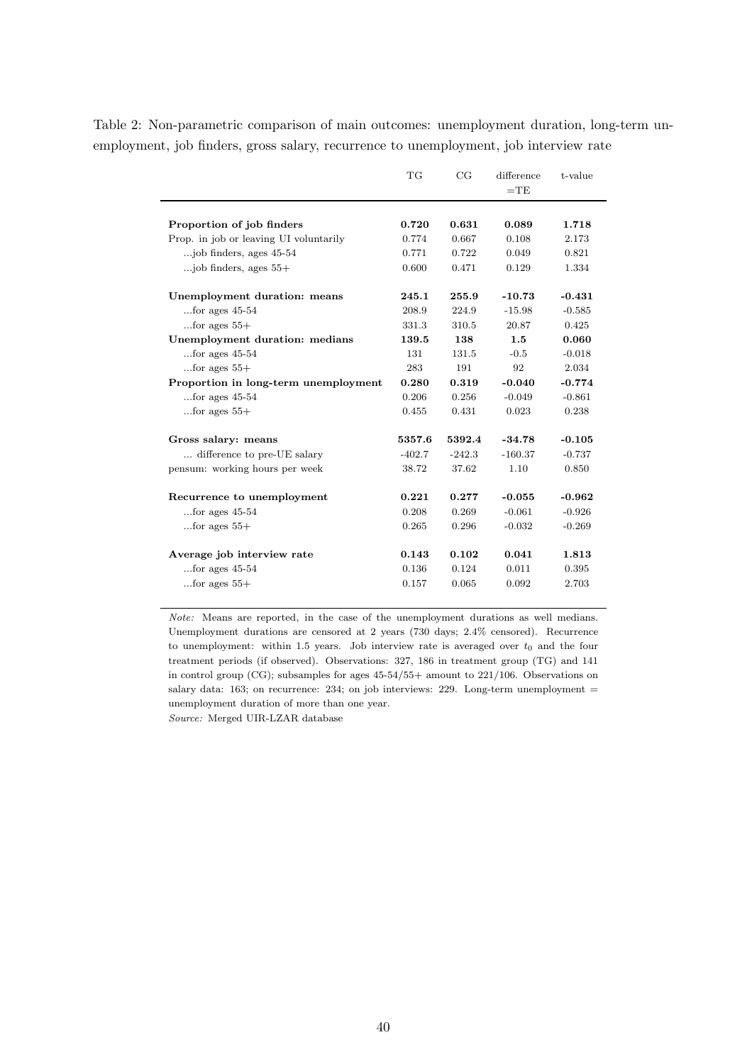Table 2: Non-parametric comparison of main outcomes: unemployment duration, long-term unemployment, job finders, gross salary, recurrence to unemployment, job interview rate

| | TG | CG | difference =TE | t-value |
|---|---|---|---|---|
| **Proportion of job finders** | **0.720** | **0.631** | **0.089** | **1.718** |
| Prop. in job or leaving UI voluntarily | 0.774 | 0.667 | 0.108 | 2.173 |
| ...job finders, ages 45-54 | 0.771 | 0.722 | 0.049 | 0.821 |
| ...job finders, ages 55+ | 0.600 | 0.471 | 0.129 | 1.334 |
| **Unemployment duration: means** | **245.1** | **255.9** | **-10.73** | **-0.431** |
| ...for ages 45-54 | 208.9 | 224.9 | -15.98 | -0.585 |
| ...for ages 55+ | 331.3 | 310.5 | 20.87 | 0.425 |
| **Unemployment duration: medians** | **139.5** | **138** | **1.5** | **0.060** |
| ...for ages 45-54 | 131 | 131.5 | -0.5 | -0.018 |
| ...for ages 55+ | 283 | 191 | 92 | 2.034 |
| **Proportion in long-term unemployment** | **0.280** | **0.319** | **-0.040** | **-0.774** |
| ...for ages 45-54 | 0.206 | 0.256 | -0.049 | -0.861 |
| ...for ages 55+ | 0.455 | 0.431 | 0.023 | 0.238 |
| **Gross salary: means** | **5357.6** | **5392.4** | **-34.78** | **-0.105** |
| ... difference to pre-UE salary | -402.7 | -242.3 | -160.37 | -0.737 |
| pensum: working hours per week | 38.72 | 37.62 | 1.10 | 0.850 |
| **Recurrence to unemployment** | **0.221** | **0.277** | **-0.055** | **-0.962** |
| ...for ages 45-54 | 0.208 | 0.269 | -0.061 | -0.926 |
| ...for ages 55+ | 0.265 | 0.296 | -0.032 | -0.269 |
| **Average job interview rate** | **0.143** | **0.102** | **0.041** | **1.813** |
| ...for ages 45-54 | 0.136 | 0.124 | 0.011 | 0.395 |
| ...for ages 55+ | 0.157 | 0.065 | 0.092 | 2.703 |

*Note:* Means are reported, in the case of the unemployment durations as well medians. Unemployment durations are censored at 2 years (730 days; 2.4% censored). Recurrence to unemployment: within 1.5 years. Job interview rate is averaged over $t_0$ and the four treatment periods (if observed). Observations: 327, 186 in treatment group (TG) and 141 in control group (CG); subsamples for ages 45-54/55+ amount to 221/106. Observations on salary data: 163; on recurrence: 234; on job interviews: 229. Long-term unemployment = unemployment duration of more than one year.

*Source:* Merged UIR-LZAR database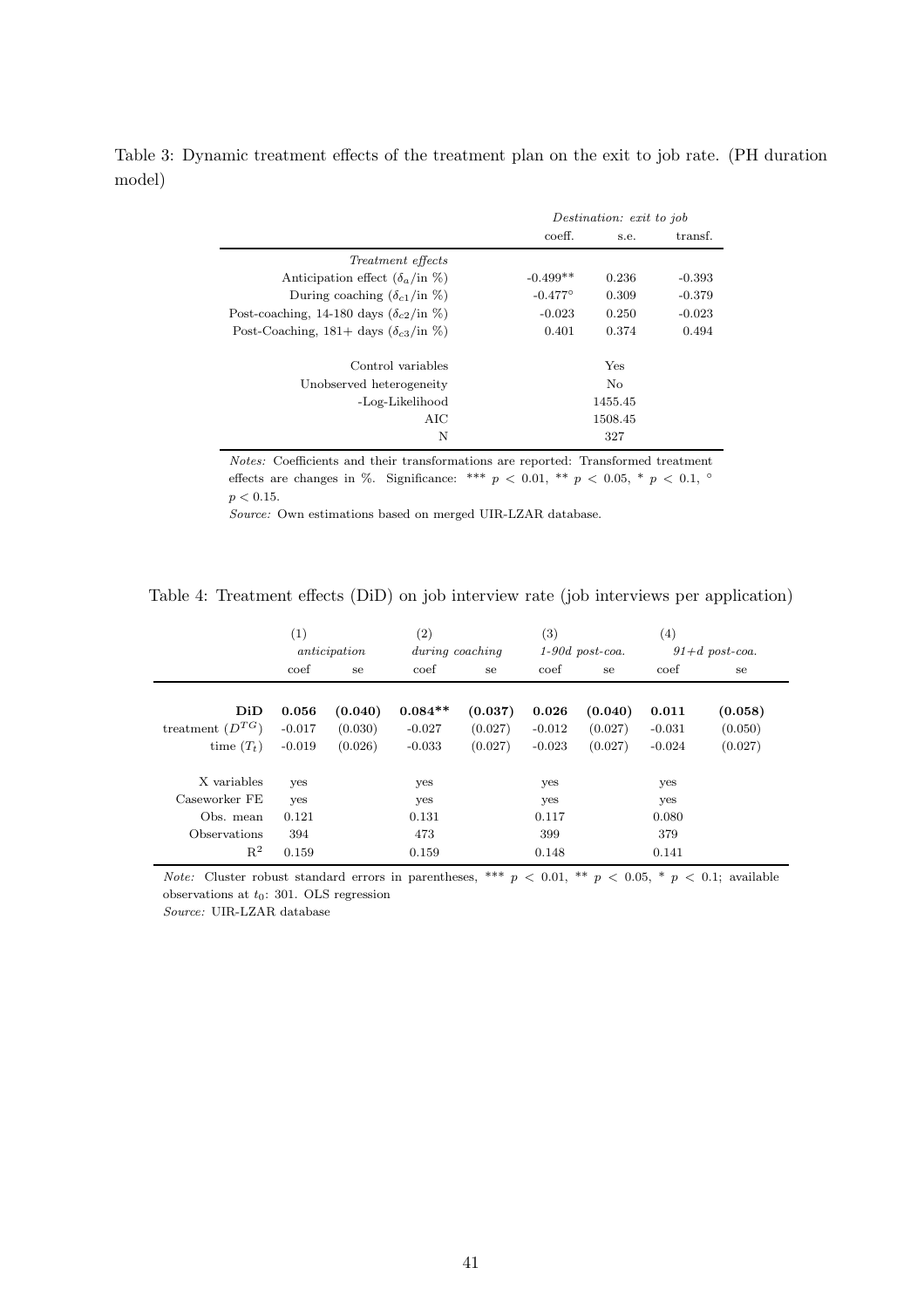Table 3: Dynamic treatment effects of the treatment plan on the exit to job rate. (PH duration model)

| | *Destination: exit to job* | | |
|---|---|---|---|
| | coeff. | s.e. | transf. |
| *Treatment effects* | | | |
| Anticipation effect ($\delta_a$/in %) | -0.499** | 0.236 | -0.393 |
| During coaching ($\delta_{c1}$/in %) | -0.477° | 0.309 | -0.379 |
| Post-coaching, 14-180 days ($\delta_{c2}$/in %) | -0.023 | 0.250 | -0.023 |
| Post-Coaching, 181+ days ($\delta_{c3}$/in %) | 0.401 | 0.374 | 0.494 |
| Control variables | | Yes | |
| Unobserved heterogeneity | | No | |
| -Log-Likelihood | | 1455.45 | |
| AIC | | 1508.45 | |
| N | | 327 | |

*Notes:* Coefficients and their transformations are reported: Transformed treatment effects are changes in %. Significance: *** $p < 0.01$, ** $p < 0.05$, * $p < 0.1$, ° $p < 0.15$.

*Source:* Own estimations based on merged UIR-LZAR database.

Table 4: Treatment effects (DiD) on job interview rate (job interviews per application)

| | (1) | | (2) | | (3) | | (4) | |
|---|---|---|---|---|---|---|---|---|
| | *anticipation* | | *during coaching* | | *1-90d post-coa.* | | *91+d post-coa.* | |
| | coef | se | coef | se | coef | se | coef | se |
| **DiD** | **0.056** | **(0.040)** | **0.084**** | **(0.037)** | **0.026** | **(0.040)** | **0.011** | **(0.058)** |
| treatment ($D^{TG}$) | -0.017 | (0.030) | -0.027 | (0.027) | -0.012 | (0.027) | -0.031 | (0.050) |
| time ($T_t$) | -0.019 | (0.026) | -0.033 | (0.027) | -0.023 | (0.027) | -0.024 | (0.027) |
| X variables | yes | | yes | | yes | | yes | |
| Caseworker FE | yes | | yes | | yes | | yes | |
| Obs. mean | 0.121 | | 0.131 | | 0.117 | | 0.080 | |
| Observations | 394 | | 473 | | 399 | | 379 | |
| $R^2$ | 0.159 | | 0.159 | | 0.148 | | 0.141 | |

*Note:* Cluster robust standard errors in parentheses, *** $p < 0.01$, ** $p < 0.05$, * $p < 0.1$; available observations at $t_0$: 301. OLS regression

*Source:* UIR-LZAR database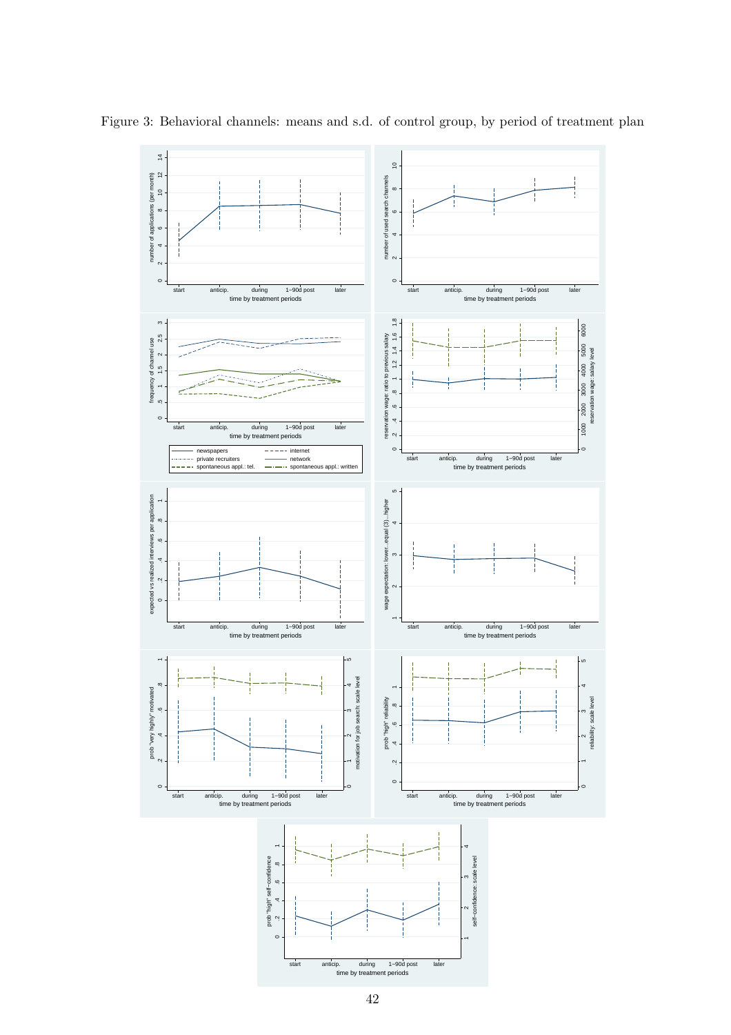Figure 3: Behavioral channels: means and s.d. of control group, by period of treatment plan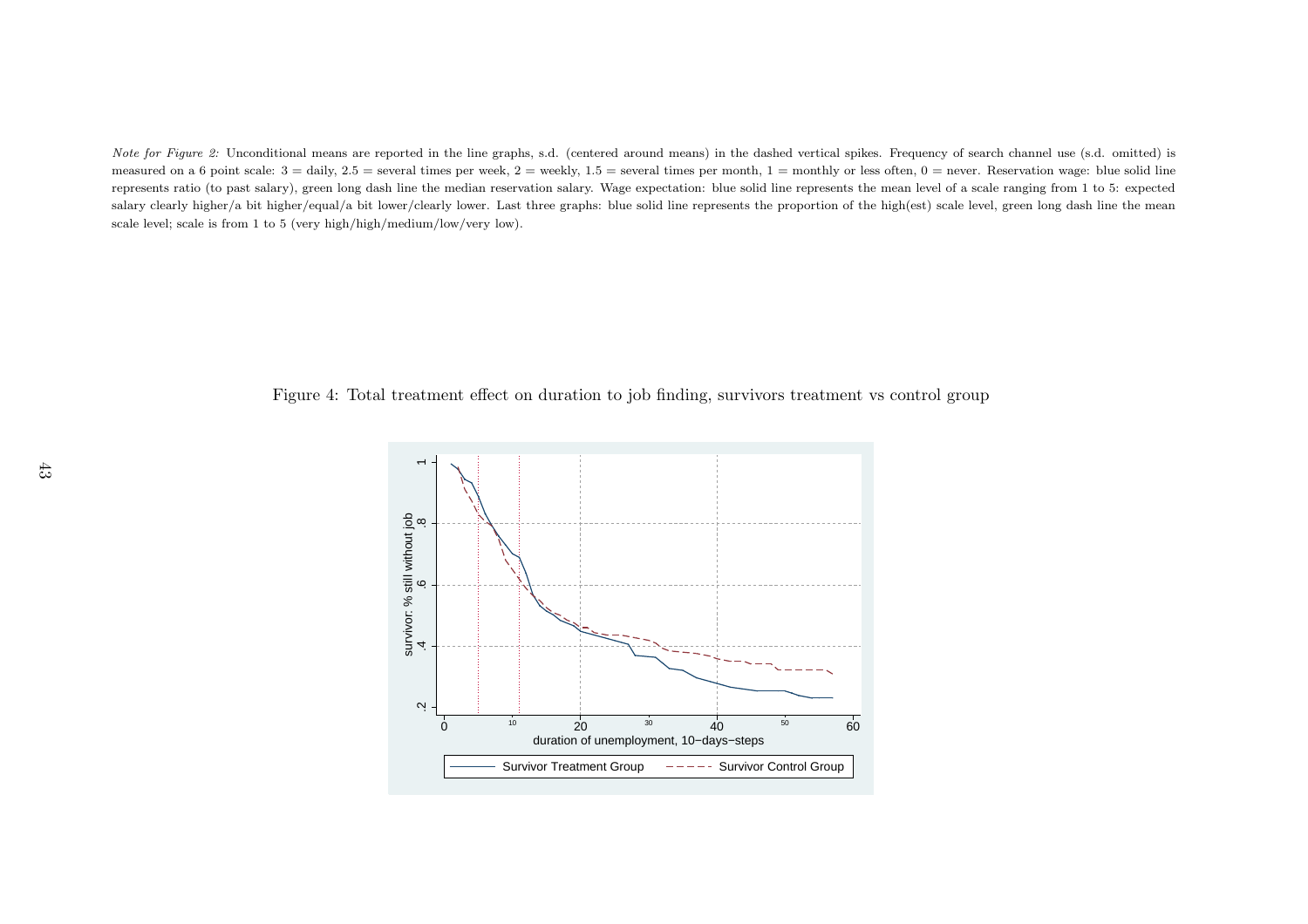*Note for Figure 2:* Unconditional means are reported in the line graphs, s.d. (centered around means) in the dashed vertical spikes. Frequency of search channel use (s.d. omitted) is measured on a 6 point scale: 3 = daily, 2.5 = several times per week, 2 = weekly, 1.5 = several times per month, 1 = monthly or less often, 0 = never. Reservation wage: blue solid line represents ratio (to past salary), green long dash line the median reservation salary. Wage expectation: blue solid line represents the mean level of a scale ranging from 1 to 5: expected salary clearly higher/a bit higher/equal/a bit lower/clearly lower. Last three graphs: blue solid line represents the proportion of the high(est) scale level, green long dash line the mean scale level; scale is from 1 to 5 (very high/high/medium/low/very low).

Figure 4: Total treatment effect on duration to job finding, survivors treatment vs control group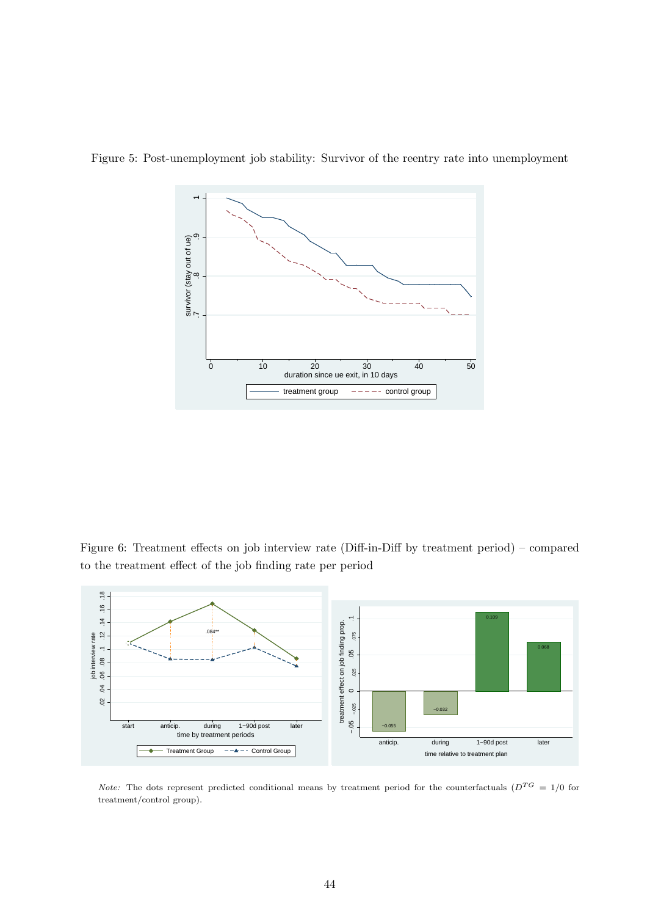Figure 5: Post-unemployment job stability: Survivor of the reentry rate into unemployment

Figure 6: Treatment effects on job interview rate (Diff-in-Diff by treatment period) – compared to the treatment effect of the job finding rate per period

*Note:* The dots represent predicted conditional means by treatment period for the counterfactuals ($D^{TG} = 1/0$ for treatment/control group).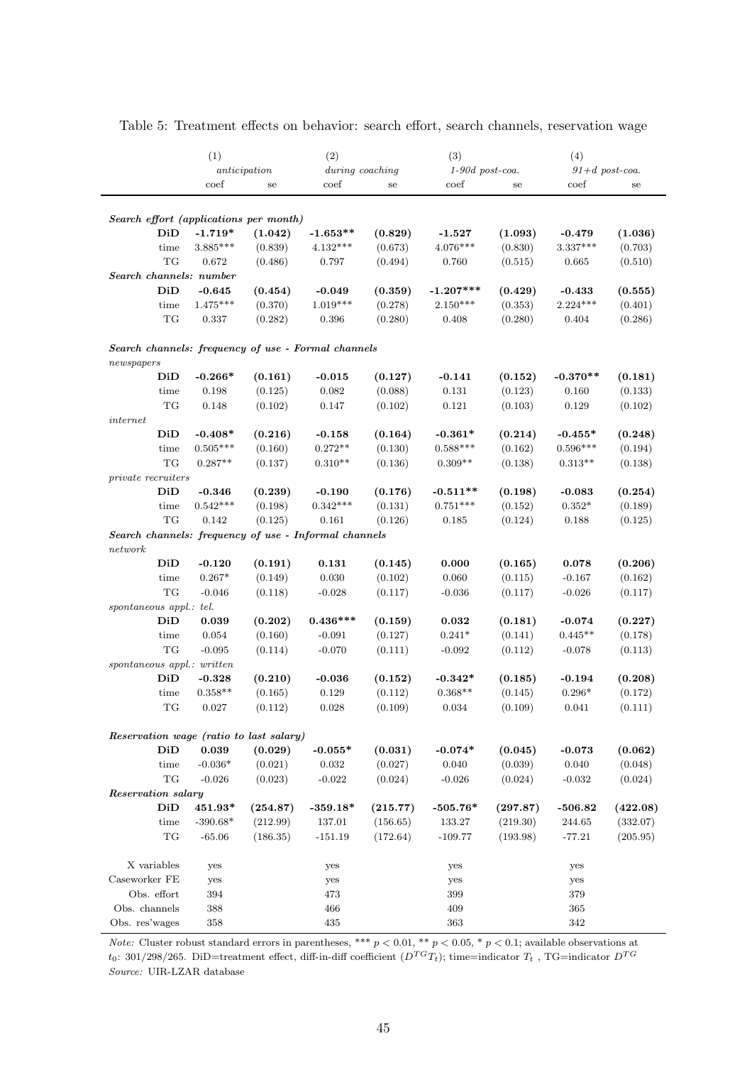Table 5: Treatment effects on behavior: search effort, search channels, reservation wage

| | (1) | | (2) | | (3) | | (4) | |
|---|---|---|---|---|---|---|---|---|
| | *anticipation* | | *during coaching* | | *1-90d post-coa.* | | *91+d post-coa.* | |
| | coef | se | coef | se | coef | se | coef | se |
| ***Search effort (applications per month)*** | | | | | | | | |
| **DiD** | **-1.719*** | **(1.042)** | **-1.653**** | **(0.829)** | **-1.527** | **(1.093)** | **-0.479** | **(1.036)** |
| time | 3.885*** | (0.839) | 4.132*** | (0.673) | 4.076*** | (0.830) | 3.337*** | (0.703) |
| TG | 0.672 | (0.486) | 0.797 | (0.494) | 0.760 | (0.515) | 0.665 | (0.510) |
| ***Search channels: number*** | | | | | | | | |
| **DiD** | **-0.645** | **(0.454)** | **-0.049** | **(0.359)** | **-1.207***** | **(0.429)** | **-0.433** | **(0.555)** |
| time | 1.475*** | (0.370) | 1.019*** | (0.278) | 2.150*** | (0.353) | 2.224*** | (0.401) |
| TG | 0.337 | (0.282) | 0.396 | (0.280) | 0.408 | (0.280) | 0.404 | (0.286) |
| ***Search channels: frequency of use - Formal channels*** | | | | | | | | |
| *newspapers* | | | | | | | | |
| **DiD** | **-0.266*** | **(0.161)** | **-0.015** | **(0.127)** | **-0.141** | **(0.152)** | **-0.370**** | **(0.181)** |
| time | 0.198 | (0.125) | 0.082 | (0.088) | 0.131 | (0.123) | 0.160 | (0.133) |
| TG | 0.148 | (0.102) | 0.147 | (0.102) | 0.121 | (0.103) | 0.129 | (0.102) |
| *internet* | | | | | | | | |
| **DiD** | **-0.408*** | **(0.216)** | **-0.158** | **(0.164)** | **-0.361*** | **(0.214)** | **-0.455*** | **(0.248)** |
| time | 0.505*** | (0.160) | 0.272** | (0.130) | 0.588*** | (0.162) | 0.596*** | (0.194) |
| TG | 0.287** | (0.137) | 0.310** | (0.136) | 0.309** | (0.138) | 0.313** | (0.138) |
| *private recruiters* | | | | | | | | |
| **DiD** | **-0.346** | **(0.239)** | **-0.190** | **(0.176)** | **-0.511**** | **(0.198)** | **-0.083** | **(0.254)** |
| time | 0.542*** | (0.198) | 0.342*** | (0.131) | 0.751*** | (0.152) | 0.352* | (0.189) |
| TG | 0.142 | (0.125) | 0.161 | (0.126) | 0.185 | (0.124) | 0.188 | (0.125) |
| ***Search channels: frequency of use - Informal channels*** | | | | | | | | |
| *network* | | | | | | | | |
| **DiD** | **-0.120** | **(0.191)** | **0.131** | **(0.145)** | **0.000** | **(0.165)** | **0.078** | **(0.206)** |
| time | 0.267* | (0.149) | 0.030 | (0.102) | 0.060 | (0.115) | -0.167 | (0.162) |
| TG | -0.046 | (0.118) | -0.028 | (0.117) | -0.036 | (0.117) | -0.026 | (0.117) |
| *spontaneous appl.: tel.* | | | | | | | | |
| **DiD** | **0.039** | **(0.202)** | **0.436***** | **(0.159)** | **0.032** | **(0.181)** | **-0.074** | **(0.227)** |
| time | 0.054 | (0.160) | -0.091 | (0.127) | 0.241* | (0.141) | 0.445** | (0.178) |
| TG | -0.095 | (0.114) | -0.070 | (0.111) | -0.092 | (0.112) | -0.078 | (0.113) |
| *spontaneous appl.: written* | | | | | | | | |
| **DiD** | **-0.328** | **(0.210)** | **-0.036** | **(0.152)** | **-0.342*** | **(0.185)** | **-0.194** | **(0.208)** |
| time | 0.358** | (0.165) | 0.129 | (0.112) | 0.368** | (0.145) | 0.296* | (0.172) |
| TG | 0.027 | (0.112) | 0.028 | (0.109) | 0.034 | (0.109) | 0.041 | (0.111) |
| ***Reservation wage (ratio to last salary)*** | | | | | | | | |
| **DiD** | **0.039** | **(0.029)** | **-0.055*** | **(0.031)** | **-0.074*** | **(0.045)** | **-0.073** | **(0.062)** |
| time | -0.036* | (0.021) | 0.032 | (0.027) | 0.040 | (0.039) | 0.040 | (0.048) |
| TG | -0.026 | (0.023) | -0.022 | (0.024) | -0.026 | (0.024) | -0.032 | (0.024) |
| ***Reservation salary*** | | | | | | | | |
| **DiD** | **451.93*** | **(254.87)** | **-359.18*** | **(215.77)** | **-505.76*** | **(297.87)** | **-506.82** | **(422.08)** |
| time | -390.68* | (212.99) | 137.01 | (156.65) | 133.27 | (219.30) | 244.65 | (332.07) |
| TG | -65.06 | (186.35) | -151.19 | (172.64) | -109.77 | (193.98) | -77.21 | (205.95) |
| X variables | yes | | yes | | yes | | yes | |
| Caseworker FE | yes | | yes | | yes | | yes | |
| Obs. effort | 394 | | 473 | | 399 | | 379 | |
| Obs. channels | 388 | | 466 | | 409 | | 365 | |
| Obs. res'wages | 358 | | 435 | | 363 | | 342 | |

*Note:* Cluster robust standard errors in parentheses, *** $p < 0.01$, ** $p < 0.05$, * $p < 0.1$; available observations at $t_0$: 301/298/265. DiD=treatment effect, diff-in-diff coefficient ($D^{TG}T_t$); time=indicator $T_t$ , TG=indicator $D^{TG}$
*Source:* UIR-LZAR database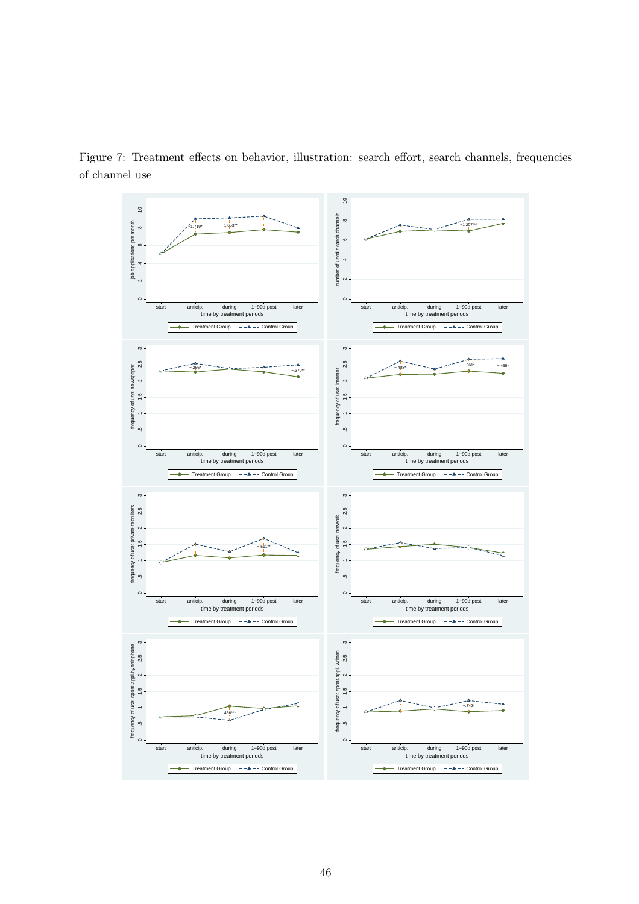Figure 7: Treatment effects on behavior, illustration: search effort, search channels, frequencies of channel use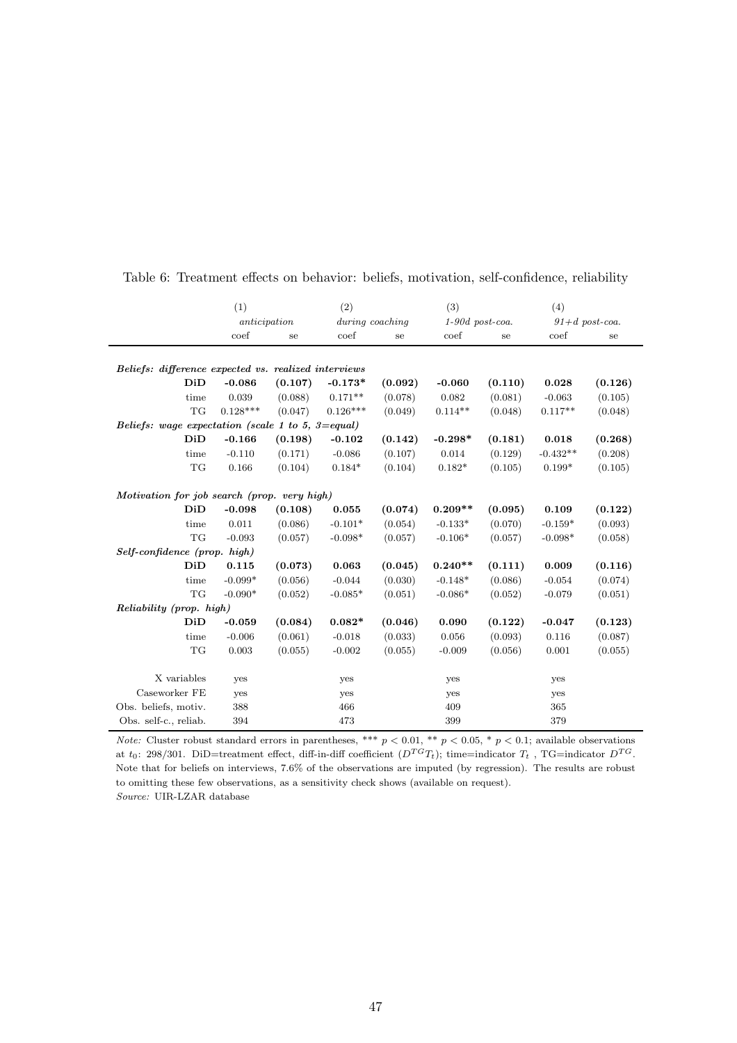Table 6: Treatment effects on behavior: beliefs, motivation, self-confidence, reliability

| | (1) | | (2) | | (3) | | (4) | |
|---|---|---|---|---|---|---|---|---|
| | *anticipation* | | *during coaching* | | *1-90d post-coa.* | | *91+d post-coa.* | |
| | coef | se | coef | se | coef | se | coef | se |
| *Beliefs: difference expected vs. realized interviews* | | | | | | | | |
| **DiD** | **-0.086** | **(0.107)** | **-0.173*** | **(0.092)** | **-0.060** | **(0.110)** | **0.028** | **(0.126)** |
| time | 0.039 | (0.088) | 0.171** | (0.078) | 0.082 | (0.081) | -0.063 | (0.105) |
| TG | 0.128*** | (0.047) | 0.126*** | (0.049) | 0.114** | (0.048) | 0.117** | (0.048) |
| *Beliefs: wage expectation (scale 1 to 5, 3=equal)* | | | | | | | | |
| **DiD** | **-0.166** | **(0.198)** | **-0.102** | **(0.142)** | **-0.298*** | **(0.181)** | **0.018** | **(0.268)** |
| time | -0.110 | (0.171) | -0.086 | (0.107) | 0.014 | (0.129) | -0.432** | (0.208) |
| TG | 0.166 | (0.104) | 0.184* | (0.104) | 0.182* | (0.105) | 0.199* | (0.105) |
| *Motivation for job search (prop. very high)* | | | | | | | | |
| **DiD** | **-0.098** | **(0.108)** | **0.055** | **(0.074)** | **0.209**** | **(0.095)** | **0.109** | **(0.122)** |
| time | 0.011 | (0.086) | -0.101* | (0.054) | -0.133* | (0.070) | -0.159* | (0.093) |
| TG | -0.093 | (0.057) | -0.098* | (0.057) | -0.106* | (0.057) | -0.098* | (0.058) |
| *Self-confidence (prop. high)* | | | | | | | | |
| **DiD** | **0.115** | **(0.073)** | **0.063** | **(0.045)** | **0.240**** | **(0.111)** | **0.009** | **(0.116)** |
| time | -0.099* | (0.056) | -0.044 | (0.030) | -0.148* | (0.086) | -0.054 | (0.074) |
| TG | -0.090* | (0.052) | -0.085* | (0.051) | -0.086* | (0.052) | -0.079 | (0.051) |
| *Reliability (prop. high)* | | | | | | | | |
| **DiD** | **-0.059** | **(0.084)** | **0.082*** | **(0.046)** | **0.090** | **(0.122)** | **-0.047** | **(0.123)** |
| time | -0.006 | (0.061) | -0.018 | (0.033) | 0.056 | (0.093) | 0.116 | (0.087) |
| TG | 0.003 | (0.055) | -0.002 | (0.055) | -0.009 | (0.056) | 0.001 | (0.055) |
| X variables | yes | | yes | | yes | | yes | |
| Caseworker FE | yes | | yes | | yes | | yes | |
| Obs. beliefs, motiv. | 388 | | 466 | | 409 | | 365 | |
| Obs. self-c., reliab. | 394 | | 473 | | 399 | | 379 | |

*Note:* Cluster robust standard errors in parentheses, *** $p < 0.01$, ** $p < 0.05$, * $p < 0.1$; available observations at $t_0$: 298/301. DiD=treatment effect, diff-in-diff coefficient ($D^{TG}T_t$); time=indicator $T_t$ , TG=indicator $D^{TG}$. Note that for beliefs on interviews, 7.6% of the observations are imputed (by regression). The results are robust to omitting these few observations, as a sensitivity check shows (available on request).
*Source:* UIR-LZAR database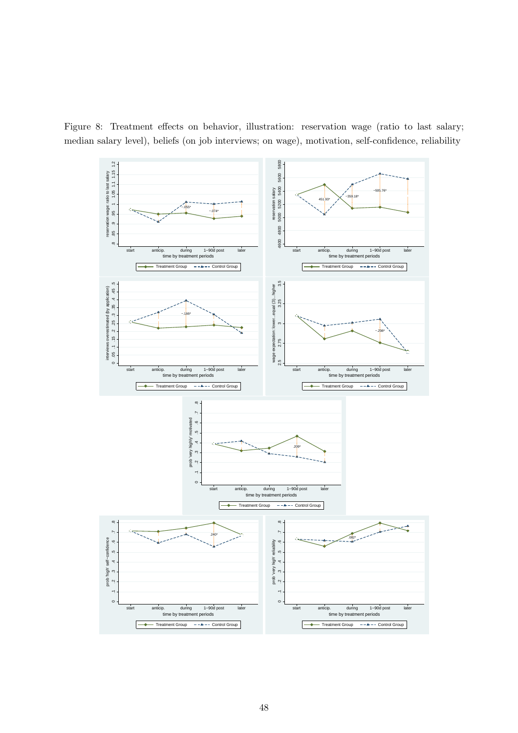Figure 8: Treatment effects on behavior, illustration: reservation wage (ratio to last salary; median salary level), beliefs (on job interviews; on wage), motivation, self-confidence, reliability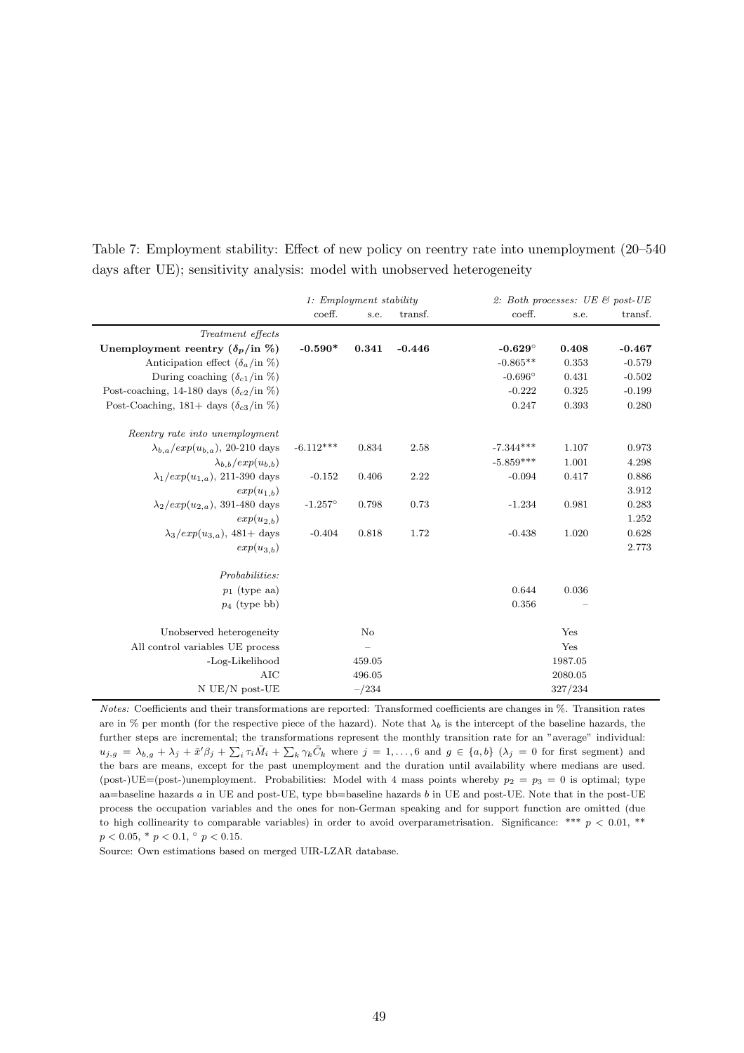Table 7: Employment stability: Effect of new policy on reentry rate into unemployment (20–540 days after UE); sensitivity analysis: model with unobserved heterogeneity

| | *1: Employment stability* | | | *2: Both processes: UE & post-UE* | | |
|---|---|---|---|---|---|---|
| | coeff. | s.e. | transf. | coeff. | s.e. | transf. |
| *Treatment effects* | | | | | | |
| **Unemployment reentry ($\delta_p$/in %)** | **-0.590*** | **0.341** | **-0.446** | **-0.629°** | **0.408** | **-0.467** |
| Anticipation effect ($\delta_a$/in %) | | | | -0.865** | 0.353 | -0.579 |
| During coaching ($\delta_{c1}$/in %) | | | | -0.696° | 0.431 | -0.502 |
| Post-coaching, 14-180 days ($\delta_{c2}$/in %) | | | | -0.222 | 0.325 | -0.199 |
| Post-Coaching, 181+ days ($\delta_{c3}$/in %) | | | | 0.247 | 0.393 | 0.280 |
| *Reentry rate into unemployment* | | | | | | |
| $\lambda_{b,a}/exp(u_{b,a})$, 20-210 days | -6.112*** | 0.834 | 2.58 | -7.344*** | 1.107 | 0.973 |
| $\lambda_{b,b}/exp(u_{b,b})$ | | | | -5.859*** | 1.001 | 4.298 |
| $\lambda_1/exp(u_{1,a})$, 211-390 days | -0.152 | 0.406 | 2.22 | -0.094 | 0.417 | 0.886 |
| $exp(u_{1,b})$ | | | | | | 3.912 |
| $\lambda_2/exp(u_{2,a})$, 391-480 days | -1.257° | 0.798 | 0.73 | -1.234 | 0.981 | 0.283 |
| $exp(u_{2,b})$ | | | | | | 1.252 |
| $\lambda_3/exp(u_{3,a})$, 481+ days | -0.404 | 0.818 | 1.72 | -0.438 | 1.020 | 0.628 |
| $exp(u_{3,b})$ | | | | | | 2.773 |
| *Probabilities:* | | | | | | |
| $p_1$ (type aa) | | | | 0.644 | 0.036 | |
| $p_4$ (type bb) | | | | 0.356 | – | |
| Unobserved heterogeneity | | No | | | Yes | |
| All control variables UE process | | – | | | Yes | |
| -Log-Likelihood | | 459.05 | | | 1987.05 | |
| AIC | | 496.05 | | | 2080.05 | |
| N UE/N post-UE | | –/234 | | | 327/234 | |

*Notes:* Coefficients and their transformations are reported: Transformed coefficients are changes in %. Transition rates are in % per month (for the respective piece of the hazard). Note that $\lambda_b$ is the intercept of the baseline hazards, the further steps are incremental; the transformations represent the monthly transition rate for an "average" individual: $u_{j,g} = \lambda_{b,g} + \lambda_j + \bar{x}'\beta_j + \sum_i \tau_i \bar{M}_i + \sum_k \gamma_k \bar{C}_k$ where $j = 1, \ldots, 6$ and $g \in \{a, b\}$ ($\lambda_j = 0$ for first segment) and the bars are means, except for the past unemployment and the duration until availability where medians are used. (post-)UE=(post-)unemployment. Probabilities: Model with 4 mass points whereby $p_2 = p_3 = 0$ is optimal; type aa=baseline hazards $a$ in UE and post-UE, type bb=baseline hazards $b$ in UE and post-UE. Note that in the post-UE process the occupation variables and the ones for non-German speaking and for support function are omitted (due to high collinearity to comparable variables) in order to avoid overparametrisation. Significance: *** $p < 0.01$, ** $p < 0.05$, * $p < 0.1$, ° $p < 0.15$.

Source: Own estimations based on merged UIR-LZAR database.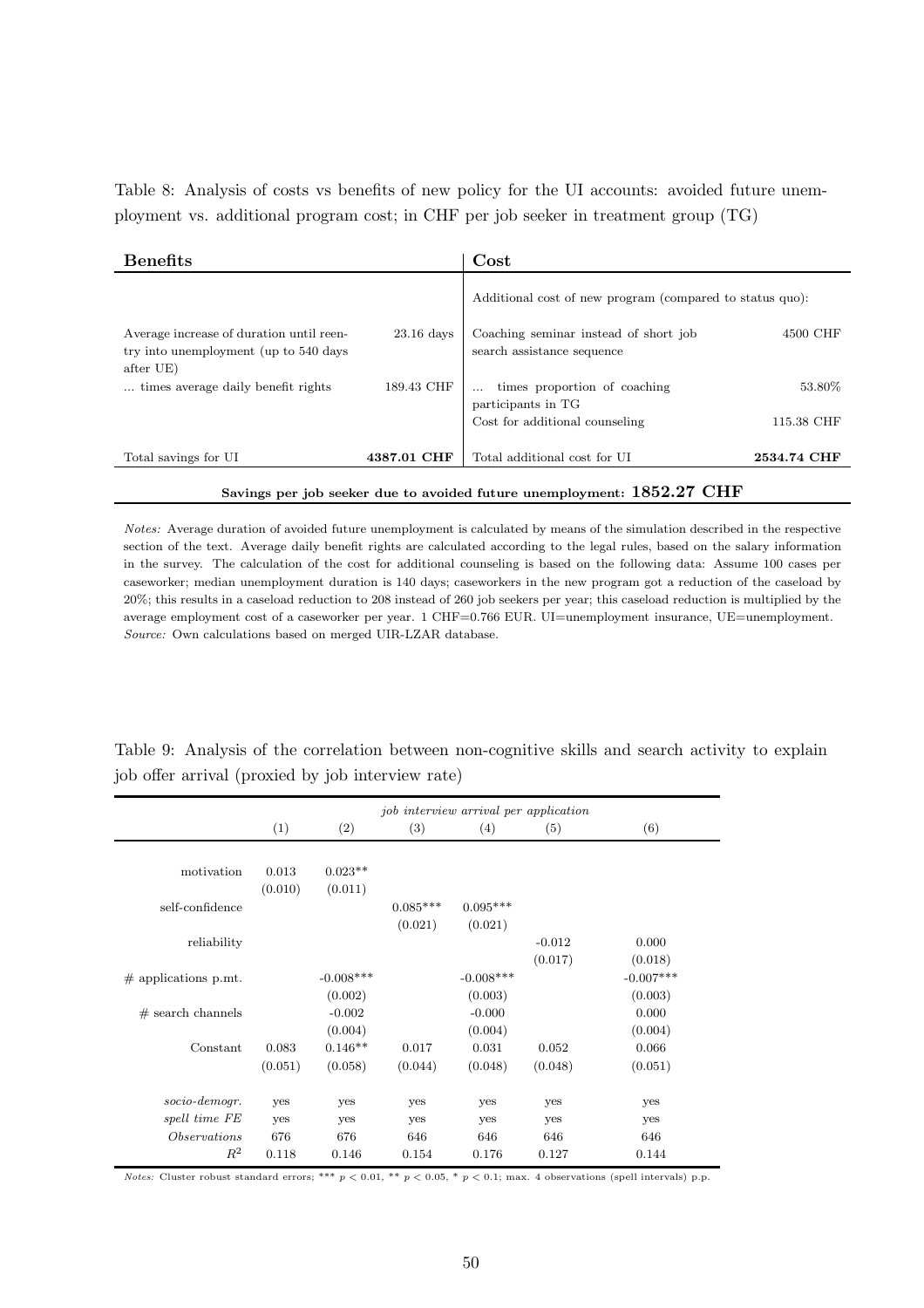Table 8: Analysis of costs vs benefits of new policy for the UI accounts: avoided future unemployment vs. additional program cost; in CHF per job seeker in treatment group (TG)

| **Benefits** | | **Cost** | |
|---|---|---|---|
| | | Additional cost of new program (compared to status quo): | |
| Average increase of duration until reentry into unemployment (up to 540 days after UE) | 23.16 days | Coaching seminar instead of short job search assistance sequence | 4500 CHF |
| ... times average daily benefit rights | 189.43 CHF | ... times proportion of coaching participants in TG | 53.80% |
| | | Cost for additional counseling | 115.38 CHF |
| Total savings for UI | **4387.01 CHF** | Total additional cost for UI | **2534.74 CHF** |

**Savings per job seeker due to avoided future unemployment: 1852.27 CHF**

*Notes:* Average duration of avoided future unemployment is calculated by means of the simulation described in the respective section of the text. Average daily benefit rights are calculated according to the legal rules, based on the salary information in the survey. The calculation of the cost for additional counseling is based on the following data: Assume 100 cases per caseworker; median unemployment duration is 140 days; caseworkers in the new program got a reduction of the caseload by 20%; this results in a caseload reduction to 208 instead of 260 job seekers per year; this caseload reduction is multiplied by the average employment cost of a caseworker per year. 1 CHF=0.766 EUR. UI=unemployment insurance, UE=unemployment.
*Source:* Own calculations based on merged UIR-LZAR database.

Table 9: Analysis of the correlation between non-cognitive skills and search activity to explain job offer arrival (proxied by job interview rate)

| | *job interview arrival per application* | | | | | |
|---|---|---|---|---|---|---|
| | (1) | (2) | (3) | (4) | (5) | (6) |
| motivation | 0.013 | 0.023** | | | | |
| | (0.010) | (0.011) | | | | |
| self-confidence | | | 0.085*** | 0.095*** | | |
| | | | (0.021) | (0.021) | | |
| reliability | | | | | -0.012 | 0.000 |
| | | | | | (0.017) | (0.018) |
| # applications p.mt. | | -0.008*** | | -0.008*** | | -0.007*** |
| | | (0.002) | | (0.003) | | (0.003) |
| # search channels | | -0.002 | | -0.000 | | 0.000 |
| | | (0.004) | | (0.004) | | (0.004) |
| Constant | 0.083 | 0.146** | 0.017 | 0.031 | 0.052 | 0.066 |
| | (0.051) | (0.058) | (0.044) | (0.048) | (0.048) | (0.051) |
| *socio-demogr.* | yes | yes | yes | yes | yes | yes |
| *spell time FE* | yes | yes | yes | yes | yes | yes |
| *Observations* | 676 | 676 | 646 | 646 | 646 | 646 |
| $R^2$ | 0.118 | 0.146 | 0.154 | 0.176 | 0.127 | 0.144 |

*Notes:* Cluster robust standard errors; *** $p < 0.01$, ** $p < 0.05$, * $p < 0.1$; max. 4 observations (spell intervals) p.p.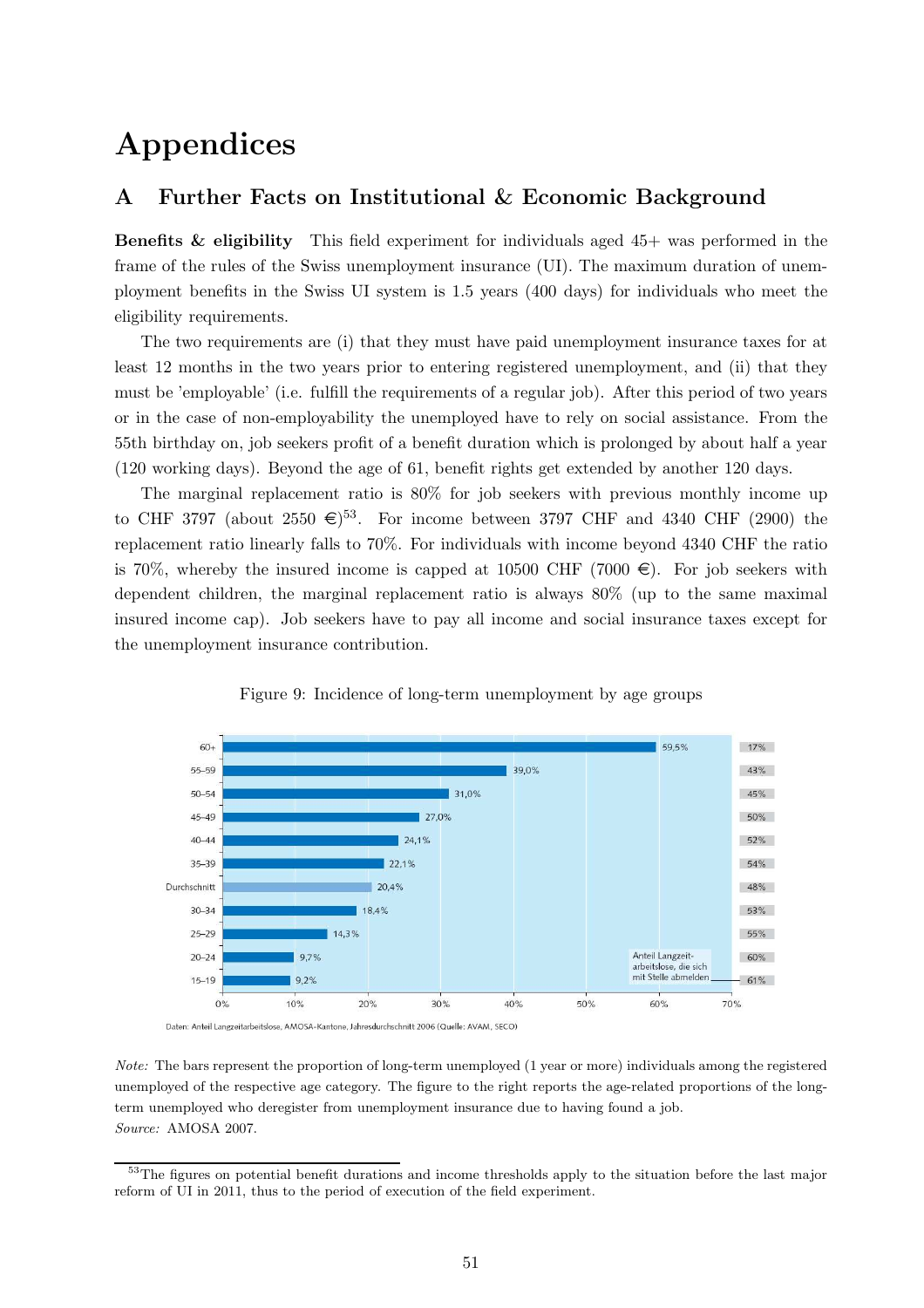# Appendices

## A Further Facts on Institutional & Economic Background

**Benefits & eligibility** This field experiment for individuals aged 45+ was performed in the frame of the rules of the Swiss unemployment insurance (UI). The maximum duration of unemployment benefits in the Swiss UI system is 1.5 years (400 days) for individuals who meet the eligibility requirements.

The two requirements are (i) that they must have paid unemployment insurance taxes for at least 12 months in the two years prior to entering registered unemployment, and (ii) that they must be 'employable' (i.e. fulfill the requirements of a regular job). After this period of two years or in the case of non-employability the unemployed have to rely on social assistance. From the 55th birthday on, job seekers profit of a benefit duration which is prolonged by about half a year (120 working days). Beyond the age of 61, benefit rights get extended by another 120 days.

The marginal replacement ratio is 80% for job seekers with previous monthly income up to CHF 3797 (about 2550 €)[53]. For income between 3797 CHF and 4340 CHF (2900) the replacement ratio linearly falls to 70%. For individuals with income beyond 4340 CHF the ratio is 70%, whereby the insured income is capped at 10500 CHF (7000 €). For job seekers with dependent children, the marginal replacement ratio is always 80% (up to the same maximal insured income cap). Job seekers have to pay all income and social insurance taxes except for the unemployment insurance contribution.

Figure 9: Incidence of long-term unemployment by age groups

| Age group | Share of long-term unemployed | Anteil Langzeitarbeitslose, die sich mit Stelle abmelden |
|---|---|---|
| 60+ | 59,5% | 17% |
| 55–59 | 39,0% | 43% |
| 50–54 | 31,0% | 45% |
| 45–49 | 27,0% | 50% |
| 40–44 | 24,1% | 52% |
| 35–39 | 22,1% | 54% |
| Durchschnitt | 20,4% | 48% |
| 30–34 | 18,4% | 53% |
| 25–29 | 14,3% | 55% |
| 20–24 | 9,7% | 60% |
| 15–19 | 9,2% | 61% |

Daten: Anteil Langzeitarbeitslose, AMOSA-Kantone, Jahresdurchschnitt 2006 (Quelle: AVAM, SECO)

*Note:* The bars represent the proportion of long-term unemployed (1 year or more) individuals among the registered unemployed of the respective age category. The figure to the right reports the age-related proportions of the long-term unemployed who deregister from unemployment insurance due to having found a job.
*Source:* AMOSA 2007.

[53] The figures on potential benefit durations and income thresholds apply to the situation before the last major reform of UI in 2011, thus to the period of execution of the field experiment.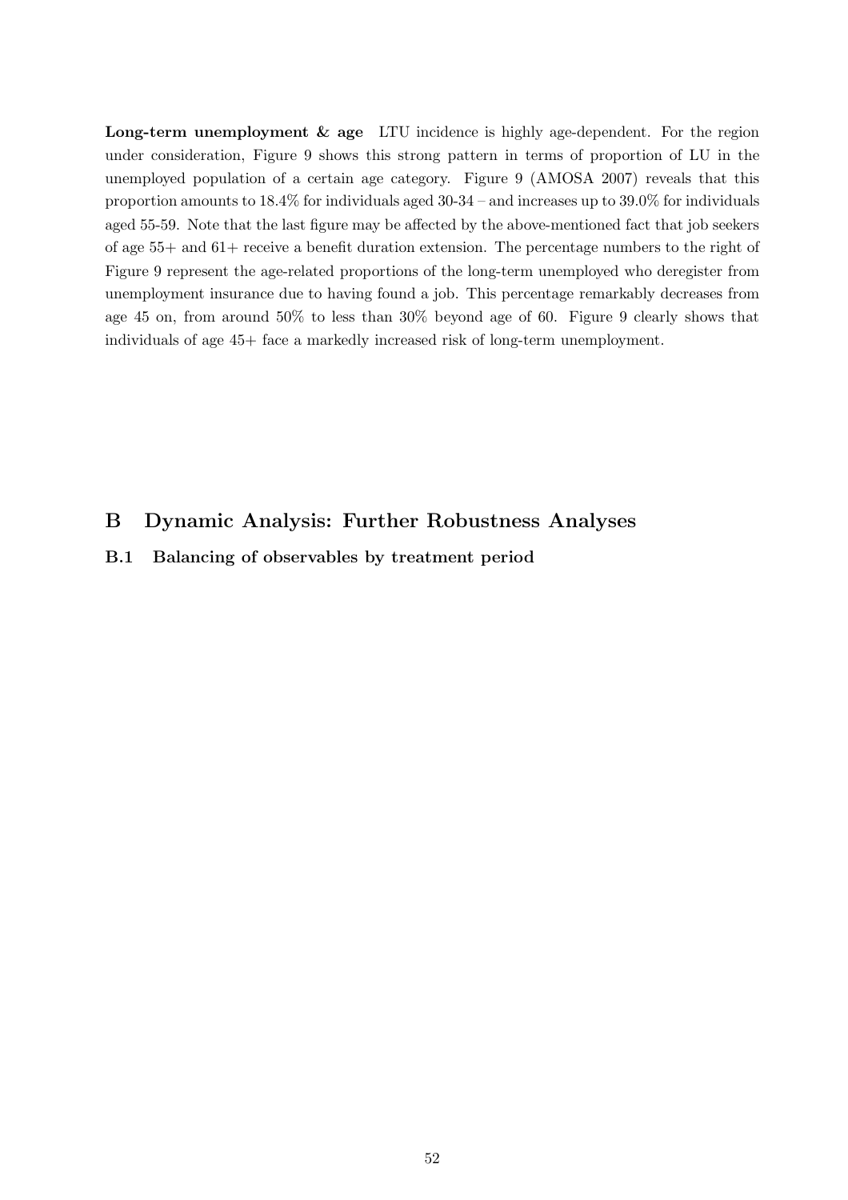**Long-term unemployment & age** LTU incidence is highly age-dependent. For the region under consideration, Figure 9 shows this strong pattern in terms of proportion of LU in the unemployed population of a certain age category. Figure 9 (AMOSA 2007) reveals that this proportion amounts to 18.4% for individuals aged 30-34 – and increases up to 39.0% for individuals aged 55-59. Note that the last figure may be affected by the above-mentioned fact that job seekers of age 55+ and 61+ receive a benefit duration extension. The percentage numbers to the right of Figure 9 represent the age-related proportions of the long-term unemployed who deregister from unemployment insurance due to having found a job. This percentage remarkably decreases from age 45 on, from around 50% to less than 30% beyond age of 60. Figure 9 clearly shows that individuals of age 45+ face a markedly increased risk of long-term unemployment.

# B Dynamic Analysis: Further Robustness Analyses

## B.1 Balancing of observables by treatment period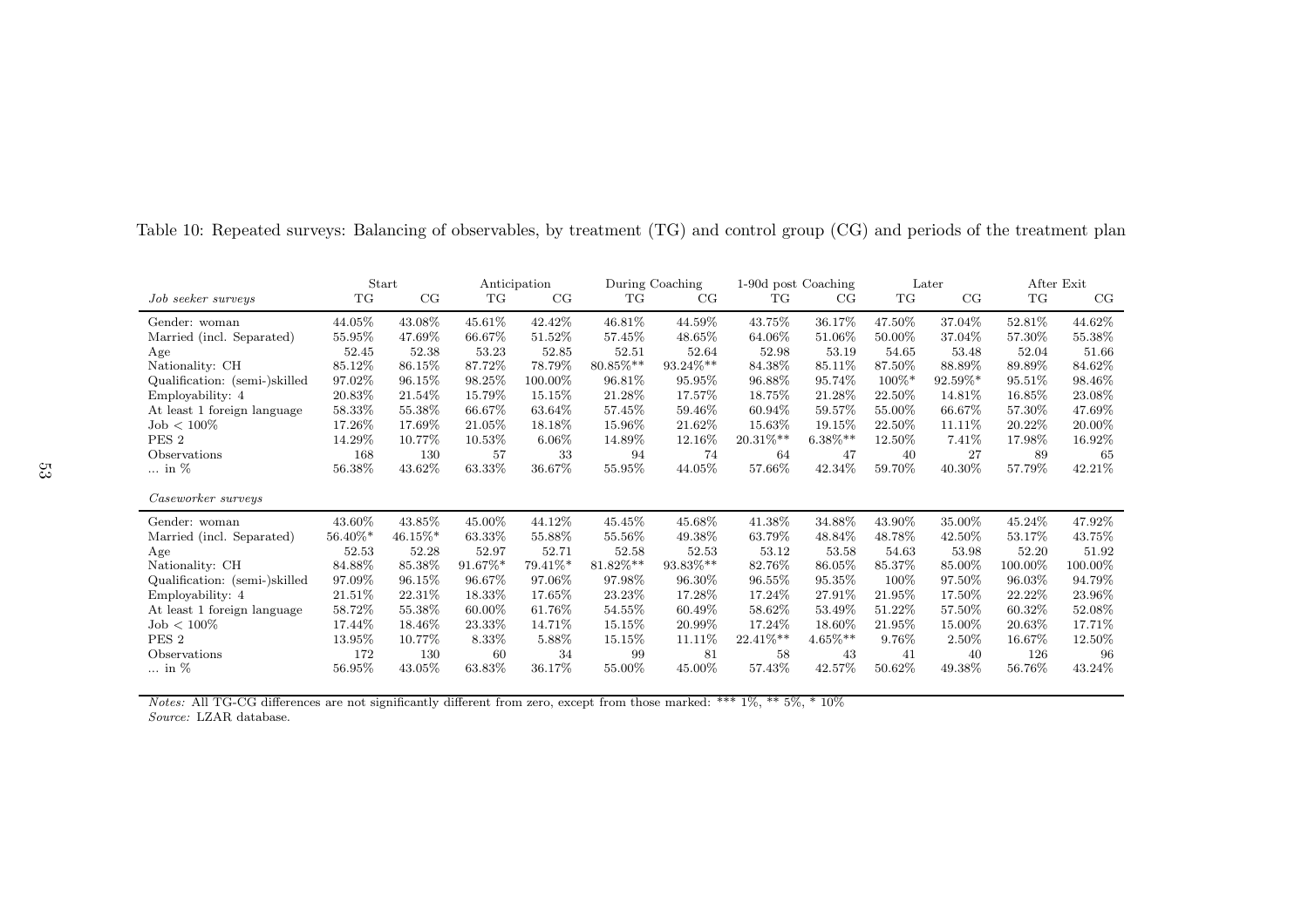Table 10: Repeated surveys: Balancing of observables, by treatment (TG) and control group (CG) and periods of the treatment plan

| | Start | | Anticipation | | During Coaching | | 1-90d post Coaching | | Later | | After Exit | |
|---|---|---|---|---|---|---|---|---|---|---|---|---|
| *Job seeker surveys* | TG | CG | TG | CG | TG | CG | TG | CG | TG | CG | TG | CG |
| Gender: woman | 44.05% | 43.08% | 45.61% | 42.42% | 46.81% | 44.59% | 43.75% | 36.17% | 47.50% | 37.04% | 52.81% | 44.62% |
| Married (incl. Separated) | 55.95% | 47.69% | 66.67% | 51.52% | 57.45% | 48.65% | 64.06% | 51.06% | 50.00% | 37.04% | 57.30% | 55.38% |
| Age | 52.45 | 52.38 | 53.23 | 52.85 | 52.51 | 52.64 | 52.98 | 53.19 | 54.65 | 53.48 | 52.04 | 51.66 |
| Nationality: CH | 85.12% | 86.15% | 87.72% | 78.79% | 80.85%** | 93.24%** | 84.38% | 85.11% | 87.50% | 88.89% | 89.89% | 84.62% |
| Qualification: (semi-)skilled | 97.02% | 96.15% | 98.25% | 100.00% | 96.81% | 95.95% | 96.88% | 95.74% | 100%* | 92.59%* | 95.51% | 98.46% |
| Employability: 4 | 20.83% | 21.54% | 15.79% | 15.15% | 21.28% | 17.57% | 18.75% | 21.28% | 22.50% | 14.81% | 16.85% | 23.08% |
| At least 1 foreign language | 58.33% | 55.38% | 66.67% | 63.64% | 57.45% | 59.46% | 60.94% | 59.57% | 55.00% | 66.67% | 57.30% | 47.69% |
| Job < 100% | 17.26% | 17.69% | 21.05% | 18.18% | 15.96% | 21.62% | 15.63% | 19.15% | 22.50% | 11.11% | 20.22% | 20.00% |
| PES 2 | 14.29% | 10.77% | 10.53% | 6.06% | 14.89% | 12.16% | 20.31%** | 6.38%** | 12.50% | 7.41% | 17.98% | 16.92% |
| Observations | 168 | 130 | 57 | 33 | 94 | 74 | 64 | 47 | 40 | 27 | 89 | 65 |
| ... in % | 56.38% | 43.62% | 63.33% | 36.67% | 55.95% | 44.05% | 57.66% | 42.34% | 59.70% | 40.30% | 57.79% | 42.21% |
| *Caseworker surveys* | | | | | | | | | | | | |
| Gender: woman | 43.60% | 43.85% | 45.00% | 44.12% | 45.45% | 45.68% | 41.38% | 34.88% | 43.90% | 35.00% | 45.24% | 47.92% |
| Married (incl. Separated) | 56.40%* | 46.15%* | 63.33% | 55.88% | 55.56% | 49.38% | 63.79% | 48.84% | 48.78% | 42.50% | 53.17% | 43.75% |
| Age | 52.53 | 52.28 | 52.97 | 52.71 | 52.58 | 52.53 | 53.12 | 53.58 | 54.63 | 53.98 | 52.20 | 51.92 |
| Nationality: CH | 84.88% | 85.38% | 91.67%* | 79.41%* | 81.82%** | 93.83%** | 82.76% | 86.05% | 85.37% | 85.00% | 100.00% | 100.00% |
| Qualification: (semi-)skilled | 97.09% | 96.15% | 96.67% | 97.06% | 97.98% | 96.30% | 96.55% | 95.35% | 100% | 97.50% | 96.03% | 94.79% |
| Employability: 4 | 21.51% | 22.31% | 18.33% | 17.65% | 23.23% | 17.28% | 17.24% | 27.91% | 21.95% | 17.50% | 22.22% | 23.96% |
| At least 1 foreign language | 58.72% | 55.38% | 60.00% | 61.76% | 54.55% | 60.49% | 58.62% | 53.49% | 51.22% | 57.50% | 60.32% | 52.08% |
| Job < 100% | 17.44% | 18.46% | 23.33% | 14.71% | 15.15% | 20.99% | 17.24% | 18.60% | 21.95% | 15.00% | 20.63% | 17.71% |
| PES 2 | 13.95% | 10.77% | 8.33% | 5.88% | 15.15% | 11.11% | 22.41%** | 4.65%** | 9.76% | 2.50% | 16.67% | 12.50% |
| Observations | 172 | 130 | 60 | 34 | 99 | 81 | 58 | 43 | 41 | 40 | 126 | 96 |
| ... in % | 56.95% | 43.05% | 63.83% | 36.17% | 55.00% | 45.00% | 57.43% | 42.57% | 50.62% | 49.38% | 56.76% | 43.24% |

*Notes:* All TG-CG differences are not significantly different from zero, except from those marked: *** 1%, ** 5%, * 10%
*Source:* LZAR database.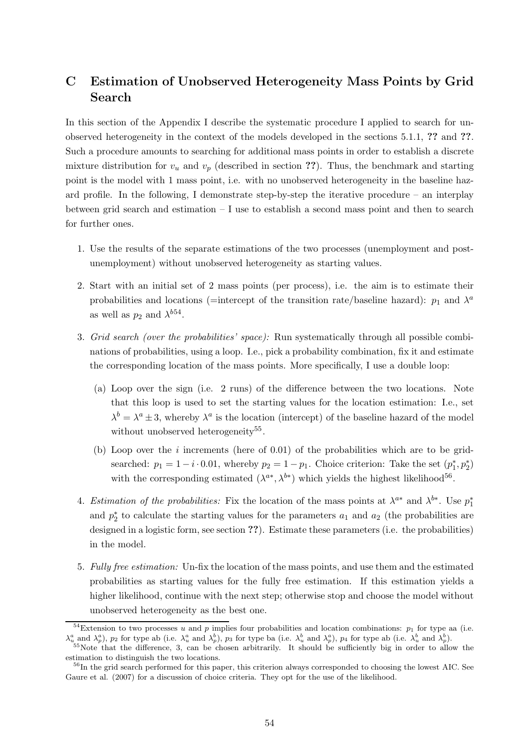# C Estimation of Unobserved Heterogeneity Mass Points by Grid Search

In this section of the Appendix I describe the systematic procedure I applied to search for unobserved heterogeneity in the context of the models developed in the sections 5.1.1, **??** and **??**. Such a procedure amounts to searching for additional mass points in order to establish a discrete mixture distribution for $v_u$ and $v_p$ (described in section **??**). Thus, the benchmark and starting point is the model with 1 mass point, i.e. with no unobserved heterogeneity in the baseline hazard profile. In the following, I demonstrate step-by-step the iterative procedure – an interplay between grid search and estimation – I use to establish a second mass point and then to search for further ones.

1. Use the results of the separate estimations of the two processes (unemployment and post-unemployment) without unobserved heterogeneity as starting values.
2. Start with an initial set of 2 mass points (per process), i.e. the aim is to estimate their probabilities and locations (=intercept of the transition rate/baseline hazard): $p_1$ and $\lambda^a$ as well as $p_2$ and $\lambda^b$[54].
3. *Grid search (over the probabilities' space):* Run systematically through all possible combinations of probabilities, using a loop. I.e., pick a probability combination, fix it and estimate the corresponding location of the mass points. More specifically, I use a double loop:
   (a) Loop over the sign (i.e. 2 runs) of the difference between the two locations. Note that this loop is used to set the starting values for the location estimation: I.e., set $\lambda^b = \lambda^a \pm 3$, whereby $\lambda^a$ is the location (intercept) of the baseline hazard of the model without unobserved heterogeneity[55].
   (b) Loop over the $i$ increments (here of 0.01) of the probabilities which are to be grid-searched: $p_1 = 1 - i \cdot 0.01$, whereby $p_2 = 1 - p_1$. Choice criterion: Take the set $(p_1^*, p_2^*)$ with the corresponding estimated $(\lambda^{a*}, \lambda^{b*})$ which yields the highest likelihood[56].
4. *Estimation of the probabilities:* Fix the location of the mass points at $\lambda^{a*}$ and $\lambda^{b*}$. Use $p_1^*$ and $p_2^*$ to calculate the starting values for the parameters $a_1$ and $a_2$ (the probabilities are designed in a logistic form, see section **??**). Estimate these parameters (i.e. the probabilities) in the model.
5. *Fully free estimation:* Un-fix the location of the mass points, and use them and the estimated probabilities as starting values for the fully free estimation. If this estimation yields a higher likelihood, continue with the next step; otherwise stop and choose the model without unobserved heterogeneity as the best one.

[54] Extension to two processes $u$ and $p$ implies four probabilities and location combinations: $p_1$ for type aa (i.e. $\lambda_u^a$ and $\lambda_p^a$), $p_2$ for type ab (i.e. $\lambda_u^a$ and $\lambda_p^b$), $p_3$ for type ba (i.e. $\lambda_u^b$ and $\lambda_p^a$), $p_4$ for type ab (i.e. $\lambda_u^b$ and $\lambda_p^b$).

[55] Note that the difference, 3, can be chosen arbitrarily. It should be sufficiently big in order to allow the estimation to distinguish the two locations.

[56] In the grid search performed for this paper, this criterion always corresponded to choosing the lowest AIC. See Gaure et al. (2007) for a discussion of choice criteria. They opt for the use of the likelihood.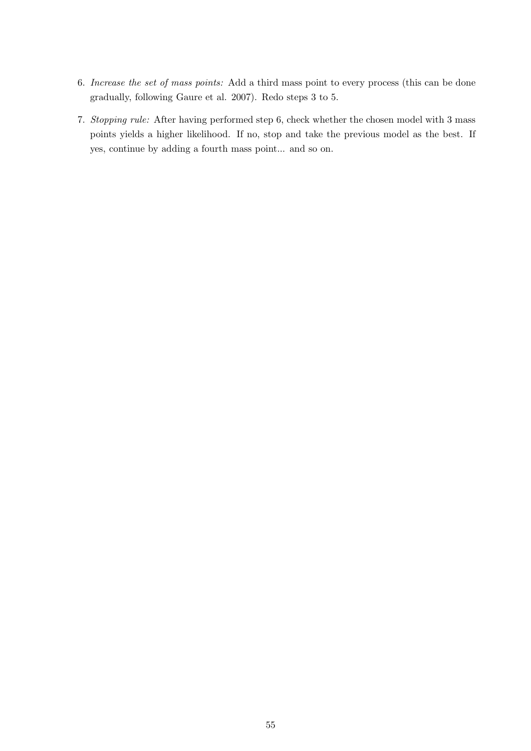6. *Increase the set of mass points:* Add a third mass point to every process (this can be done gradually, following Gaure et al. 2007). Redo steps 3 to 5.

7. *Stopping rule:* After having performed step 6, check whether the chosen model with 3 mass points yields a higher likelihood. If no, stop and take the previous model as the best. If yes, continue by adding a fourth mass point... and so on.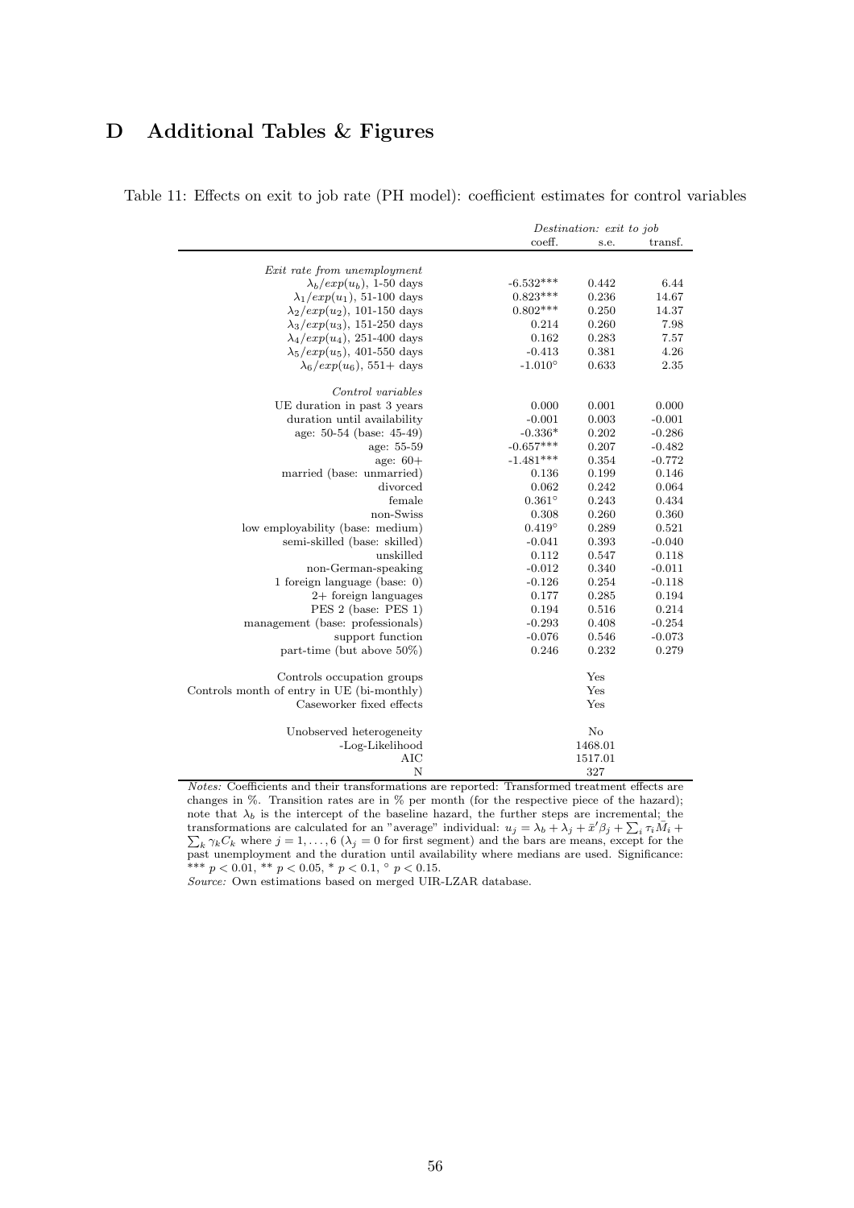# D Additional Tables & Figures

Table 11: Effects on exit to job rate (PH model): coefficient estimates for control variables

| | *Destination: exit to job* | | |
|---|---|---|---|
| | coeff. | s.e. | transf. |
| *Exit rate from unemployment* | | | |
| $\lambda_b/exp(u_b)$, 1-50 days | -6.532*** | 0.442 | 6.44 |
| $\lambda_1/exp(u_1)$, 51-100 days | 0.823*** | 0.236 | 14.67 |
| $\lambda_2/exp(u_2)$, 101-150 days | 0.802*** | 0.250 | 14.37 |
| $\lambda_3/exp(u_3)$, 151-250 days | 0.214 | 0.260 | 7.98 |
| $\lambda_4/exp(u_4)$, 251-400 days | 0.162 | 0.283 | 7.57 |
| $\lambda_5/exp(u_5)$, 401-550 days | -0.413 | 0.381 | 4.26 |
| $\lambda_6/exp(u_6)$, 551+ days | -1.010° | 0.633 | 2.35 |
| *Control variables* | | | |
| UE duration in past 3 years | 0.000 | 0.001 | 0.000 |
| duration until availability | -0.001 | 0.003 | -0.001 |
| age: 50-54 (base: 45-49) | -0.336* | 0.202 | -0.286 |
| age: 55-59 | -0.657*** | 0.207 | -0.482 |
| age: 60+ | -1.481*** | 0.354 | -0.772 |
| married (base: unmarried) | 0.136 | 0.199 | 0.146 |
| divorced | 0.062 | 0.242 | 0.064 |
| female | 0.361° | 0.243 | 0.434 |
| non-Swiss | 0.308 | 0.260 | 0.360 |
| low employability (base: medium) | 0.419° | 0.289 | 0.521 |
| semi-skilled (base: skilled) | -0.041 | 0.393 | -0.040 |
| unskilled | 0.112 | 0.547 | 0.118 |
| non-German-speaking | -0.012 | 0.340 | -0.011 |
| 1 foreign language (base: 0) | -0.126 | 0.254 | -0.118 |
| 2+ foreign languages | 0.177 | 0.285 | 0.194 |
| PES 2 (base: PES 1) | 0.194 | 0.516 | 0.214 |
| management (base: professionals) | -0.293 | 0.408 | -0.254 |
| support function | -0.076 | 0.546 | -0.073 |
| part-time (but above 50%) | 0.246 | 0.232 | 0.279 |
| Controls occupation groups | | Yes | |
| Controls month of entry in UE (bi-monthly) | | Yes | |
| Caseworker fixed effects | | Yes | |
| Unobserved heterogeneity | | No | |
| -Log-Likelihood | | 1468.01 | |
| AIC | | 1517.01 | |
| N | | 327 | |

*Notes:* Coefficients and their transformations are reported: Transformed treatment effects are changes in %. Transition rates are in % per month (for the respective piece of the hazard); note that $\lambda_b$ is the intercept of the baseline hazard, the further steps are incremental; the transformations are calculated for an "average" individual: $u_j = \lambda_b + \lambda_j + \bar{x}'\beta_j + \sum_i \tau_i \bar{M}_i + \sum_k \gamma_k C_k$ where $j = 1, \ldots, 6$ ($\lambda_j = 0$ for first segment) and the bars are means, except for the past unemployment and the duration until availability where medians are used. Significance: *** $p < 0.01$, ** $p < 0.05$, * $p < 0.1$, ° $p < 0.15$.

*Source:* Own estimations based on merged UIR-LZAR database.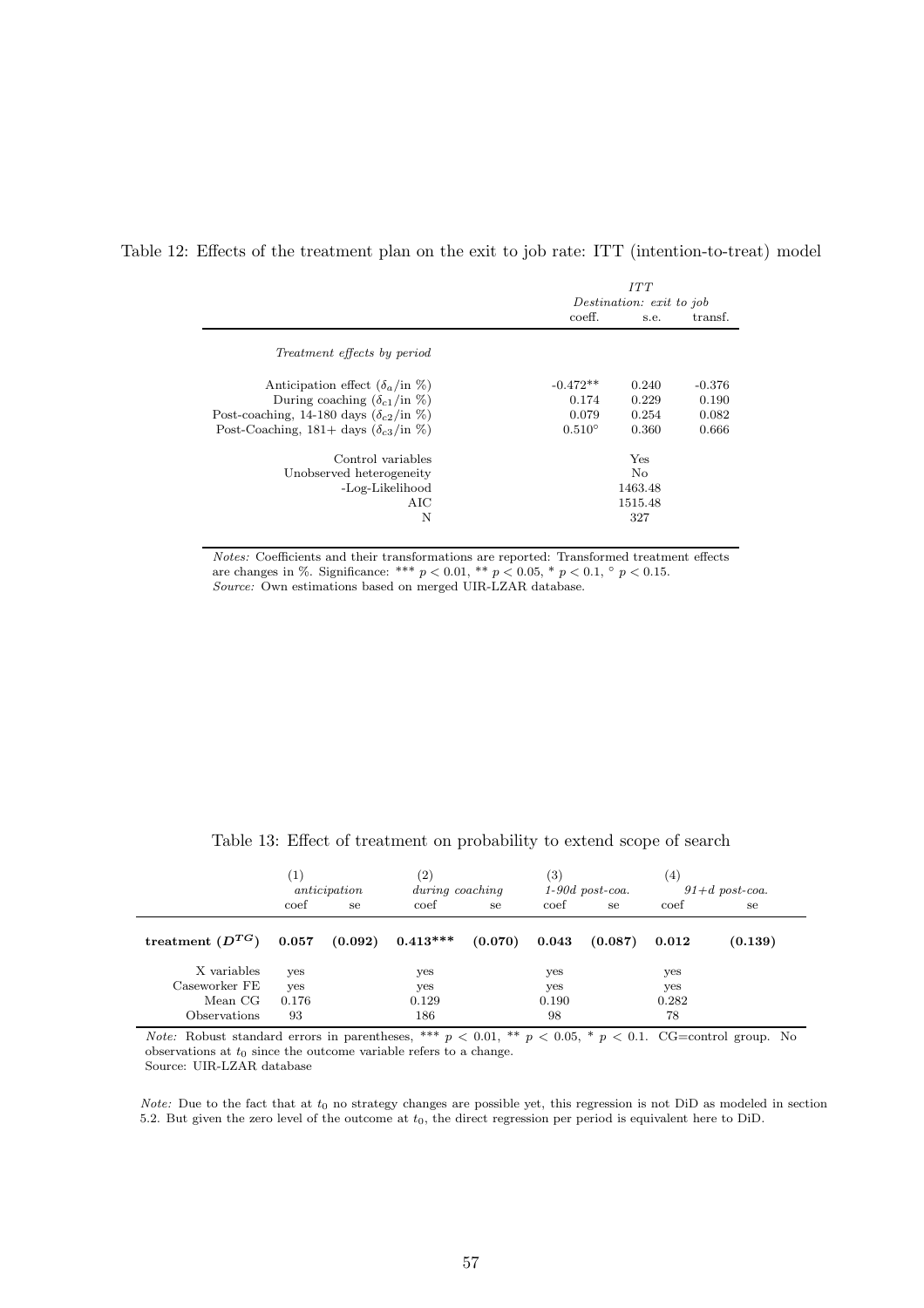Table 12: Effects of the treatment plan on the exit to job rate: ITT (intention-to-treat) model

| | *ITT* | | |
|---|---|---|---|
| | *Destination: exit to job* | | |
| | coeff. | s.e. | transf. |
| *Treatment effects by period* | | | |
| Anticipation effect ($\delta_a$/in %) | -0.472** | 0.240 | -0.376 |
| During coaching ($\delta_{c1}$/in %) | 0.174 | 0.229 | 0.190 |
| Post-coaching, 14-180 days ($\delta_{c2}$/in %) | 0.079 | 0.254 | 0.082 |
| Post-Coaching, 181+ days ($\delta_{c3}$/in %) | 0.510$^{\circ}$ | 0.360 | 0.666 |
| Control variables | | Yes | |
| Unobserved heterogeneity | | No | |
| -Log-Likelihood | | 1463.48 | |
| AIC | | 1515.48 | |
| N | | 327 | |

*Notes:* Coefficients and their transformations are reported: Transformed treatment effects are changes in %. Significance: *** $p < 0.01$, ** $p < 0.05$, * $p < 0.1$, $^{\circ}$ $p < 0.15$.
*Source:* Own estimations based on merged UIR-LZAR database.

Table 13: Effect of treatment on probability to extend scope of search

| | (1) *anticipation* | | (2) *during coaching* | | (3) *1-90d post-coa.* | | (4) *91+d post-coa.* | |
|---|---|---|---|---|---|---|---|---|
| | coef | se | coef | se | coef | se | coef | se |
| **treatment ($D^{TG}$)** | **0.057** | **(0.092)** | **0.413*** ** | **(0.070)** | **0.043** | **(0.087)** | **0.012** | **(0.139)** |
| X variables | yes | | yes | | yes | | yes | |
| Caseworker FE | yes | | yes | | yes | | yes | |
| Mean CG | 0.176 | | 0.129 | | 0.190 | | 0.282 | |
| Observations | 93 | | 186 | | 98 | | 78 | |

*Note:* Robust standard errors in parentheses, *** $p < 0.01$, ** $p < 0.05$, * $p < 0.1$. CG=control group. No observations at $t_0$ since the outcome variable refers to a change.
Source: UIR-LZAR database

*Note:* Due to the fact that at $t_0$ no strategy changes are possible yet, this regression is not DiD as modeled in section 5.2. But given the zero level of the outcome at $t_0$, the direct regression per period is equivalent here to DiD.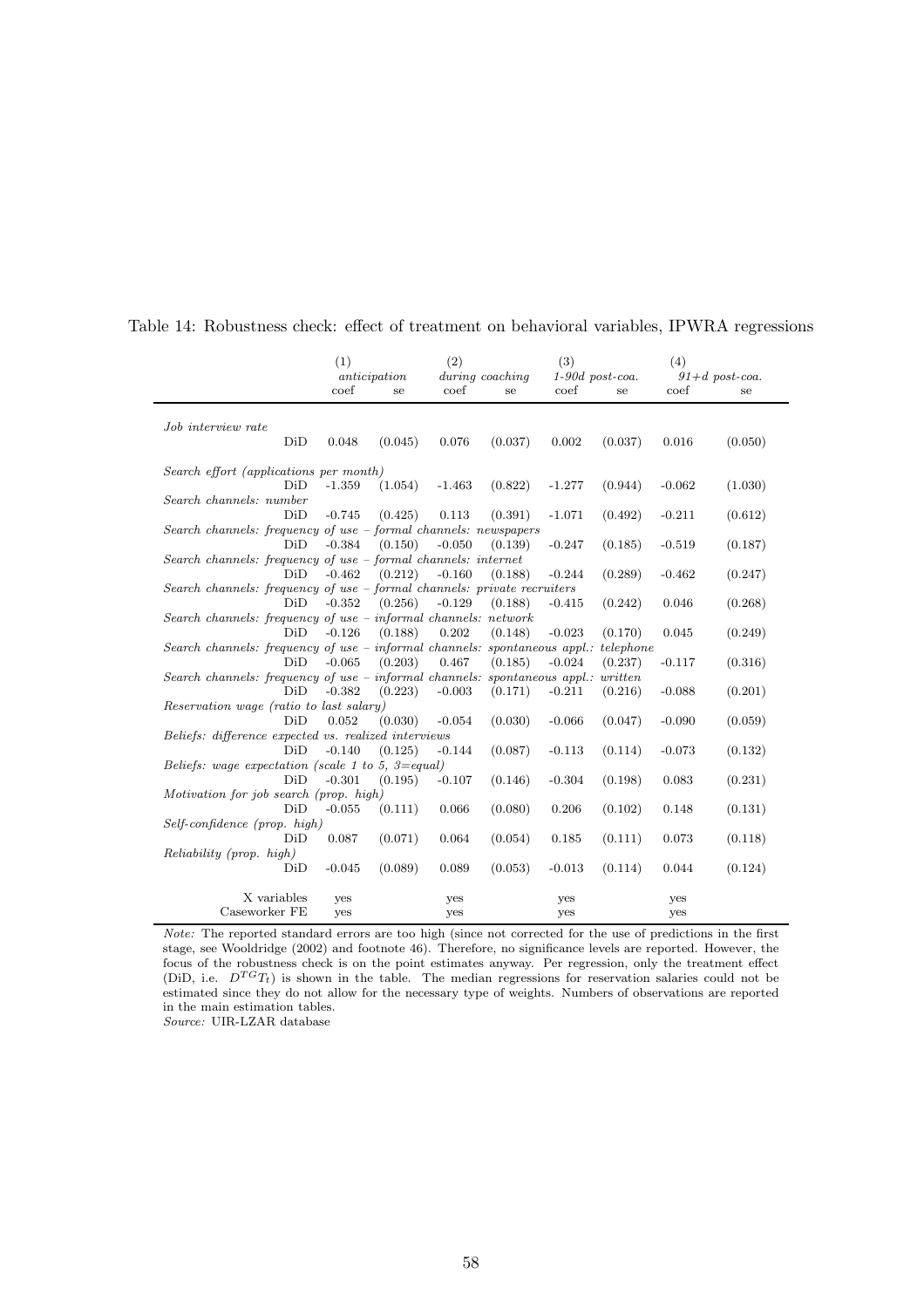Table 14: Robustness check: effect of treatment on behavioral variables, IPWRA regressions

| | (1) *anticipation* | | (2) *during coaching* | | (3) *1-90d post-coa.* | | (4) *91+d post-coa.* | |
|---|---|---|---|---|---|---|---|---|
| | coef | se | coef | se | coef | se | coef | se |
| *Job interview rate* | | | | | | | | |
| DiD | 0.048 | (0.045) | 0.076 | (0.037) | 0.002 | (0.037) | 0.016 | (0.050) |
| *Search effort (applications per month)* | | | | | | | | |
| DiD | -1.359 | (1.054) | -1.463 | (0.822) | -1.277 | (0.944) | -0.062 | (1.030) |
| *Search channels: number* | | | | | | | | |
| DiD | -0.745 | (0.425) | 0.113 | (0.391) | -1.071 | (0.492) | -0.211 | (0.612) |
| *Search channels: frequency of use – formal channels: newspapers* | | | | | | | | |
| DiD | -0.384 | (0.150) | -0.050 | (0.139) | -0.247 | (0.185) | -0.519 | (0.187) |
| *Search channels: frequency of use – formal channels: internet* | | | | | | | | |
| DiD | -0.462 | (0.212) | -0.160 | (0.188) | -0.244 | (0.289) | -0.462 | (0.247) |
| *Search channels: frequency of use – formal channels: private recruiters* | | | | | | | | |
| DiD | -0.352 | (0.256) | -0.129 | (0.188) | -0.415 | (0.242) | 0.046 | (0.268) |
| *Search channels: frequency of use – informal channels: network* | | | | | | | | |
| DiD | -0.126 | (0.188) | 0.202 | (0.148) | -0.023 | (0.170) | 0.045 | (0.249) |
| *Search channels: frequency of use – informal channels: spontaneous appl.: telephone* | | | | | | | | |
| DiD | -0.065 | (0.203) | 0.467 | (0.185) | -0.024 | (0.237) | -0.117 | (0.316) |
| *Search channels: frequency of use – informal channels: spontaneous appl.: written* | | | | | | | | |
| DiD | -0.382 | (0.223) | -0.003 | (0.171) | -0.211 | (0.216) | -0.088 | (0.201) |
| *Reservation wage (ratio to last salary)* | | | | | | | | |
| DiD | 0.052 | (0.030) | -0.054 | (0.030) | -0.066 | (0.047) | -0.090 | (0.059) |
| *Beliefs: difference expected vs. realized interviews* | | | | | | | | |
| DiD | -0.140 | (0.125) | -0.144 | (0.087) | -0.113 | (0.114) | -0.073 | (0.132) |
| *Beliefs: wage expectation (scale 1 to 5, 3=equal)* | | | | | | | | |
| DiD | -0.301 | (0.195) | -0.107 | (0.146) | -0.304 | (0.198) | 0.083 | (0.231) |
| *Motivation for job search (prop. high)* | | | | | | | | |
| DiD | -0.055 | (0.111) | 0.066 | (0.080) | 0.206 | (0.102) | 0.148 | (0.131) |
| *Self-confidence (prop. high)* | | | | | | | | |
| DiD | 0.087 | (0.071) | 0.064 | (0.054) | 0.185 | (0.111) | 0.073 | (0.118) |
| *Reliability (prop. high)* | | | | | | | | |
| DiD | -0.045 | (0.089) | 0.089 | (0.053) | -0.013 | (0.114) | 0.044 | (0.124) |
| X variables | yes | | yes | | yes | | yes | |
| Caseworker FE | yes | | yes | | yes | | yes | |

*Note:* The reported standard errors are too high (since not corrected for the use of predictions in the first stage, see Wooldridge (2002) and footnote 46). Therefore, no significance levels are reported. However, the focus of the robustness check is on the point estimates anyway. Per regression, only the treatment effect (DiD, i.e. $D^{TG}T_t$) is shown in the table. The median regressions for reservation salaries could not be estimated since they do not allow for the necessary type of weights. Numbers of observations are reported in the main estimation tables.

*Source:* UIR-LZAR database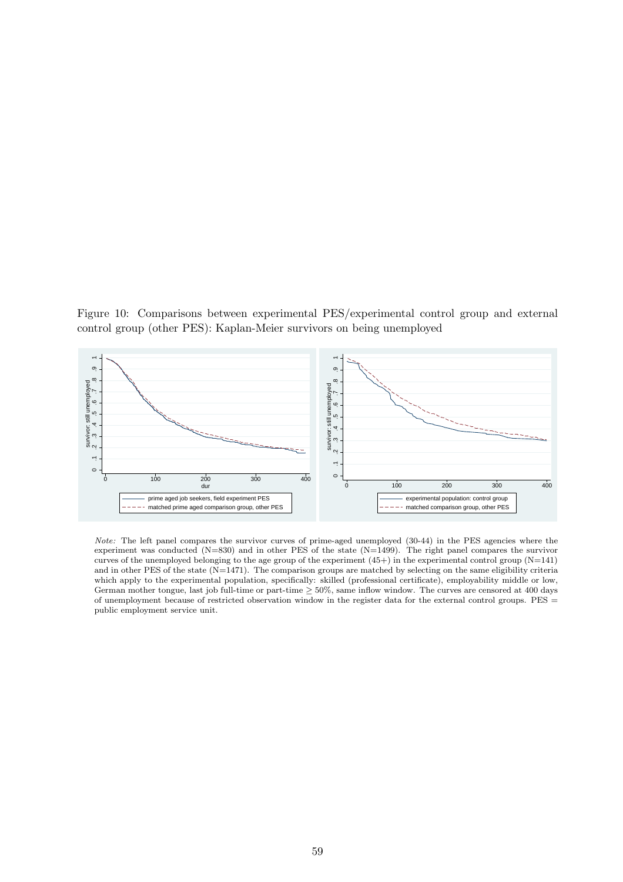Figure 10: Comparisons between experimental PES/experimental control group and external control group (other PES): Kaplan-Meier survivors on being unemployed

survivor: still unemployed

0 .1 .2 .3 .4 .5 .6 .7 .8 .9 1

0 100 200 300 400

dur

prime aged job seekers, field experiment PES

matched prime aged comparison group, other PES

survivor: still unemployed

0 .1 .2 .3 .4 .5 .6 .7 .8 .9 1

0 100 200 300 400

experimental population: control group

matched comparison group, other PES

*Note:* The left panel compares the survivor curves of prime-aged unemployed (30-44) in the PES agencies where the experiment was conducted (N=830) and in other PES of the state (N=1499). The right panel compares the survivor curves of the unemployed belonging to the age group of the experiment (45+) in the experimental control group (N=141) and in other PES of the state (N=1471). The comparison groups are matched by selecting on the same eligibility criteria which apply to the experimental population, specifically: skilled (professional certificate), employability middle or low, German mother tongue, last job full-time or part-time $\geq 50\%$, same inflow window. The curves are censored at 400 days of unemployment because of restricted observation window in the register data for the external control groups. PES = public employment service unit.